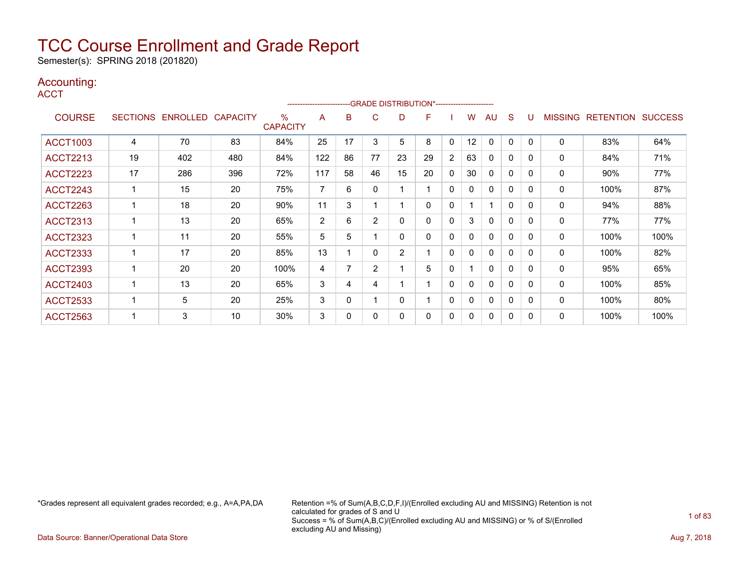# TCC Course Enrollment and Grade Report

Semester(s): SPRING 2018 (201820)

## Accounting:

ACCT

| COURSE | SECTIONS | ENROLLED | CAPACITY | % CAPACITY | A | B | C | D | F | I | W | AU | S | U | MISSING | RETENTION | SUCCESS |
|---|---|---|---|---|---|---|---|---|---|---|---|---|---|---|---|---|---|
| | | | | | GRADE DISTRIBUTION* | | | | | | | | | | | | |
| ACCT1003 | 4 | 70 | 83 | 84% | 25 | 17 | 3 | 5 | 8 | 0 | 12 | 0 | 0 | 0 | 0 | 83% | 64% |
| ACCT2213 | 19 | 402 | 480 | 84% | 122 | 86 | 77 | 23 | 29 | 2 | 63 | 0 | 0 | 0 | 0 | 84% | 71% |
| ACCT2223 | 17 | 286 | 396 | 72% | 117 | 58 | 46 | 15 | 20 | 0 | 30 | 0 | 0 | 0 | 0 | 90% | 77% |
| ACCT2243 | 1 | 15 | 20 | 75% | 7 | 6 | 0 | 1 | 1 | 0 | 0 | 0 | 0 | 0 | 0 | 100% | 87% |
| ACCT2263 | 1 | 18 | 20 | 90% | 11 | 3 | 1 | 1 | 0 | 0 | 1 | 1 | 0 | 0 | 0 | 94% | 88% |
| ACCT2313 | 1 | 13 | 20 | 65% | 2 | 6 | 2 | 0 | 0 | 0 | 3 | 0 | 0 | 0 | 0 | 77% | 77% |
| ACCT2323 | 1 | 11 | 20 | 55% | 5 | 5 | 1 | 0 | 0 | 0 | 0 | 0 | 0 | 0 | 0 | 100% | 100% |
| ACCT2333 | 1 | 17 | 20 | 85% | 13 | 1 | 0 | 2 | 1 | 0 | 0 | 0 | 0 | 0 | 0 | 100% | 82% |
| ACCT2393 | 1 | 20 | 20 | 100% | 4 | 7 | 2 | 1 | 5 | 0 | 1 | 0 | 0 | 0 | 0 | 95% | 65% |
| ACCT2403 | 1 | 13 | 20 | 65% | 3 | 4 | 4 | 1 | 1 | 0 | 0 | 0 | 0 | 0 | 0 | 100% | 85% |
| ACCT2533 | 1 | 5 | 20 | 25% | 3 | 0 | 1 | 0 | 1 | 0 | 0 | 0 | 0 | 0 | 0 | 100% | 80% |
| ACCT2563 | 1 | 3 | 10 | 30% | 3 | 0 | 0 | 0 | 0 | 0 | 0 | 0 | 0 | 0 | 0 | 100% | 100% |

*Grades represent all equivalent grades recorded; e.g., A=A,PA,DA

Retention =% of Sum(A,B,C,D,F,I)/(Enrolled excluding AU and MISSING) Retention is not calculated for grades of S and U
Success = % of Sum(A,B,C)/(Enrolled excluding AU and MISSING) or % of S/(Enrolled excluding AU and Missing)

Data Source: Banner/Operational Data Store

Aug 7, 2018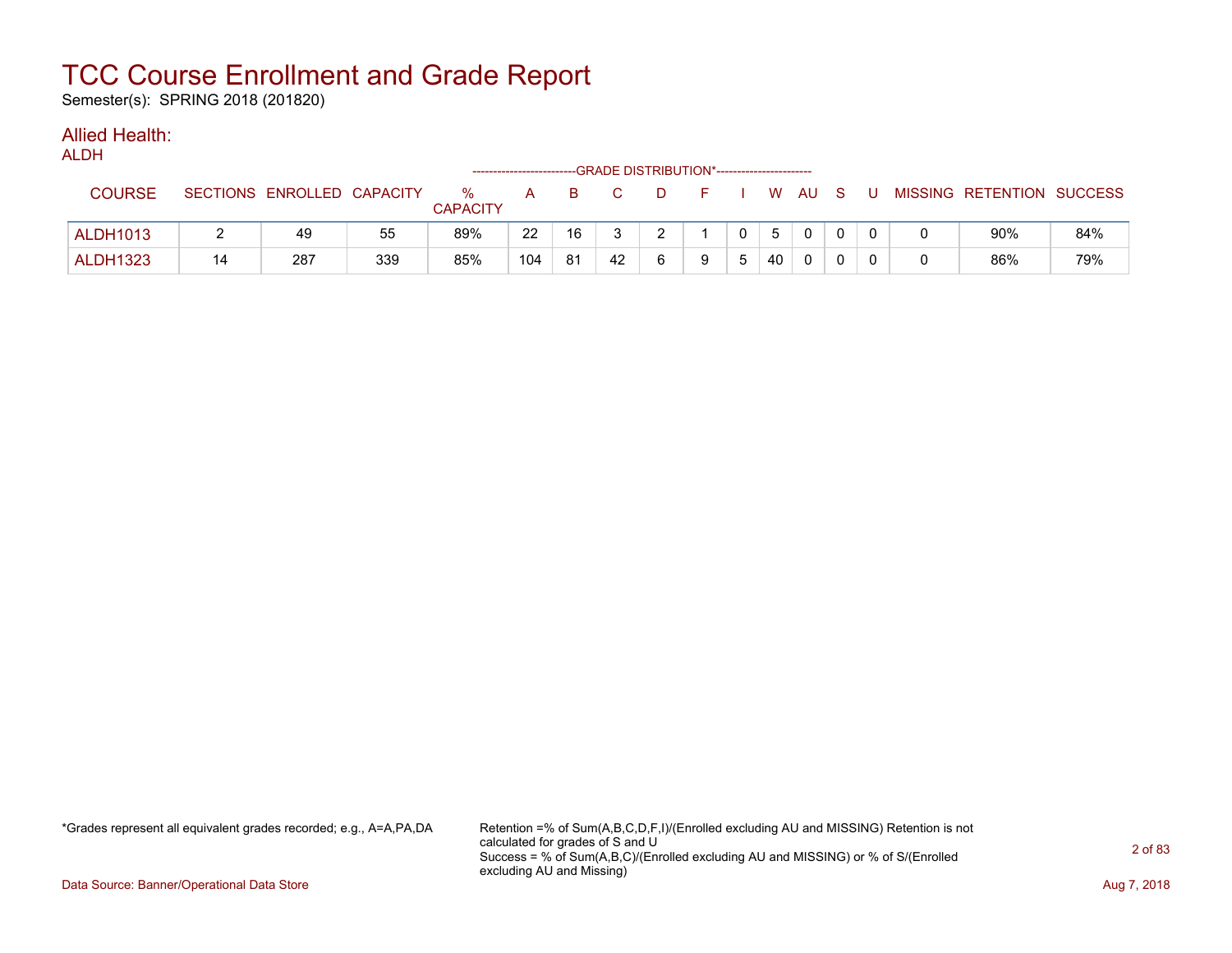# TCC Course Enrollment and Grade Report

Semester(s): SPRING 2018 (201820)

## Allied Health:

### ALDH

| COURSE | SECTIONS | ENROLLED | CAPACITY | % CAPACITY | A | B | C | D | F | I | W | AU | S | U | MISSING | RETENTION | SUCCESS |
|---|---|---|---|---|---|---|---|---|---|---|---|---|---|---|---|---|---|
| | | | | | GRADE DISTRIBUTION* | | | | | | | | | | | | |
| ALDH1013 | 2 | 49 | 55 | 89% | 22 | 16 | 3 | 2 | 1 | 0 | 5 | 0 | 0 | 0 | 0 | 90% | 84% |
| ALDH1323 | 14 | 287 | 339 | 85% | 104 | 81 | 42 | 6 | 9 | 5 | 40 | 0 | 0 | 0 | 0 | 86% | 79% |

*Grades represent all equivalent grades recorded; e.g., A=A,PA,DA

Retention =% of Sum(A,B,C,D,F,I)/(Enrolled excluding AU and MISSING) Retention is not calculated for grades of S and U
Success = % of Sum(A,B,C)/(Enrolled excluding AU and MISSING) or % of S/(Enrolled excluding AU and Missing)

Data Source: Banner/Operational Data Store

Aug 7, 2018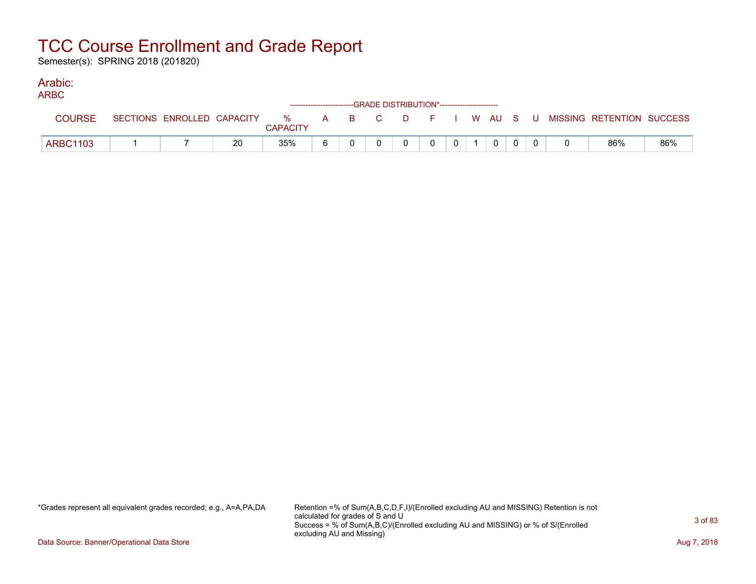# TCC Course Enrollment and Grade Report

Semester(s): SPRING 2018 (201820)

## Arabic:

ARBC

| COURSE | SECTIONS | ENROLLED | CAPACITY | % CAPACITY | A | B | C | D | F | I | W | AU | S | U | MISSING | RETENTION | SUCCESS |
|---|---|---|---|---|---|---|---|---|---|---|---|---|---|---|---|---|---|
| | | | | | -------------------------GRADE DISTRIBUTION*----------------------- | | | | | | | | | | | | |
| ARBC1103 | 1 | 7 | 20 | 35% | 6 | 0 | 0 | 0 | 0 | 0 | 1 | 0 | 0 | 0 | 0 | 86% | 86% |

*Grades represent all equivalent grades recorded; e.g., A=A,PA,DA

Retention =% of Sum(A,B,C,D,F,I)/(Enrolled excluding AU and MISSING) Retention is not calculated for grades of S and U
Success = % of Sum(A,B,C)/(Enrolled excluding AU and MISSING) or % of S/(Enrolled excluding AU and Missing)

Data Source: Banner/Operational Data Store

Aug 7, 2018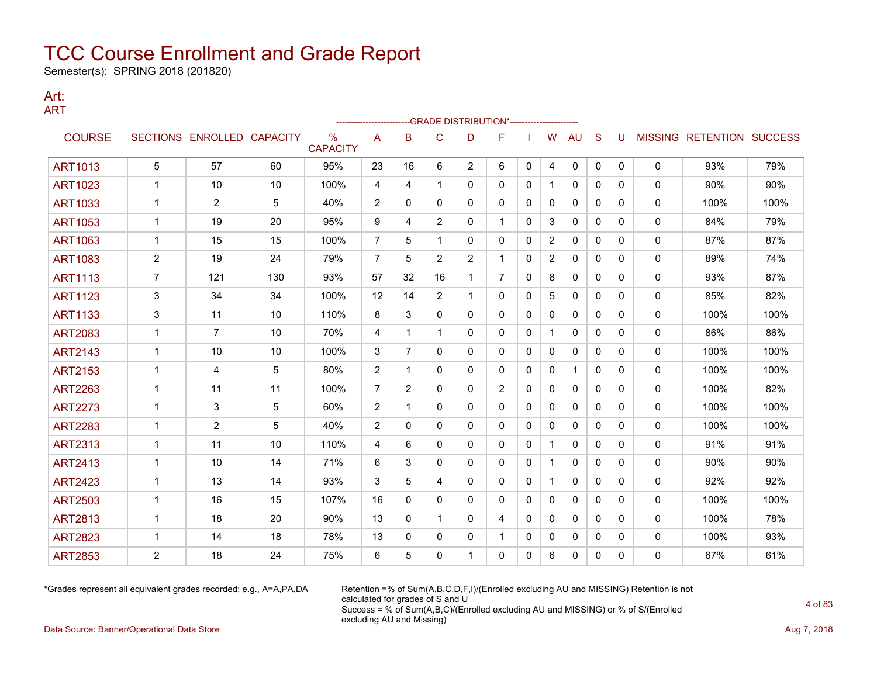# TCC Course Enrollment and Grade Report

Semester(s): SPRING 2018 (201820)

## Art:

### ART

| COURSE | SECTIONS | ENROLLED | CAPACITY | % CAPACITY | A | B | C | D | F | I | W | AU | S | U | MISSING | RETENTION | SUCCESS |
|---|---|---|---|---|---|---|---|---|---|---|---|---|---|---|---|---|---|
| | | | | | GRADE DISTRIBUTION* | | | | | | | | | | | | |
| ART1013 | 5 | 57 | 60 | 95% | 23 | 16 | 6 | 2 | 6 | 0 | 4 | 0 | 0 | 0 | 0 | 93% | 79% |
| ART1023 | 1 | 10 | 10 | 100% | 4 | 4 | 1 | 0 | 0 | 0 | 1 | 0 | 0 | 0 | 0 | 90% | 90% |
| ART1033 | 1 | 2 | 5 | 40% | 2 | 0 | 0 | 0 | 0 | 0 | 0 | 0 | 0 | 0 | 0 | 100% | 100% |
| ART1053 | 1 | 19 | 20 | 95% | 9 | 4 | 2 | 0 | 1 | 0 | 3 | 0 | 0 | 0 | 0 | 84% | 79% |
| ART1063 | 1 | 15 | 15 | 100% | 7 | 5 | 1 | 0 | 0 | 0 | 2 | 0 | 0 | 0 | 0 | 87% | 87% |
| ART1083 | 2 | 19 | 24 | 79% | 7 | 5 | 2 | 2 | 1 | 0 | 2 | 0 | 0 | 0 | 0 | 89% | 74% |
| ART1113 | 7 | 121 | 130 | 93% | 57 | 32 | 16 | 1 | 7 | 0 | 8 | 0 | 0 | 0 | 0 | 93% | 87% |
| ART1123 | 3 | 34 | 34 | 100% | 12 | 14 | 2 | 1 | 0 | 0 | 5 | 0 | 0 | 0 | 0 | 85% | 82% |
| ART1133 | 3 | 11 | 10 | 110% | 8 | 3 | 0 | 0 | 0 | 0 | 0 | 0 | 0 | 0 | 0 | 100% | 100% |
| ART2083 | 1 | 7 | 10 | 70% | 4 | 1 | 1 | 0 | 0 | 0 | 1 | 0 | 0 | 0 | 0 | 86% | 86% |
| ART2143 | 1 | 10 | 10 | 100% | 3 | 7 | 0 | 0 | 0 | 0 | 0 | 0 | 0 | 0 | 0 | 100% | 100% |
| ART2153 | 1 | 4 | 5 | 80% | 2 | 1 | 0 | 0 | 0 | 0 | 0 | 1 | 0 | 0 | 0 | 100% | 100% |
| ART2263 | 1 | 11 | 11 | 100% | 7 | 2 | 0 | 0 | 2 | 0 | 0 | 0 | 0 | 0 | 0 | 100% | 82% |
| ART2273 | 1 | 3 | 5 | 60% | 2 | 1 | 0 | 0 | 0 | 0 | 0 | 0 | 0 | 0 | 0 | 100% | 100% |
| ART2283 | 1 | 2 | 5 | 40% | 2 | 0 | 0 | 0 | 0 | 0 | 0 | 0 | 0 | 0 | 0 | 100% | 100% |
| ART2313 | 1 | 11 | 10 | 110% | 4 | 6 | 0 | 0 | 0 | 0 | 1 | 0 | 0 | 0 | 0 | 91% | 91% |
| ART2413 | 1 | 10 | 14 | 71% | 6 | 3 | 0 | 0 | 0 | 0 | 1 | 0 | 0 | 0 | 0 | 90% | 90% |
| ART2423 | 1 | 13 | 14 | 93% | 3 | 5 | 4 | 0 | 0 | 0 | 1 | 0 | 0 | 0 | 0 | 92% | 92% |
| ART2503 | 1 | 16 | 15 | 107% | 16 | 0 | 0 | 0 | 0 | 0 | 0 | 0 | 0 | 0 | 0 | 100% | 100% |
| ART2813 | 1 | 18 | 20 | 90% | 13 | 0 | 1 | 0 | 4 | 0 | 0 | 0 | 0 | 0 | 0 | 100% | 78% |
| ART2823 | 1 | 14 | 18 | 78% | 13 | 0 | 0 | 0 | 1 | 0 | 0 | 0 | 0 | 0 | 0 | 100% | 93% |
| ART2853 | 2 | 18 | 24 | 75% | 6 | 5 | 0 | 1 | 0 | 0 | 6 | 0 | 0 | 0 | 0 | 67% | 61% |

*Grades represent all equivalent grades recorded; e.g., A=A,PA,DA

Retention =% of Sum(A,B,C,D,F,I)/(Enrolled excluding AU and MISSING) Retention is not calculated for grades of S and U
Success = % of Sum(A,B,C)/(Enrolled excluding AU and MISSING) or % of S/(Enrolled excluding AU and Missing)

Data Source: Banner/Operational Data Store

Aug 7, 2018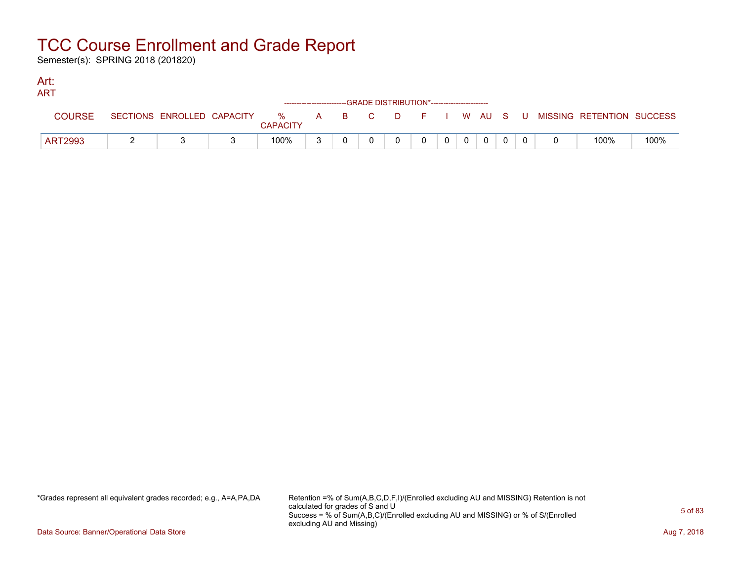# TCC Course Enrollment and Grade Report

Semester(s): SPRING 2018 (201820)

## Art:

### ART

| COURSE | SECTIONS | ENROLLED | CAPACITY | % CAPACITY | A | B | C | D | F | I | W | AU | S | U | MISSING | RETENTION | SUCCESS |
|---|---|---|---|---|---|---|---|---|---|---|---|---|---|---|---|---|---|
| | | | | | GRADE DISTRIBUTION* | | | | | | | | | | | | |
| ART2993 | 2 | 3 | 3 | 100% | 3 | 0 | 0 | 0 | 0 | 0 | 0 | 0 | 0 | 0 | 0 | 100% | 100% |

*Grades represent all equivalent grades recorded; e.g., A=A,PA,DA

Retention =% of Sum(A,B,C,D,F,I)/(Enrolled excluding AU and MISSING) Retention is not calculated for grades of S and U

Success = % of Sum(A,B,C)/(Enrolled excluding AU and MISSING) or % of S/(Enrolled excluding AU and Missing)

Data Source: Banner/Operational Data Store

Aug 7, 2018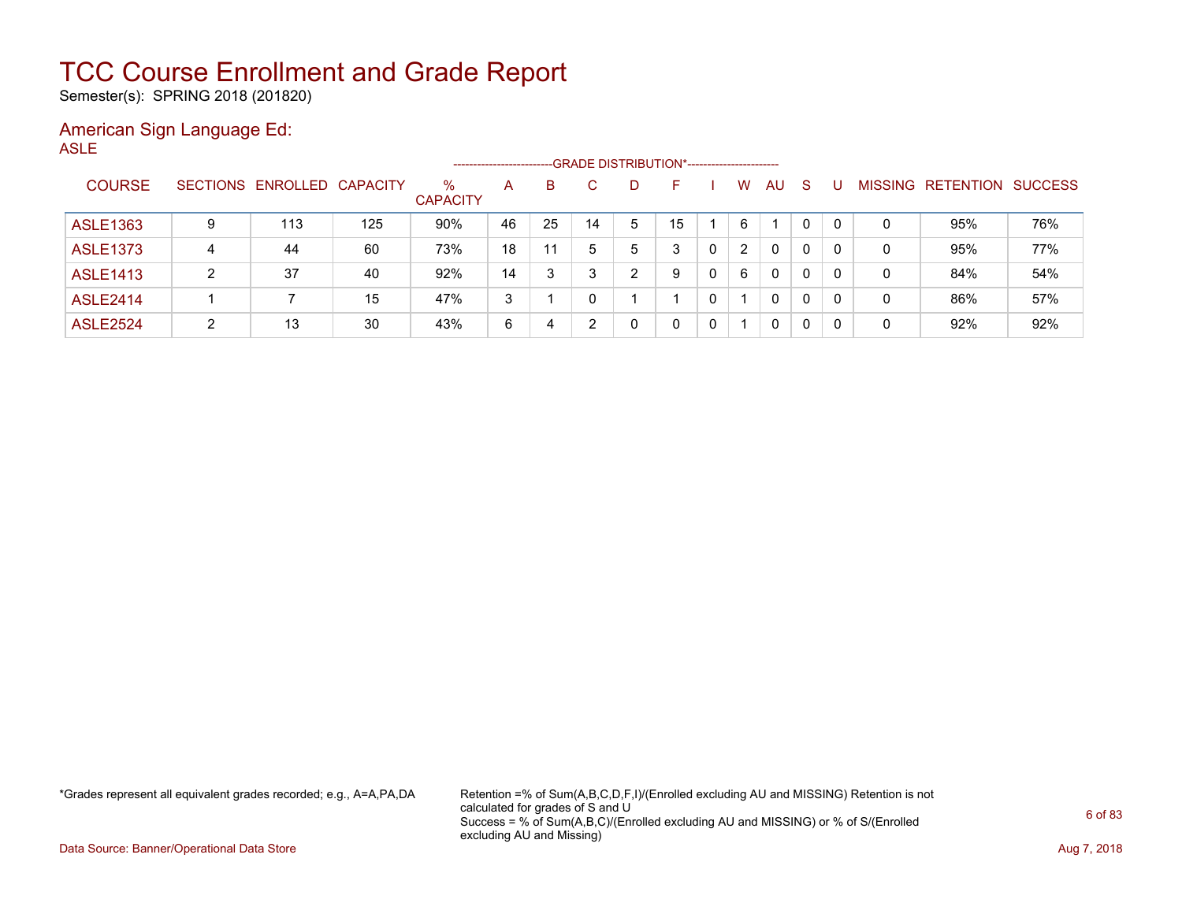# TCC Course Enrollment and Grade Report

Semester(s): SPRING 2018 (201820)

## American Sign Language Ed:

ASLE

| COURSE | SECTIONS | ENROLLED | CAPACITY | % CAPACITY | A | B | C | D | F | I | W | AU | S | U | MISSING | RETENTION | SUCCESS |
|---|---|---|---|---|---|---|---|---|---|---|---|---|---|---|---|---|---|
| | | | | | -------------------------GRADE DISTRIBUTION*----------------------- | | | | | | | | | | | | |
| ASLE1363 | 9 | 113 | 125 | 90% | 46 | 25 | 14 | 5 | 15 | 1 | 6 | 1 | 0 | 0 | 0 | 95% | 76% |
| ASLE1373 | 4 | 44 | 60 | 73% | 18 | 11 | 5 | 5 | 3 | 0 | 2 | 0 | 0 | 0 | 0 | 95% | 77% |
| ASLE1413 | 2 | 37 | 40 | 92% | 14 | 3 | 3 | 2 | 9 | 0 | 6 | 0 | 0 | 0 | 0 | 84% | 54% |
| ASLE2414 | 1 | 7 | 15 | 47% | 3 | 1 | 0 | 1 | 1 | 0 | 1 | 0 | 0 | 0 | 0 | 86% | 57% |
| ASLE2524 | 2 | 13 | 30 | 43% | 6 | 4 | 2 | 0 | 0 | 0 | 1 | 0 | 0 | 0 | 0 | 92% | 92% |

*Grades represent all equivalent grades recorded; e.g., A=A,PA,DA

Retention =% of Sum(A,B,C,D,F,I)/(Enrolled excluding AU and MISSING) Retention is not calculated for grades of S and U
Success = % of Sum(A,B,C)/(Enrolled excluding AU and MISSING) or % of S/(Enrolled excluding AU and Missing)

Data Source: Banner/Operational Data Store

Aug 7, 2018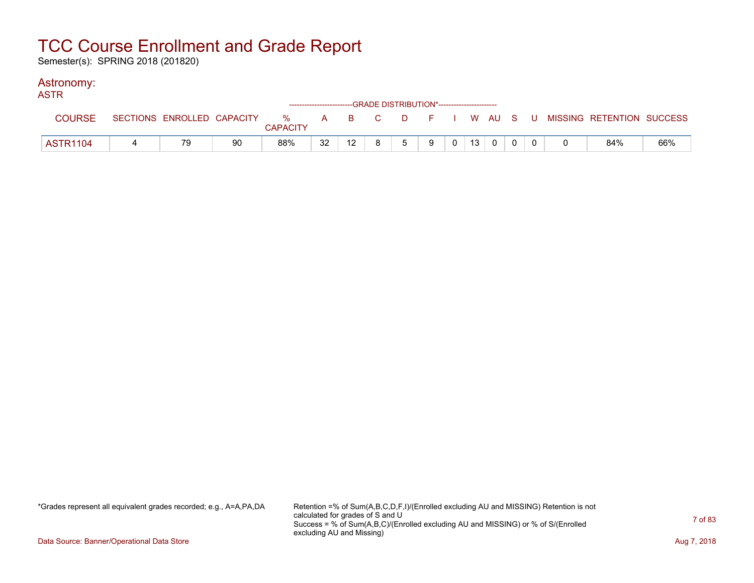# TCC Course Enrollment and Grade Report

Semester(s): SPRING 2018 (201820)

## Astronomy:

### ASTR

| COURSE | SECTIONS | ENROLLED | CAPACITY | % CAPACITY | A | B | C | D | F | I | W | AU | S | U | MISSING | RETENTION | SUCCESS |
|---|---|---|---|---|---|---|---|---|---|---|---|---|---|---|---|---|---|
| | | | | | GRADE DISTRIBUTION* | | | | | | | | | | | | |
| ASTR1104 | 4 | 79 | 90 | 88% | 32 | 12 | 8 | 5 | 9 | 0 | 13 | 0 | 0 | 0 | 0 | 84% | 66% |

*Grades represent all equivalent grades recorded; e.g., A=A,PA,DA

Retention =% of Sum(A,B,C,D,F,I)/(Enrolled excluding AU and MISSING) Retention is not calculated for grades of S and U
Success = % of Sum(A,B,C)/(Enrolled excluding AU and MISSING) or % of S/(Enrolled excluding AU and Missing)

Data Source: Banner/Operational Data Store

Aug 7, 2018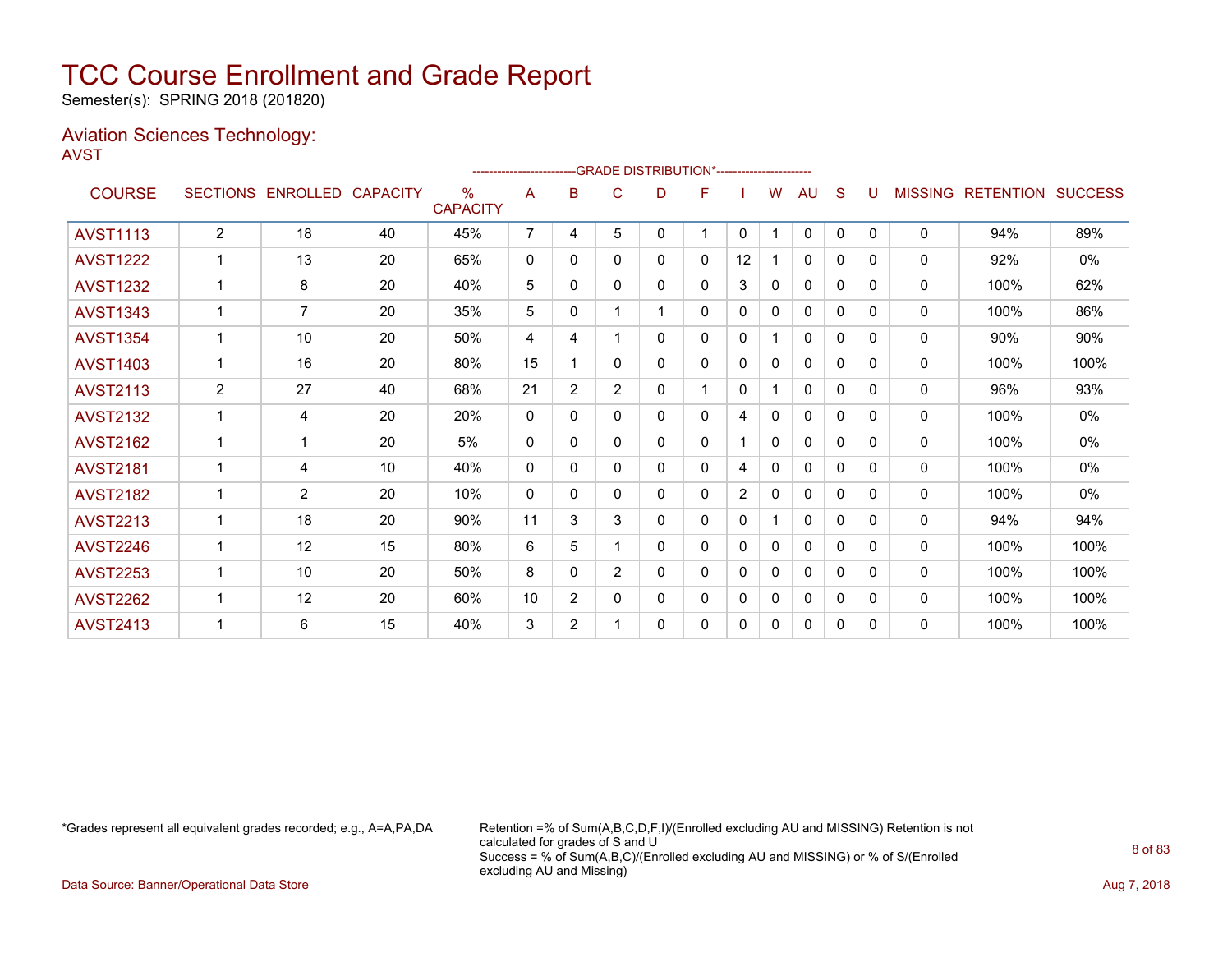# TCC Course Enrollment and Grade Report

Semester(s): SPRING 2018 (201820)

## Aviation Sciences Technology:

AVST

| COURSE | SECTIONS | ENROLLED | CAPACITY | % CAPACITY | A | B | C | D | F | I | W | AU | S | U | MISSING | RETENTION | SUCCESS |
|---|---|---|---|---|---|---|---|---|---|---|---|---|---|---|---|---|---|
| | | | | | GRADE DISTRIBUTION* | | | | | | | | | | | | |
| AVST1113 | 2 | 18 | 40 | 45% | 7 | 4 | 5 | 0 | 1 | 0 | 1 | 0 | 0 | 0 | 0 | 94% | 89% |
| AVST1222 | 1 | 13 | 20 | 65% | 0 | 0 | 0 | 0 | 0 | 12 | 1 | 0 | 0 | 0 | 0 | 92% | 0% |
| AVST1232 | 1 | 8 | 20 | 40% | 5 | 0 | 0 | 0 | 0 | 3 | 0 | 0 | 0 | 0 | 0 | 100% | 62% |
| AVST1343 | 1 | 7 | 20 | 35% | 5 | 0 | 1 | 1 | 0 | 0 | 0 | 0 | 0 | 0 | 0 | 100% | 86% |
| AVST1354 | 1 | 10 | 20 | 50% | 4 | 4 | 1 | 0 | 0 | 0 | 1 | 0 | 0 | 0 | 0 | 90% | 90% |
| AVST1403 | 1 | 16 | 20 | 80% | 15 | 1 | 0 | 0 | 0 | 0 | 0 | 0 | 0 | 0 | 0 | 100% | 100% |
| AVST2113 | 2 | 27 | 40 | 68% | 21 | 2 | 2 | 0 | 1 | 0 | 1 | 0 | 0 | 0 | 0 | 96% | 93% |
| AVST2132 | 1 | 4 | 20 | 20% | 0 | 0 | 0 | 0 | 0 | 4 | 0 | 0 | 0 | 0 | 0 | 100% | 0% |
| AVST2162 | 1 | 1 | 20 | 5% | 0 | 0 | 0 | 0 | 0 | 1 | 0 | 0 | 0 | 0 | 0 | 100% | 0% |
| AVST2181 | 1 | 4 | 10 | 40% | 0 | 0 | 0 | 0 | 0 | 4 | 0 | 0 | 0 | 0 | 0 | 100% | 0% |
| AVST2182 | 1 | 2 | 20 | 10% | 0 | 0 | 0 | 0 | 0 | 2 | 0 | 0 | 0 | 0 | 0 | 100% | 0% |
| AVST2213 | 1 | 18 | 20 | 90% | 11 | 3 | 3 | 0 | 0 | 0 | 1 | 0 | 0 | 0 | 0 | 94% | 94% |
| AVST2246 | 1 | 12 | 15 | 80% | 6 | 5 | 1 | 0 | 0 | 0 | 0 | 0 | 0 | 0 | 0 | 100% | 100% |
| AVST2253 | 1 | 10 | 20 | 50% | 8 | 0 | 2 | 0 | 0 | 0 | 0 | 0 | 0 | 0 | 0 | 100% | 100% |
| AVST2262 | 1 | 12 | 20 | 60% | 10 | 2 | 0 | 0 | 0 | 0 | 0 | 0 | 0 | 0 | 0 | 100% | 100% |
| AVST2413 | 1 | 6 | 15 | 40% | 3 | 2 | 1 | 0 | 0 | 0 | 0 | 0 | 0 | 0 | 0 | 100% | 100% |

*Grades represent all equivalent grades recorded; e.g., A=A,PA,DA

Retention =% of Sum(A,B,C,D,F,I)/(Enrolled excluding AU and MISSING) Retention is not calculated for grades of S and U
Success = % of Sum(A,B,C)/(Enrolled excluding AU and MISSING) or % of S/(Enrolled excluding AU and Missing)

Data Source: Banner/Operational Data Store

Aug 7, 2018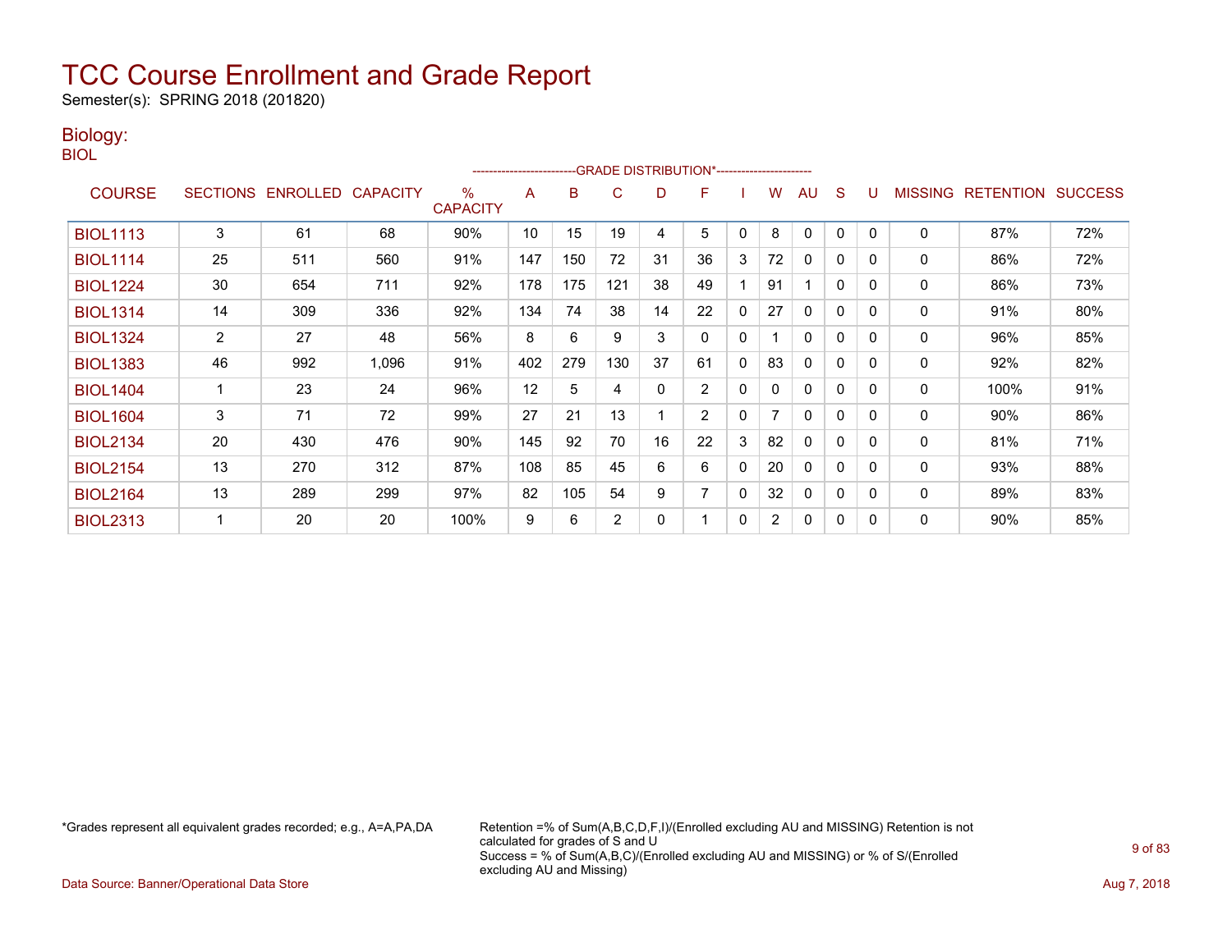# TCC Course Enrollment and Grade Report

Semester(s): SPRING 2018 (201820)

## Biology:

BIOL

| COURSE | SECTIONS | ENROLLED | CAPACITY | % CAPACITY | A | B | C | D | F | I | W | AU | S | U | MISSING | RETENTION | SUCCESS |
|---|---|---|---|---|---|---|---|---|---|---|---|---|---|---|---|---|---|
| | | | | | GRADE DISTRIBUTION* | | | | | | | | | | | | |
| BIOL1113 | 3 | 61 | 68 | 90% | 10 | 15 | 19 | 4 | 5 | 0 | 8 | 0 | 0 | 0 | 0 | 87% | 72% |
| BIOL1114 | 25 | 511 | 560 | 91% | 147 | 150 | 72 | 31 | 36 | 3 | 72 | 0 | 0 | 0 | 0 | 86% | 72% |
| BIOL1224 | 30 | 654 | 711 | 92% | 178 | 175 | 121 | 38 | 49 | 1 | 91 | 1 | 0 | 0 | 0 | 86% | 73% |
| BIOL1314 | 14 | 309 | 336 | 92% | 134 | 74 | 38 | 14 | 22 | 0 | 27 | 0 | 0 | 0 | 0 | 91% | 80% |
| BIOL1324 | 2 | 27 | 48 | 56% | 8 | 6 | 9 | 3 | 0 | 0 | 1 | 0 | 0 | 0 | 0 | 96% | 85% |
| BIOL1383 | 46 | 992 | 1,096 | 91% | 402 | 279 | 130 | 37 | 61 | 0 | 83 | 0 | 0 | 0 | 0 | 92% | 82% |
| BIOL1404 | 1 | 23 | 24 | 96% | 12 | 5 | 4 | 0 | 2 | 0 | 0 | 0 | 0 | 0 | 0 | 100% | 91% |
| BIOL1604 | 3 | 71 | 72 | 99% | 27 | 21 | 13 | 1 | 2 | 0 | 7 | 0 | 0 | 0 | 0 | 90% | 86% |
| BIOL2134 | 20 | 430 | 476 | 90% | 145 | 92 | 70 | 16 | 22 | 3 | 82 | 0 | 0 | 0 | 0 | 81% | 71% |
| BIOL2154 | 13 | 270 | 312 | 87% | 108 | 85 | 45 | 6 | 6 | 0 | 20 | 0 | 0 | 0 | 0 | 93% | 88% |
| BIOL2164 | 13 | 289 | 299 | 97% | 82 | 105 | 54 | 9 | 7 | 0 | 32 | 0 | 0 | 0 | 0 | 89% | 83% |
| BIOL2313 | 1 | 20 | 20 | 100% | 9 | 6 | 2 | 0 | 1 | 0 | 2 | 0 | 0 | 0 | 0 | 90% | 85% |

*Grades represent all equivalent grades recorded; e.g., A=A,PA,DA

Retention =% of Sum(A,B,C,D,F,I)/(Enrolled excluding AU and MISSING) Retention is not calculated for grades of S and U
Success = % of Sum(A,B,C)/(Enrolled excluding AU and MISSING) or % of S/(Enrolled excluding AU and Missing)

Data Source: Banner/Operational Data Store

Aug 7, 2018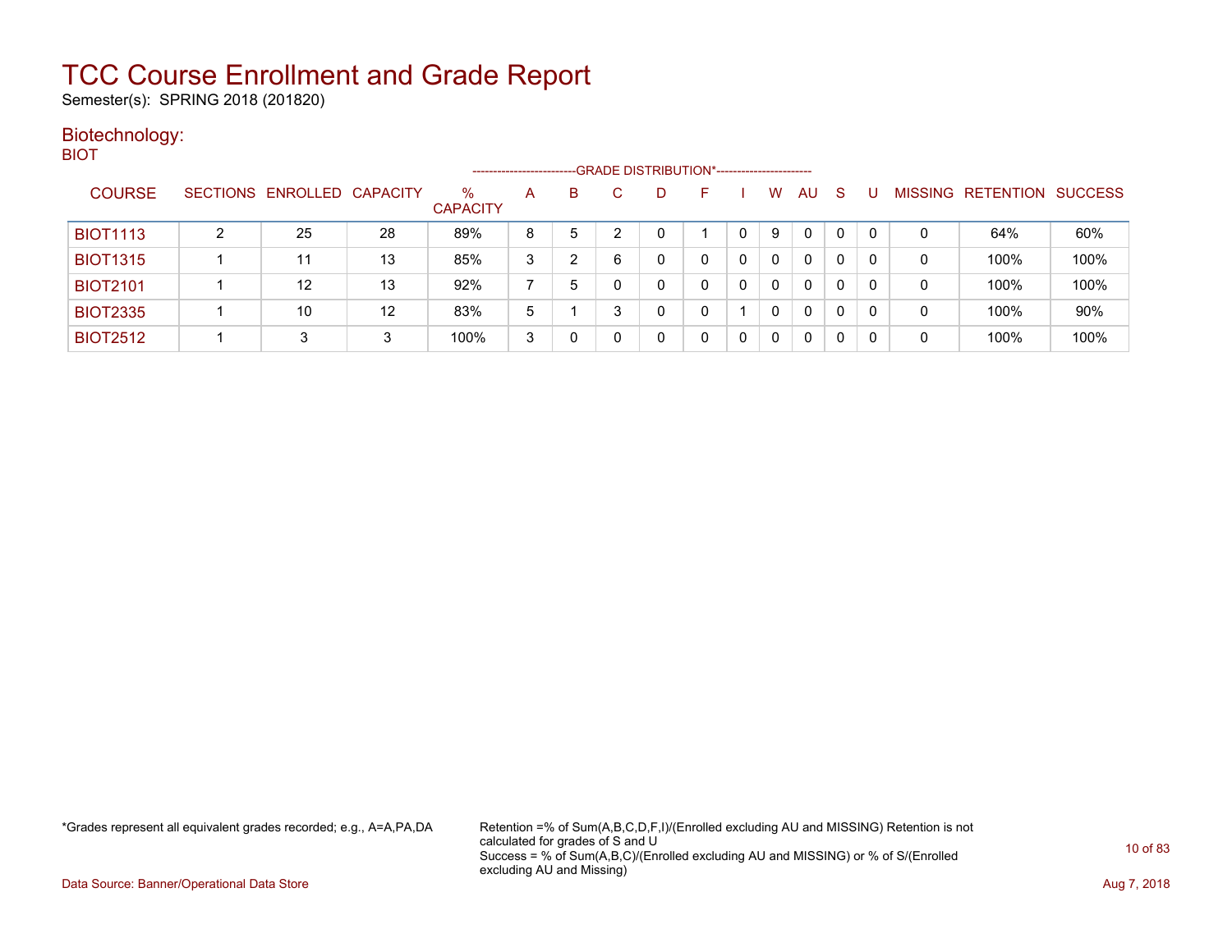# TCC Course Enrollment and Grade Report

Semester(s): SPRING 2018 (201820)

## Biotechnology:

BIOT

| COURSE | SECTIONS | ENROLLED | CAPACITY | % CAPACITY | A | B | C | D | F | I | W | AU | S | U | MISSING | RETENTION | SUCCESS |
|---|---|---|---|---|---|---|---|---|---|---|---|---|---|---|---|---|---|
| | | | | | GRADE DISTRIBUTION* | | | | | | | | | | | | |
| BIOT1113 | 2 | 25 | 28 | 89% | 8 | 5 | 2 | 0 | 1 | 0 | 9 | 0 | 0 | 0 | 0 | 64% | 60% |
| BIOT1315 | 1 | 11 | 13 | 85% | 3 | 2 | 6 | 0 | 0 | 0 | 0 | 0 | 0 | 0 | 0 | 100% | 100% |
| BIOT2101 | 1 | 12 | 13 | 92% | 7 | 5 | 0 | 0 | 0 | 0 | 0 | 0 | 0 | 0 | 0 | 100% | 100% |
| BIOT2335 | 1 | 10 | 12 | 83% | 5 | 1 | 3 | 0 | 0 | 1 | 0 | 0 | 0 | 0 | 0 | 100% | 90% |
| BIOT2512 | 1 | 3 | 3 | 100% | 3 | 0 | 0 | 0 | 0 | 0 | 0 | 0 | 0 | 0 | 0 | 100% | 100% |

*Grades represent all equivalent grades recorded; e.g., A=A,PA,DA

Retention =% of Sum(A,B,C,D,F,I)/(Enrolled excluding AU and MISSING) Retention is not calculated for grades of S and U
Success = % of Sum(A,B,C)/(Enrolled excluding AU and MISSING) or % of S/(Enrolled excluding AU and Missing)

Data Source: Banner/Operational Data Store

Aug 7, 2018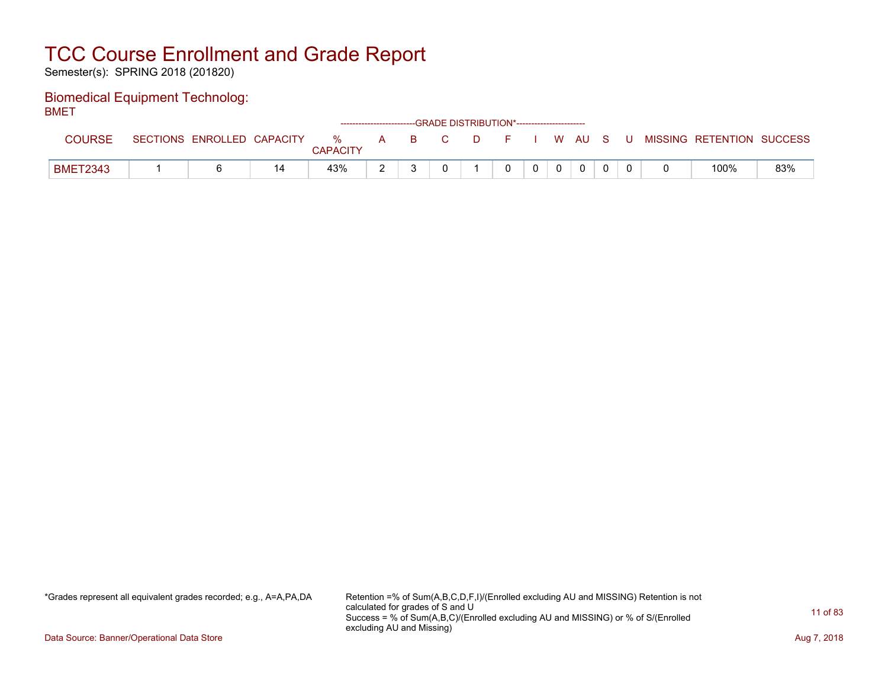# TCC Course Enrollment and Grade Report

Semester(s): SPRING 2018 (201820)

## Biomedical Equipment Technolog:

BMET

| COURSE | SECTIONS | ENROLLED | CAPACITY | % CAPACITY | A | B | C | D | F | I | W | AU | S | U | MISSING | RETENTION | SUCCESS |
|---|---|---|---|---|---|---|---|---|---|---|---|---|---|---|---|---|---|
| | | | | | GRADE DISTRIBUTION* | | | | | | | | | | | | |
| BMET2343 | 1 | 6 | 14 | 43% | 2 | 3 | 0 | 1 | 0 | 0 | 0 | 0 | 0 | 0 | 0 | 100% | 83% |

*Grades represent all equivalent grades recorded; e.g., A=A,PA,DA

Retention =% of Sum(A,B,C,D,F,I)/(Enrolled excluding AU and MISSING) Retention is not calculated for grades of S and U
Success = % of Sum(A,B,C)/(Enrolled excluding AU and MISSING) or % of S/(Enrolled excluding AU and Missing)

Data Source: Banner/Operational Data Store

Aug 7, 2018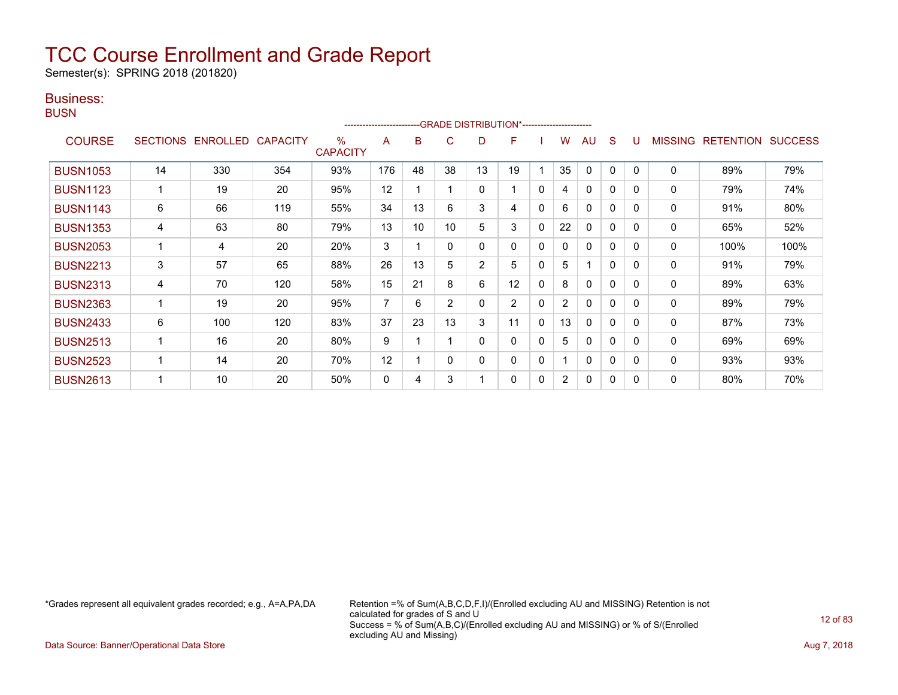# TCC Course Enrollment and Grade Report

Semester(s): SPRING 2018 (201820)

## Business:

### BUSN

| COURSE | SECTIONS | ENROLLED | CAPACITY | % CAPACITY | A | B | C | D | F | I | W | AU | S | U | MISSING | RETENTION | SUCCESS |
|---|---|---|---|---|---|---|---|---|---|---|---|---|---|---|---|---|---|
| | | | | | GRADE DISTRIBUTION* | | | | | | | | | | | | |
| BUSN1053 | 14 | 330 | 354 | 93% | 176 | 48 | 38 | 13 | 19 | 1 | 35 | 0 | 0 | 0 | 0 | 89% | 79% |
| BUSN1123 | 1 | 19 | 20 | 95% | 12 | 1 | 1 | 0 | 1 | 0 | 4 | 0 | 0 | 0 | 0 | 79% | 74% |
| BUSN1143 | 6 | 66 | 119 | 55% | 34 | 13 | 6 | 3 | 4 | 0 | 6 | 0 | 0 | 0 | 0 | 91% | 80% |
| BUSN1353 | 4 | 63 | 80 | 79% | 13 | 10 | 10 | 5 | 3 | 0 | 22 | 0 | 0 | 0 | 0 | 65% | 52% |
| BUSN2053 | 1 | 4 | 20 | 20% | 3 | 1 | 0 | 0 | 0 | 0 | 0 | 0 | 0 | 0 | 0 | 100% | 100% |
| BUSN2213 | 3 | 57 | 65 | 88% | 26 | 13 | 5 | 2 | 5 | 0 | 5 | 1 | 0 | 0 | 0 | 91% | 79% |
| BUSN2313 | 4 | 70 | 120 | 58% | 15 | 21 | 8 | 6 | 12 | 0 | 8 | 0 | 0 | 0 | 0 | 89% | 63% |
| BUSN2363 | 1 | 19 | 20 | 95% | 7 | 6 | 2 | 0 | 2 | 0 | 2 | 0 | 0 | 0 | 0 | 89% | 79% |
| BUSN2433 | 6 | 100 | 120 | 83% | 37 | 23 | 13 | 3 | 11 | 0 | 13 | 0 | 0 | 0 | 0 | 87% | 73% |
| BUSN2513 | 1 | 16 | 20 | 80% | 9 | 1 | 1 | 0 | 0 | 0 | 5 | 0 | 0 | 0 | 0 | 69% | 69% |
| BUSN2523 | 1 | 14 | 20 | 70% | 12 | 1 | 0 | 0 | 0 | 0 | 1 | 0 | 0 | 0 | 0 | 93% | 93% |
| BUSN2613 | 1 | 10 | 20 | 50% | 0 | 4 | 3 | 1 | 0 | 0 | 2 | 0 | 0 | 0 | 0 | 80% | 70% |

*Grades represent all equivalent grades recorded; e.g., A=A,PA,DA

Retention =% of Sum(A,B,C,D,F,I)/(Enrolled excluding AU and MISSING) Retention is not calculated for grades of S and U
Success = % of Sum(A,B,C)/(Enrolled excluding AU and MISSING) or % of S/(Enrolled excluding AU and Missing)

Data Source: Banner/Operational Data Store

Aug 7, 2018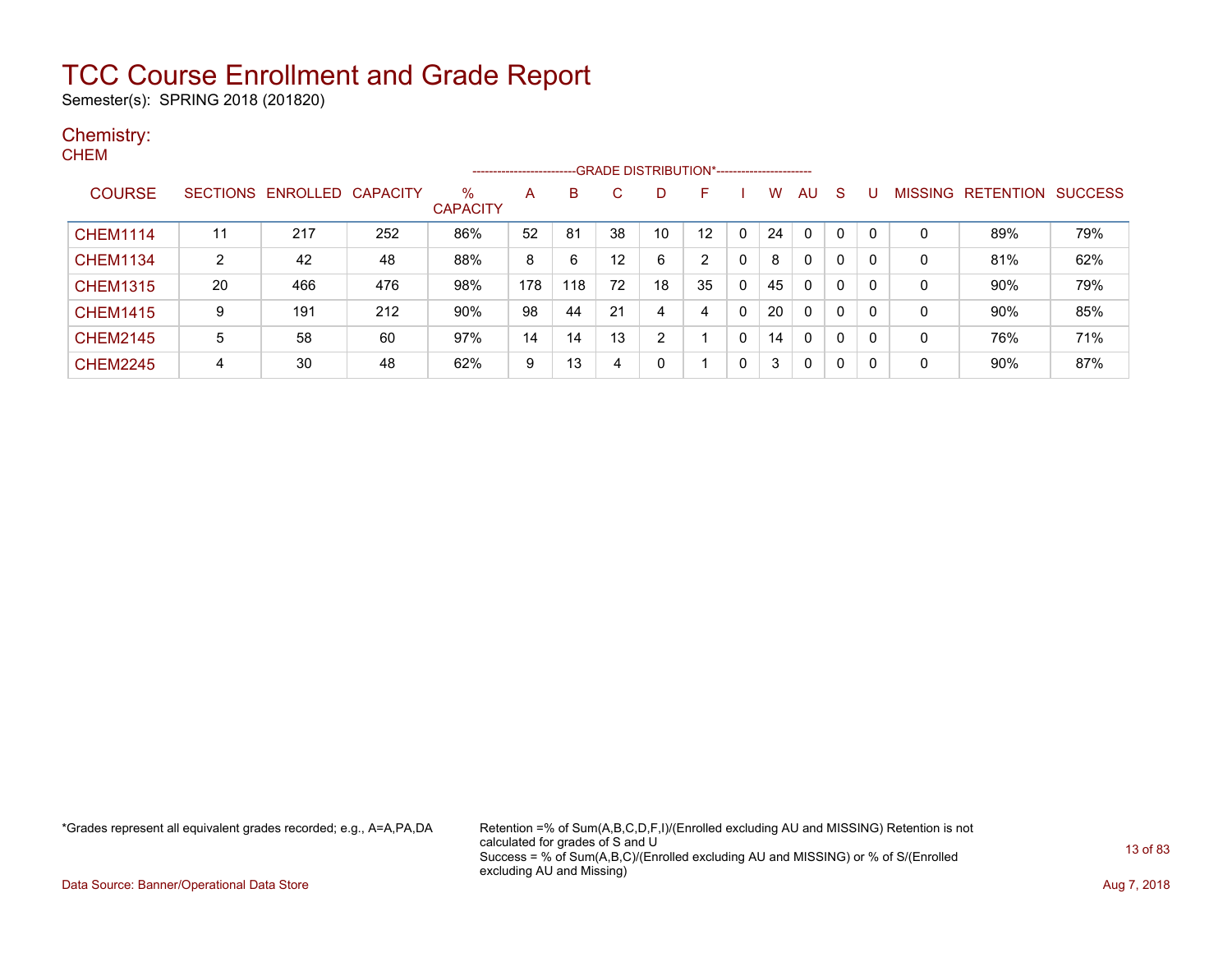# TCC Course Enrollment and Grade Report

Semester(s): SPRING 2018 (201820)

## Chemistry:

### CHEM

| COURSE | SECTIONS | ENROLLED | CAPACITY | % CAPACITY | A | B | C | D | F | I | W | AU | S | U | MISSING | RETENTION | SUCCESS |
|---|---|---|---|---|---|---|---|---|---|---|---|---|---|---|---|---|---|
| | | | | | GRADE DISTRIBUTION* | | | | | | | | | | | | |
| CHEM1114 | 11 | 217 | 252 | 86% | 52 | 81 | 38 | 10 | 12 | 0 | 24 | 0 | 0 | 0 | 0 | 89% | 79% |
| CHEM1134 | 2 | 42 | 48 | 88% | 8 | 6 | 12 | 6 | 2 | 0 | 8 | 0 | 0 | 0 | 0 | 81% | 62% |
| CHEM1315 | 20 | 466 | 476 | 98% | 178 | 118 | 72 | 18 | 35 | 0 | 45 | 0 | 0 | 0 | 0 | 90% | 79% |
| CHEM1415 | 9 | 191 | 212 | 90% | 98 | 44 | 21 | 4 | 4 | 0 | 20 | 0 | 0 | 0 | 0 | 90% | 85% |
| CHEM2145 | 5 | 58 | 60 | 97% | 14 | 14 | 13 | 2 | 1 | 0 | 14 | 0 | 0 | 0 | 0 | 76% | 71% |
| CHEM2245 | 4 | 30 | 48 | 62% | 9 | 13 | 4 | 0 | 1 | 0 | 3 | 0 | 0 | 0 | 0 | 90% | 87% |

*Grades represent all equivalent grades recorded; e.g., A=A,PA,DA

Retention =% of Sum(A,B,C,D,F,I)/(Enrolled excluding AU and MISSING) Retention is not calculated for grades of S and U
Success = % of Sum(A,B,C)/(Enrolled excluding AU and MISSING) or % of S/(Enrolled excluding AU and Missing)

Data Source: Banner/Operational Data Store

Aug 7, 2018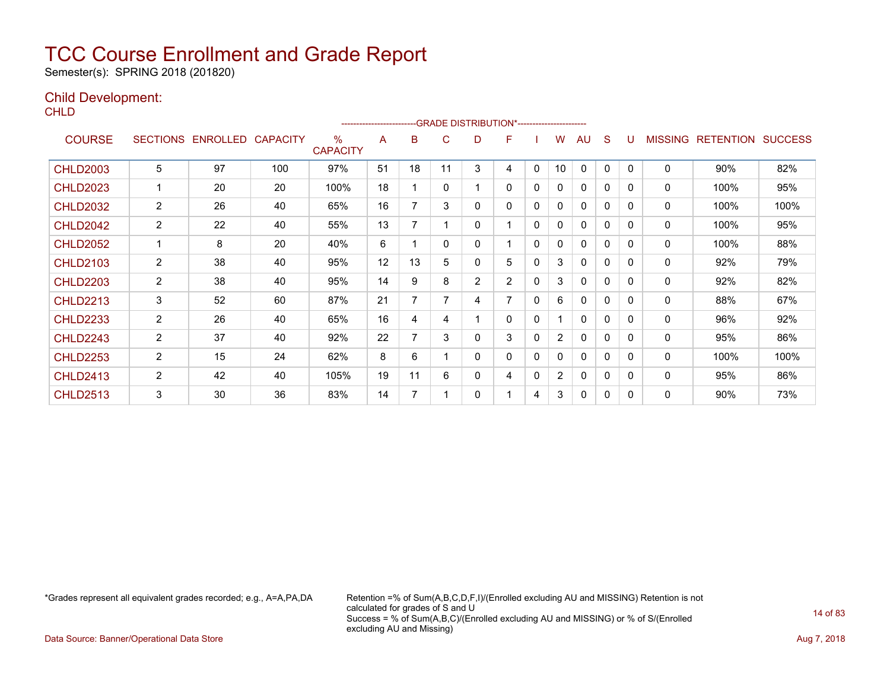# TCC Course Enrollment and Grade Report

Semester(s): SPRING 2018 (201820)

## Child Development:

CHLD

| COURSE | SECTIONS | ENROLLED | CAPACITY | % CAPACITY | A | B | C | D | F | I | W | AU | S | U | MISSING | RETENTION | SUCCESS |
|---|---|---|---|---|---|---|---|---|---|---|---|---|---|---|---|---|---|
| | | | | | GRADE DISTRIBUTION* | | | | | | | | | | | | |
| CHLD2003 | 5 | 97 | 100 | 97% | 51 | 18 | 11 | 3 | 4 | 0 | 10 | 0 | 0 | 0 | 0 | 90% | 82% |
| CHLD2023 | 1 | 20 | 20 | 100% | 18 | 1 | 0 | 1 | 0 | 0 | 0 | 0 | 0 | 0 | 0 | 100% | 95% |
| CHLD2032 | 2 | 26 | 40 | 65% | 16 | 7 | 3 | 0 | 0 | 0 | 0 | 0 | 0 | 0 | 0 | 100% | 100% |
| CHLD2042 | 2 | 22 | 40 | 55% | 13 | 7 | 1 | 0 | 1 | 0 | 0 | 0 | 0 | 0 | 0 | 100% | 95% |
| CHLD2052 | 1 | 8 | 20 | 40% | 6 | 1 | 0 | 0 | 1 | 0 | 0 | 0 | 0 | 0 | 0 | 100% | 88% |
| CHLD2103 | 2 | 38 | 40 | 95% | 12 | 13 | 5 | 0 | 5 | 0 | 3 | 0 | 0 | 0 | 0 | 92% | 79% |
| CHLD2203 | 2 | 38 | 40 | 95% | 14 | 9 | 8 | 2 | 2 | 0 | 3 | 0 | 0 | 0 | 0 | 92% | 82% |
| CHLD2213 | 3 | 52 | 60 | 87% | 21 | 7 | 7 | 4 | 7 | 0 | 6 | 0 | 0 | 0 | 0 | 88% | 67% |
| CHLD2233 | 2 | 26 | 40 | 65% | 16 | 4 | 4 | 1 | 0 | 0 | 1 | 0 | 0 | 0 | 0 | 96% | 92% |
| CHLD2243 | 2 | 37 | 40 | 92% | 22 | 7 | 3 | 0 | 3 | 0 | 2 | 0 | 0 | 0 | 0 | 95% | 86% |
| CHLD2253 | 2 | 15 | 24 | 62% | 8 | 6 | 1 | 0 | 0 | 0 | 0 | 0 | 0 | 0 | 0 | 100% | 100% |
| CHLD2413 | 2 | 42 | 40 | 105% | 19 | 11 | 6 | 0 | 4 | 0 | 2 | 0 | 0 | 0 | 0 | 95% | 86% |
| CHLD2513 | 3 | 30 | 36 | 83% | 14 | 7 | 1 | 0 | 1 | 4 | 3 | 0 | 0 | 0 | 0 | 90% | 73% |

*Grades represent all equivalent grades recorded; e.g., A=A,PA,DA

Retention =% of Sum(A,B,C,D,F,I)/(Enrolled excluding AU and MISSING) Retention is not calculated for grades of S and U
Success = % of Sum(A,B,C)/(Enrolled excluding AU and MISSING) or % of S/(Enrolled excluding AU and Missing)

Data Source: Banner/Operational Data Store

Aug 7, 2018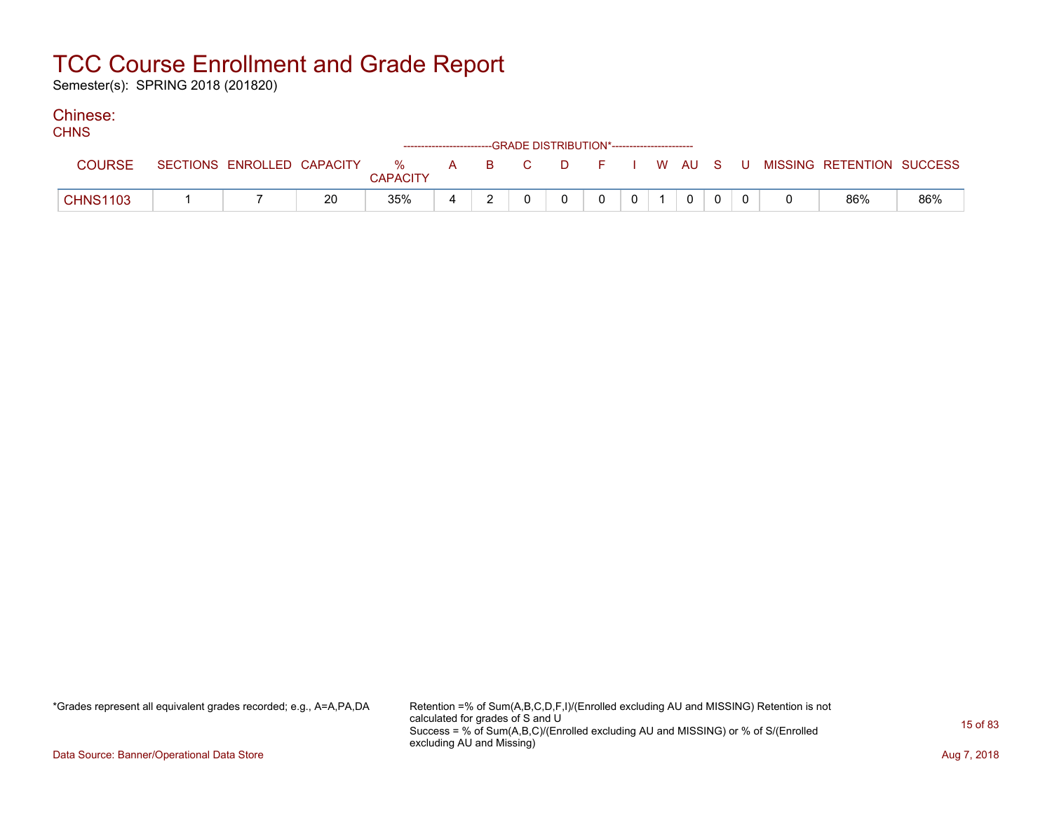# TCC Course Enrollment and Grade Report

Semester(s): SPRING 2018 (201820)

## Chinese:

CHNS

| COURSE | SECTIONS | ENROLLED | CAPACITY | % CAPACITY | A | B | C | D | F | I | W | AU | S | U | MISSING | RETENTION | SUCCESS |
|---|---|---|---|---|---|---|---|---|---|---|---|---|---|---|---|---|---|
| | | | | | GRADE DISTRIBUTION* | | | | | | | | | | | | |
| CHNS1103 | 1 | 7 | 20 | 35% | 4 | 2 | 0 | 0 | 0 | 0 | 1 | 0 | 0 | 0 | 0 | 86% | 86% |

*Grades represent all equivalent grades recorded; e.g., A=A,PA,DA

Retention =% of Sum(A,B,C,D,F,I)/(Enrolled excluding AU and MISSING) Retention is not calculated for grades of S and U

Success = % of Sum(A,B,C)/(Enrolled excluding AU and MISSING) or % of S/(Enrolled excluding AU and Missing)

Data Source: Banner/Operational Data Store

Aug 7, 2018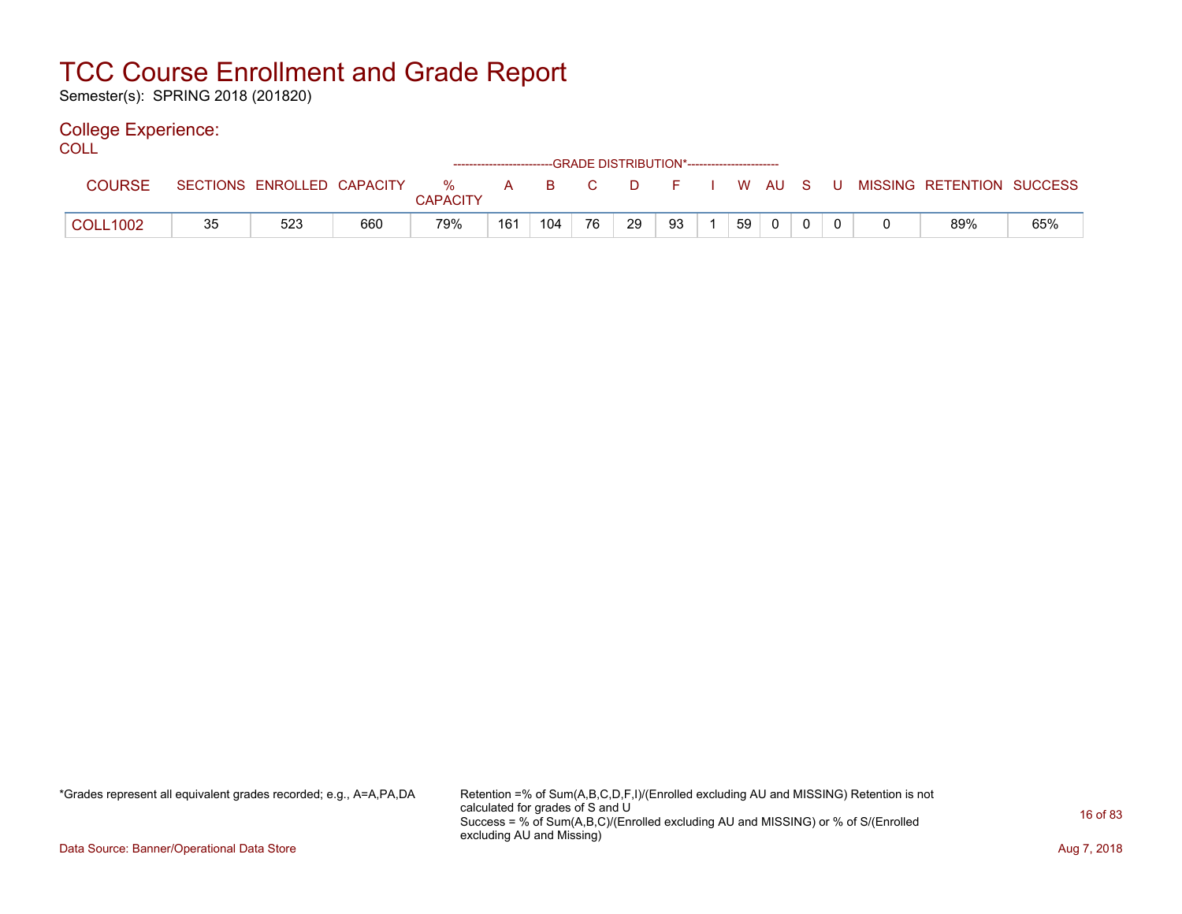# TCC Course Enrollment and Grade Report

Semester(s): SPRING 2018 (201820)

## College Experience:

COLL

| COURSE | SECTIONS | ENROLLED | CAPACITY | % CAPACITY | A | B | C | D | F | I | W | AU | S | U | MISSING | RETENTION | SUCCESS |
|---|---|---|---|---|---|---|---|---|---|---|---|---|---|---|---|---|---|
| | | | | | GRADE DISTRIBUTION* | | | | | | | | | | | | |
| COLL1002 | 35 | 523 | 660 | 79% | 161 | 104 | 76 | 29 | 93 | 1 | 59 | 0 | 0 | 0 | 0 | 89% | 65% |

*Grades represent all equivalent grades recorded; e.g., A=A,PA,DA

Retention =% of Sum(A,B,C,D,F,I)/(Enrolled excluding AU and MISSING) Retention is not calculated for grades of S and U
Success = % of Sum(A,B,C)/(Enrolled excluding AU and MISSING) or % of S/(Enrolled excluding AU and Missing)

Data Source: Banner/Operational Data Store

Aug 7, 2018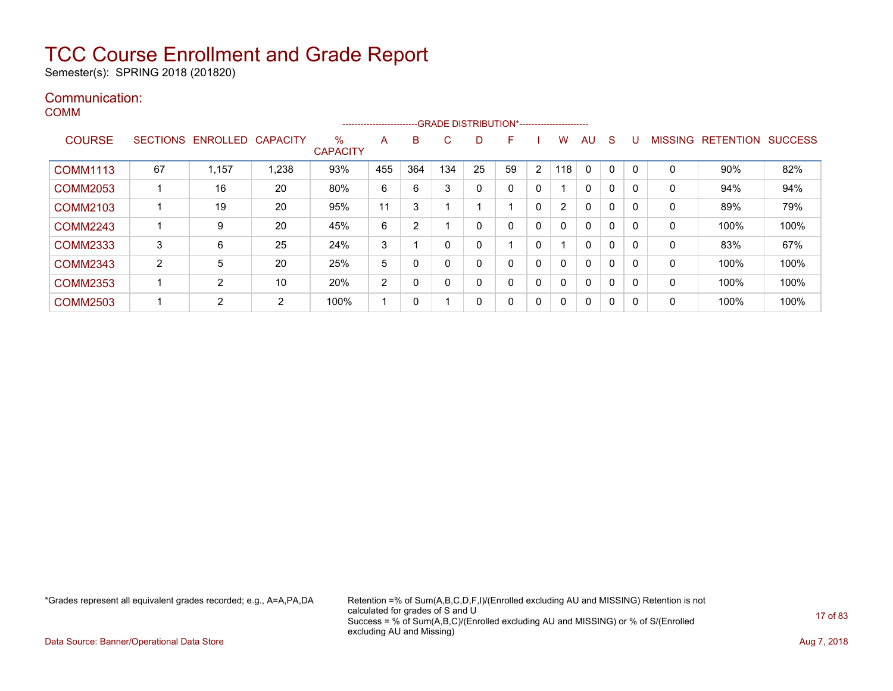# TCC Course Enrollment and Grade Report

Semester(s): SPRING 2018 (201820)

## Communication:

### COMM

| COURSE | SECTIONS | ENROLLED | CAPACITY | % CAPACITY | A | B | C | D | F | I | W | AU | S | U | MISSING | RETENTION | SUCCESS |
|---|---|---|---|---|---|---|---|---|---|---|---|---|---|---|---|---|---|
| | | | | | GRADE DISTRIBUTION* | | | | | | | | | | | | |
| COMM1113 | 67 | 1,157 | 1,238 | 93% | 455 | 364 | 134 | 25 | 59 | 2 | 118 | 0 | 0 | 0 | 0 | 90% | 82% |
| COMM2053 | 1 | 16 | 20 | 80% | 6 | 6 | 3 | 0 | 0 | 0 | 1 | 0 | 0 | 0 | 0 | 94% | 94% |
| COMM2103 | 1 | 19 | 20 | 95% | 11 | 3 | 1 | 1 | 1 | 0 | 2 | 0 | 0 | 0 | 0 | 89% | 79% |
| COMM2243 | 1 | 9 | 20 | 45% | 6 | 2 | 1 | 0 | 0 | 0 | 0 | 0 | 0 | 0 | 0 | 100% | 100% |
| COMM2333 | 3 | 6 | 25 | 24% | 3 | 1 | 0 | 0 | 1 | 0 | 1 | 0 | 0 | 0 | 0 | 83% | 67% |
| COMM2343 | 2 | 5 | 20 | 25% | 5 | 0 | 0 | 0 | 0 | 0 | 0 | 0 | 0 | 0 | 0 | 100% | 100% |
| COMM2353 | 1 | 2 | 10 | 20% | 2 | 0 | 0 | 0 | 0 | 0 | 0 | 0 | 0 | 0 | 0 | 100% | 100% |
| COMM2503 | 1 | 2 | 2 | 100% | 1 | 0 | 1 | 0 | 0 | 0 | 0 | 0 | 0 | 0 | 0 | 100% | 100% |

*Grades represent all equivalent grades recorded; e.g., A=A,PA,DA

Retention =% of Sum(A,B,C,D,F,I)/(Enrolled excluding AU and MISSING) Retention is not calculated for grades of S and U
Success = % of Sum(A,B,C)/(Enrolled excluding AU and MISSING) or % of S/(Enrolled excluding AU and Missing)

Data Source: Banner/Operational Data Store

Aug 7, 2018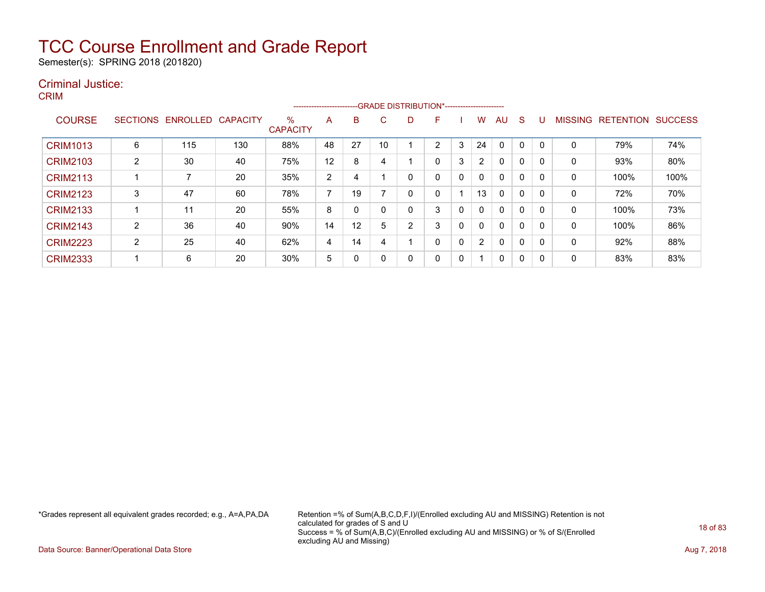# TCC Course Enrollment and Grade Report

Semester(s): SPRING 2018 (201820)

## Criminal Justice:

### CRIM

| COURSE | SECTIONS | ENROLLED | CAPACITY | % CAPACITY | A | B | C | D | F | I | W | AU | S | U | MISSING | RETENTION | SUCCESS |
|---|---|---|---|---|---|---|---|---|---|---|---|---|---|---|---|---|---|
| | | | | | GRADE DISTRIBUTION* | | | | | | | | | | | | |
| CRIM1013 | 6 | 115 | 130 | 88% | 48 | 27 | 10 | 1 | 2 | 3 | 24 | 0 | 0 | 0 | 0 | 79% | 74% |
| CRIM2103 | 2 | 30 | 40 | 75% | 12 | 8 | 4 | 1 | 0 | 3 | 2 | 0 | 0 | 0 | 0 | 93% | 80% |
| CRIM2113 | 1 | 7 | 20 | 35% | 2 | 4 | 1 | 0 | 0 | 0 | 0 | 0 | 0 | 0 | 0 | 100% | 100% |
| CRIM2123 | 3 | 47 | 60 | 78% | 7 | 19 | 7 | 0 | 0 | 1 | 13 | 0 | 0 | 0 | 0 | 72% | 70% |
| CRIM2133 | 1 | 11 | 20 | 55% | 8 | 0 | 0 | 0 | 3 | 0 | 0 | 0 | 0 | 0 | 0 | 100% | 73% |
| CRIM2143 | 2 | 36 | 40 | 90% | 14 | 12 | 5 | 2 | 3 | 0 | 0 | 0 | 0 | 0 | 0 | 100% | 86% |
| CRIM2223 | 2 | 25 | 40 | 62% | 4 | 14 | 4 | 1 | 0 | 0 | 2 | 0 | 0 | 0 | 0 | 92% | 88% |
| CRIM2333 | 1 | 6 | 20 | 30% | 5 | 0 | 0 | 0 | 0 | 0 | 1 | 0 | 0 | 0 | 0 | 83% | 83% |

*Grades represent all equivalent grades recorded; e.g., A=A,PA,DA

Retention =% of Sum(A,B,C,D,F,I)/(Enrolled excluding AU and MISSING) Retention is not calculated for grades of S and U
Success = % of Sum(A,B,C)/(Enrolled excluding AU and MISSING) or % of S/(Enrolled excluding AU and Missing)

Data Source: Banner/Operational Data Store

Aug 7, 2018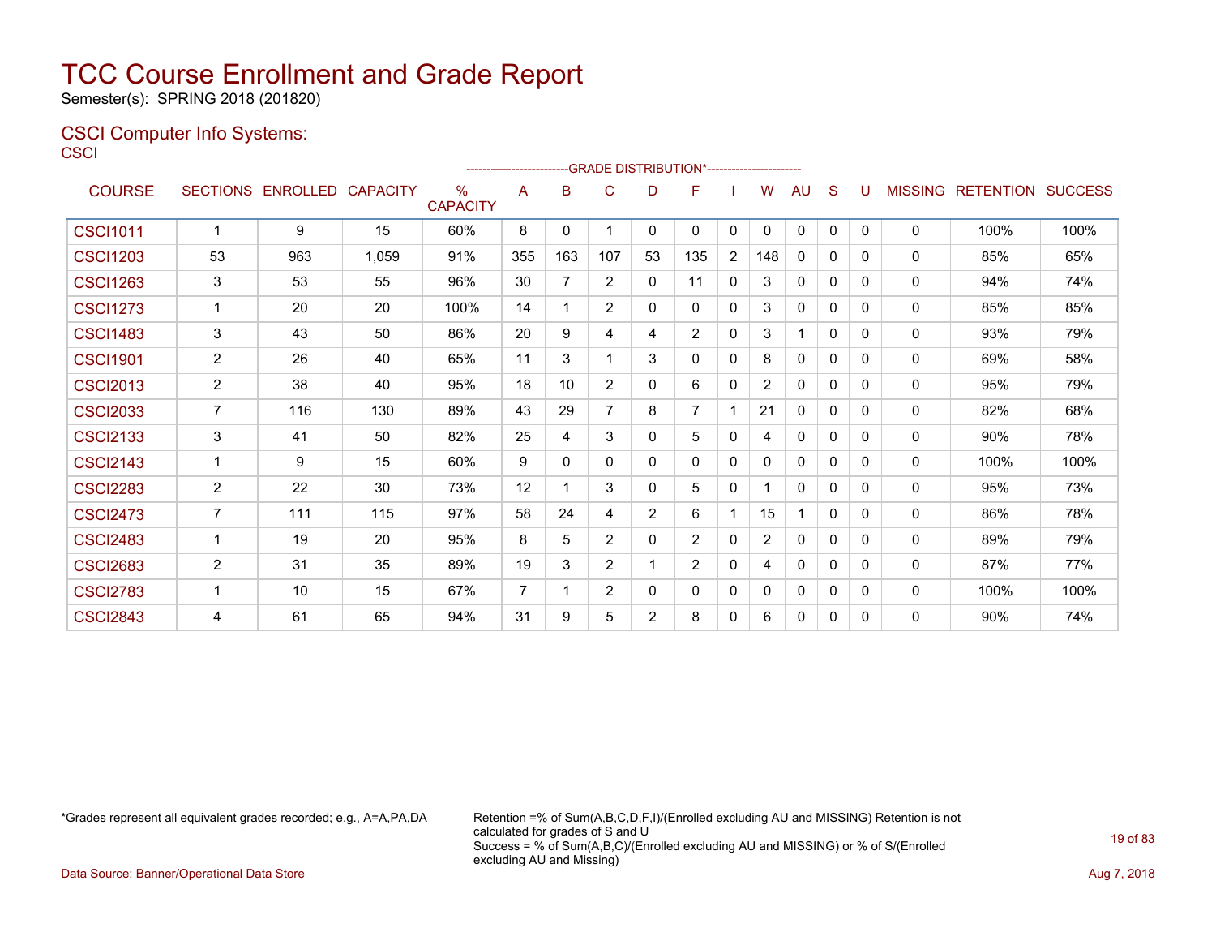# TCC Course Enrollment and Grade Report

Semester(s): SPRING 2018 (201820)

## CSCI Computer Info Systems:

CSCI

| COURSE | SECTIONS | ENROLLED | CAPACITY | % CAPACITY | A | B | C | D | F | I | W | AU | S | U | MISSING | RETENTION | SUCCESS |
|---|---|---|---|---|---|---|---|---|---|---|---|---|---|---|---|---|---|
| | | | | | -------------------------GRADE DISTRIBUTION*---------------------- | | | | | | | | | | | | |
| CSCI1011 | 1 | 9 | 15 | 60% | 8 | 0 | 1 | 0 | 0 | 0 | 0 | 0 | 0 | 0 | 0 | 100% | 100% |
| CSCI1203 | 53 | 963 | 1,059 | 91% | 355 | 163 | 107 | 53 | 135 | 2 | 148 | 0 | 0 | 0 | 0 | 85% | 65% |
| CSCI1263 | 3 | 53 | 55 | 96% | 30 | 7 | 2 | 0 | 11 | 0 | 3 | 0 | 0 | 0 | 0 | 94% | 74% |
| CSCI1273 | 1 | 20 | 20 | 100% | 14 | 1 | 2 | 0 | 0 | 0 | 3 | 0 | 0 | 0 | 0 | 85% | 85% |
| CSCI1483 | 3 | 43 | 50 | 86% | 20 | 9 | 4 | 4 | 2 | 0 | 3 | 1 | 0 | 0 | 0 | 93% | 79% |
| CSCI1901 | 2 | 26 | 40 | 65% | 11 | 3 | 1 | 3 | 0 | 0 | 8 | 0 | 0 | 0 | 0 | 69% | 58% |
| CSCI2013 | 2 | 38 | 40 | 95% | 18 | 10 | 2 | 0 | 6 | 0 | 2 | 0 | 0 | 0 | 0 | 95% | 79% |
| CSCI2033 | 7 | 116 | 130 | 89% | 43 | 29 | 7 | 8 | 7 | 1 | 21 | 0 | 0 | 0 | 0 | 82% | 68% |
| CSCI2133 | 3 | 41 | 50 | 82% | 25 | 4 | 3 | 0 | 5 | 0 | 4 | 0 | 0 | 0 | 0 | 90% | 78% |
| CSCI2143 | 1 | 9 | 15 | 60% | 9 | 0 | 0 | 0 | 0 | 0 | 0 | 0 | 0 | 0 | 0 | 100% | 100% |
| CSCI2283 | 2 | 22 | 30 | 73% | 12 | 1 | 3 | 0 | 5 | 0 | 1 | 0 | 0 | 0 | 0 | 95% | 73% |
| CSCI2473 | 7 | 111 | 115 | 97% | 58 | 24 | 4 | 2 | 6 | 1 | 15 | 1 | 0 | 0 | 0 | 86% | 78% |
| CSCI2483 | 1 | 19 | 20 | 95% | 8 | 5 | 2 | 0 | 2 | 0 | 2 | 0 | 0 | 0 | 0 | 89% | 79% |
| CSCI2683 | 2 | 31 | 35 | 89% | 19 | 3 | 2 | 1 | 2 | 0 | 4 | 0 | 0 | 0 | 0 | 87% | 77% |
| CSCI2783 | 1 | 10 | 15 | 67% | 7 | 1 | 2 | 0 | 0 | 0 | 0 | 0 | 0 | 0 | 0 | 100% | 100% |
| CSCI2843 | 4 | 61 | 65 | 94% | 31 | 9 | 5 | 2 | 8 | 0 | 6 | 0 | 0 | 0 | 0 | 90% | 74% |

*Grades represent all equivalent grades recorded; e.g., A=A,PA,DA

Retention =% of Sum(A,B,C,D,F,I)/(Enrolled excluding AU and MISSING) Retention is not calculated for grades of S and U
Success = % of Sum(A,B,C)/(Enrolled excluding AU and MISSING) or % of S/(Enrolled excluding AU and Missing)

Data Source: Banner/Operational Data Store

Aug 7, 2018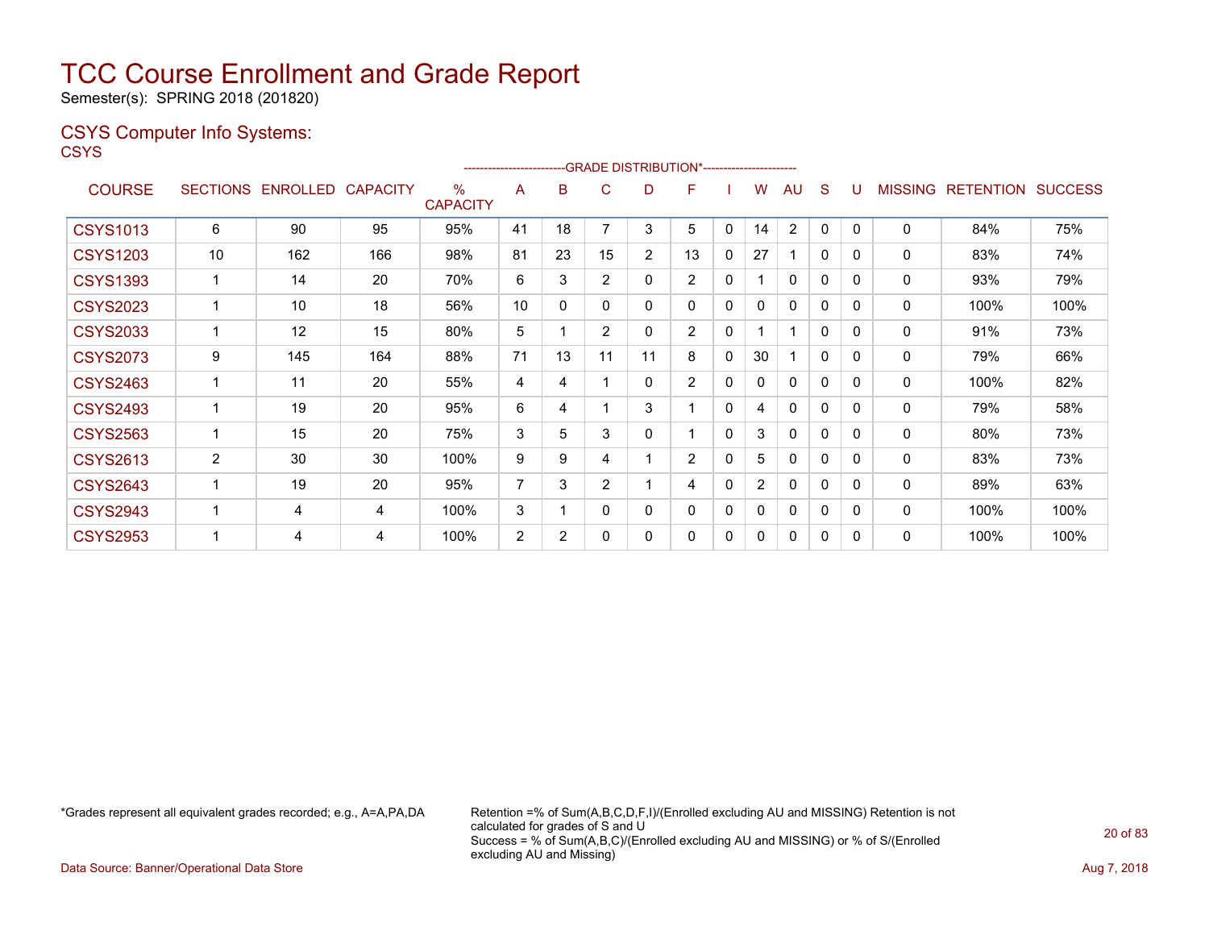# TCC Course Enrollment and Grade Report

Semester(s): SPRING 2018 (201820)

## CSYS Computer Info Systems:

CSYS

| COURSE | SECTIONS | ENROLLED | CAPACITY | % CAPACITY | A | B | C | D | F | I | W | AU | S | U | MISSING | RETENTION | SUCCESS |
|---|---|---|---|---|---|---|---|---|---|---|---|---|---|---|---|---|---|
| | | | | | GRADE DISTRIBUTION* | | | | | | | | | | | | |
| CSYS1013 | 6 | 90 | 95 | 95% | 41 | 18 | 7 | 3 | 5 | 0 | 14 | 2 | 0 | 0 | 0 | 84% | 75% |
| CSYS1203 | 10 | 162 | 166 | 98% | 81 | 23 | 15 | 2 | 13 | 0 | 27 | 1 | 0 | 0 | 0 | 83% | 74% |
| CSYS1393 | 1 | 14 | 20 | 70% | 6 | 3 | 2 | 0 | 2 | 0 | 1 | 0 | 0 | 0 | 0 | 93% | 79% |
| CSYS2023 | 1 | 10 | 18 | 56% | 10 | 0 | 0 | 0 | 0 | 0 | 0 | 0 | 0 | 0 | 0 | 100% | 100% |
| CSYS2033 | 1 | 12 | 15 | 80% | 5 | 1 | 2 | 0 | 2 | 0 | 1 | 1 | 0 | 0 | 0 | 91% | 73% |
| CSYS2073 | 9 | 145 | 164 | 88% | 71 | 13 | 11 | 11 | 8 | 0 | 30 | 1 | 0 | 0 | 0 | 79% | 66% |
| CSYS2463 | 1 | 11 | 20 | 55% | 4 | 4 | 1 | 0 | 2 | 0 | 0 | 0 | 0 | 0 | 0 | 100% | 82% |
| CSYS2493 | 1 | 19 | 20 | 95% | 6 | 4 | 1 | 3 | 1 | 0 | 4 | 0 | 0 | 0 | 0 | 79% | 58% |
| CSYS2563 | 1 | 15 | 20 | 75% | 3 | 5 | 3 | 0 | 1 | 0 | 3 | 0 | 0 | 0 | 0 | 80% | 73% |
| CSYS2613 | 2 | 30 | 30 | 100% | 9 | 9 | 4 | 1 | 2 | 0 | 5 | 0 | 0 | 0 | 0 | 83% | 73% |
| CSYS2643 | 1 | 19 | 20 | 95% | 7 | 3 | 2 | 1 | 4 | 0 | 2 | 0 | 0 | 0 | 0 | 89% | 63% |
| CSYS2943 | 1 | 4 | 4 | 100% | 3 | 1 | 0 | 0 | 0 | 0 | 0 | 0 | 0 | 0 | 0 | 100% | 100% |
| CSYS2953 | 1 | 4 | 4 | 100% | 2 | 2 | 0 | 0 | 0 | 0 | 0 | 0 | 0 | 0 | 0 | 100% | 100% |

*Grades represent all equivalent grades recorded; e.g., A=A,PA,DA

Retention =% of Sum(A,B,C,D,F,I)/(Enrolled excluding AU and MISSING) Retention is not calculated for grades of S and U
Success = % of Sum(A,B,C)/(Enrolled excluding AU and MISSING) or % of S/(Enrolled excluding AU and Missing)

Data Source: Banner/Operational Data Store

Aug 7, 2018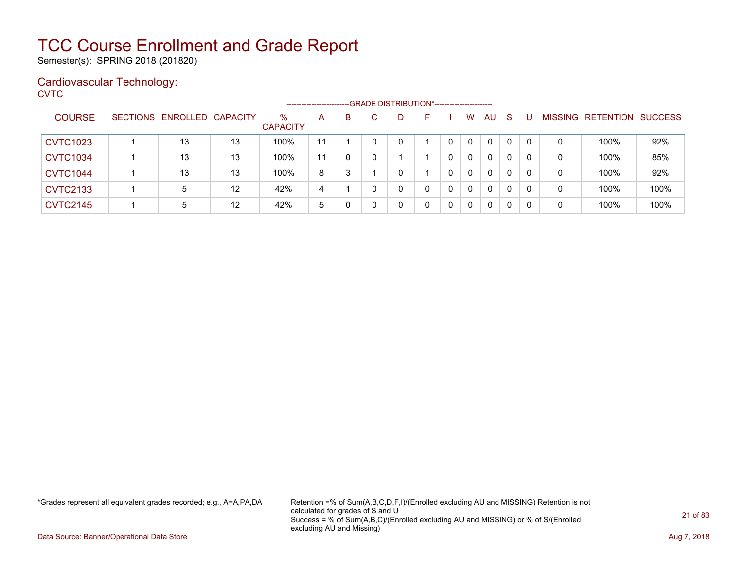# TCC Course Enrollment and Grade Report

Semester(s): SPRING 2018 (201820)

## Cardiovascular Technology:

CVTC

| COURSE | SECTIONS | ENROLLED | CAPACITY | % CAPACITY | A | B | C | D | F | I | W | AU | S | U | MISSING | RETENTION | SUCCESS |
|---|---|---|---|---|---|---|---|---|---|---|---|---|---|---|---|---|---|
| | | | | | GRADE DISTRIBUTION* | | | | | | | | | | | | |
| CVTC1023 | 1 | 13 | 13 | 100% | 11 | 1 | 0 | 0 | 1 | 0 | 0 | 0 | 0 | 0 | 0 | 100% | 92% |
| CVTC1034 | 1 | 13 | 13 | 100% | 11 | 0 | 0 | 1 | 1 | 0 | 0 | 0 | 0 | 0 | 0 | 100% | 85% |
| CVTC1044 | 1 | 13 | 13 | 100% | 8 | 3 | 1 | 0 | 1 | 0 | 0 | 0 | 0 | 0 | 0 | 100% | 92% |
| CVTC2133 | 1 | 5 | 12 | 42% | 4 | 1 | 0 | 0 | 0 | 0 | 0 | 0 | 0 | 0 | 0 | 100% | 100% |
| CVTC2145 | 1 | 5 | 12 | 42% | 5 | 0 | 0 | 0 | 0 | 0 | 0 | 0 | 0 | 0 | 0 | 100% | 100% |

*Grades represent all equivalent grades recorded; e.g., A=A,PA,DA

Retention =% of Sum(A,B,C,D,F,I)/(Enrolled excluding AU and MISSING) Retention is not calculated for grades of S and U
Success = % of Sum(A,B,C)/(Enrolled excluding AU and MISSING) or % of S/(Enrolled excluding AU and Missing)

Data Source: Banner/Operational Data Store

Aug 7, 2018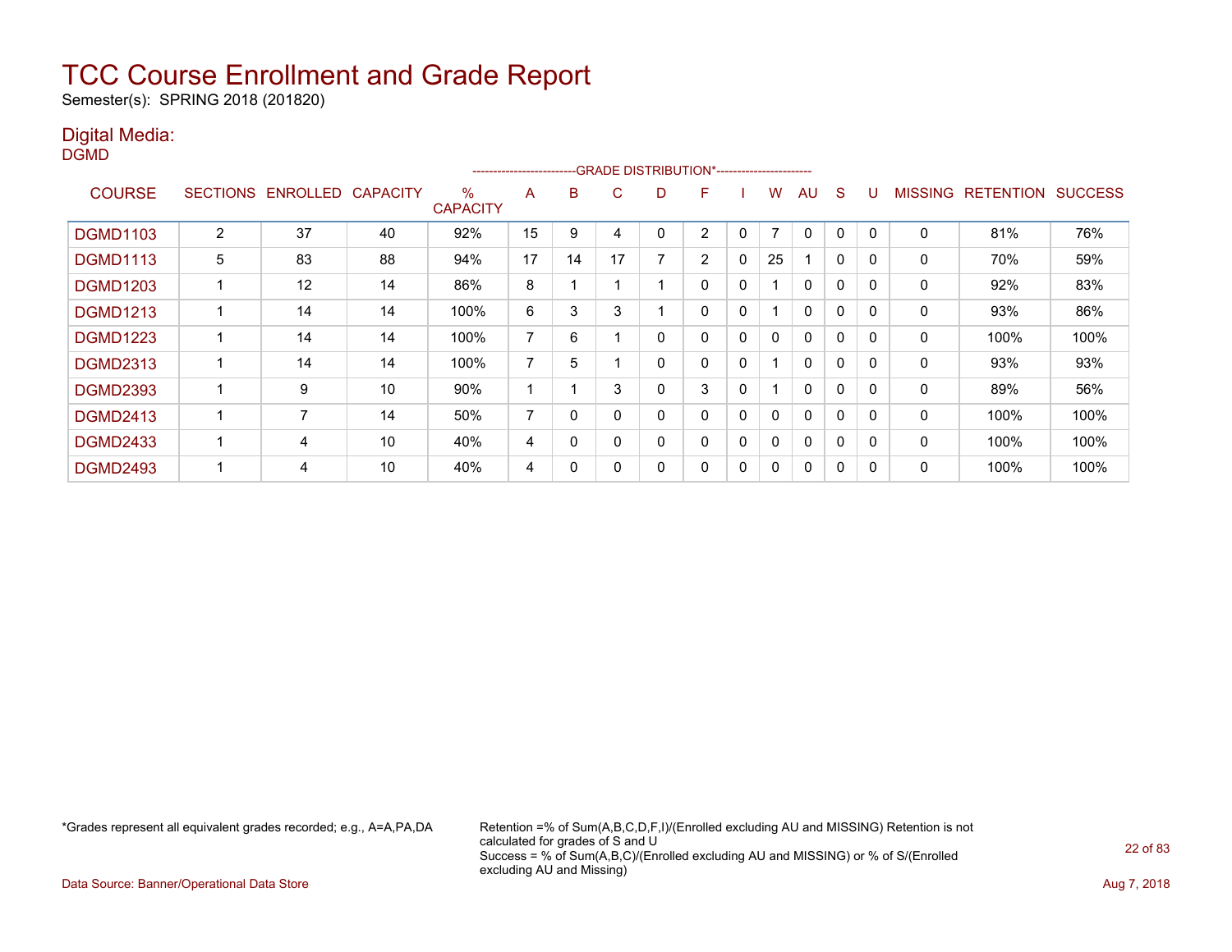# TCC Course Enrollment and Grade Report

Semester(s): SPRING 2018 (201820)

## Digital Media:

DGMD

| COURSE | SECTIONS | ENROLLED | CAPACITY | % CAPACITY | A | B | C | D | F | I | W | AU | S | U | MISSING | RETENTION | SUCCESS |
|---|---|---|---|---|---|---|---|---|---|---|---|---|---|---|---|---|---|
| | | | | | GRADE DISTRIBUTION* | | | | | | | | | | | | |
| DGMD1103 | 2 | 37 | 40 | 92% | 15 | 9 | 4 | 0 | 2 | 0 | 7 | 0 | 0 | 0 | 0 | 81% | 76% |
| DGMD1113 | 5 | 83 | 88 | 94% | 17 | 14 | 17 | 7 | 2 | 0 | 25 | 1 | 0 | 0 | 0 | 70% | 59% |
| DGMD1203 | 1 | 12 | 14 | 86% | 8 | 1 | 1 | 1 | 0 | 0 | 1 | 0 | 0 | 0 | 0 | 92% | 83% |
| DGMD1213 | 1 | 14 | 14 | 100% | 6 | 3 | 3 | 1 | 0 | 0 | 1 | 0 | 0 | 0 | 0 | 93% | 86% |
| DGMD1223 | 1 | 14 | 14 | 100% | 7 | 6 | 1 | 0 | 0 | 0 | 0 | 0 | 0 | 0 | 0 | 100% | 100% |
| DGMD2313 | 1 | 14 | 14 | 100% | 7 | 5 | 1 | 0 | 0 | 0 | 1 | 0 | 0 | 0 | 0 | 93% | 93% |
| DGMD2393 | 1 | 9 | 10 | 90% | 1 | 1 | 3 | 0 | 3 | 0 | 1 | 0 | 0 | 0 | 0 | 89% | 56% |
| DGMD2413 | 1 | 7 | 14 | 50% | 7 | 0 | 0 | 0 | 0 | 0 | 0 | 0 | 0 | 0 | 0 | 100% | 100% |
| DGMD2433 | 1 | 4 | 10 | 40% | 4 | 0 | 0 | 0 | 0 | 0 | 0 | 0 | 0 | 0 | 0 | 100% | 100% |
| DGMD2493 | 1 | 4 | 10 | 40% | 4 | 0 | 0 | 0 | 0 | 0 | 0 | 0 | 0 | 0 | 0 | 100% | 100% |

*Grades represent all equivalent grades recorded; e.g., A=A,PA,DA

Retention =% of Sum(A,B,C,D,F,I)/(Enrolled excluding AU and MISSING) Retention is not calculated for grades of S and U
Success = % of Sum(A,B,C)/(Enrolled excluding AU and MISSING) or % of S/(Enrolled excluding AU and Missing)

Data Source: Banner/Operational Data Store

Aug 7, 2018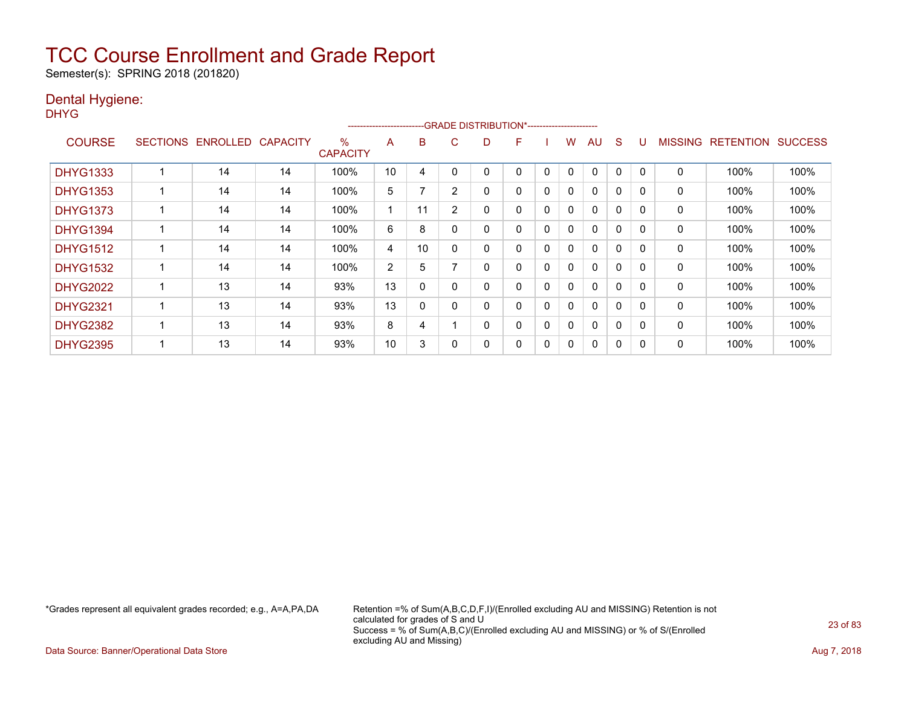# TCC Course Enrollment and Grade Report

Semester(s): SPRING 2018 (201820)

## Dental Hygiene:

DHYG

| COURSE | SECTIONS | ENROLLED | CAPACITY | % CAPACITY | A | B | C | D | F | I | W | AU | S | U | MISSING | RETENTION | SUCCESS |
|---|---|---|---|---|---|---|---|---|---|---|---|---|---|---|---|---|---|
| | | | | | -------------------------GRADE DISTRIBUTION*----------------------- | | | | | | | | | | | | |
| DHYG1333 | 1 | 14 | 14 | 100% | 10 | 4 | 0 | 0 | 0 | 0 | 0 | 0 | 0 | 0 | 0 | 100% | 100% |
| DHYG1353 | 1 | 14 | 14 | 100% | 5 | 7 | 2 | 0 | 0 | 0 | 0 | 0 | 0 | 0 | 0 | 100% | 100% |
| DHYG1373 | 1 | 14 | 14 | 100% | 1 | 11 | 2 | 0 | 0 | 0 | 0 | 0 | 0 | 0 | 0 | 100% | 100% |
| DHYG1394 | 1 | 14 | 14 | 100% | 6 | 8 | 0 | 0 | 0 | 0 | 0 | 0 | 0 | 0 | 0 | 100% | 100% |
| DHYG1512 | 1 | 14 | 14 | 100% | 4 | 10 | 0 | 0 | 0 | 0 | 0 | 0 | 0 | 0 | 0 | 100% | 100% |
| DHYG1532 | 1 | 14 | 14 | 100% | 2 | 5 | 7 | 0 | 0 | 0 | 0 | 0 | 0 | 0 | 0 | 100% | 100% |
| DHYG2022 | 1 | 13 | 14 | 93% | 13 | 0 | 0 | 0 | 0 | 0 | 0 | 0 | 0 | 0 | 0 | 100% | 100% |
| DHYG2321 | 1 | 13 | 14 | 93% | 13 | 0 | 0 | 0 | 0 | 0 | 0 | 0 | 0 | 0 | 0 | 100% | 100% |
| DHYG2382 | 1 | 13 | 14 | 93% | 8 | 4 | 1 | 0 | 0 | 0 | 0 | 0 | 0 | 0 | 0 | 100% | 100% |
| DHYG2395 | 1 | 13 | 14 | 93% | 10 | 3 | 0 | 0 | 0 | 0 | 0 | 0 | 0 | 0 | 0 | 100% | 100% |

*Grades represent all equivalent grades recorded; e.g., A=A,PA,DA

Retention =% of Sum(A,B,C,D,F,I)/(Enrolled excluding AU and MISSING) Retention is not calculated for grades of S and U
Success = % of Sum(A,B,C)/(Enrolled excluding AU and MISSING) or % of S/(Enrolled excluding AU and Missing)

Data Source: Banner/Operational Data Store

Aug 7, 2018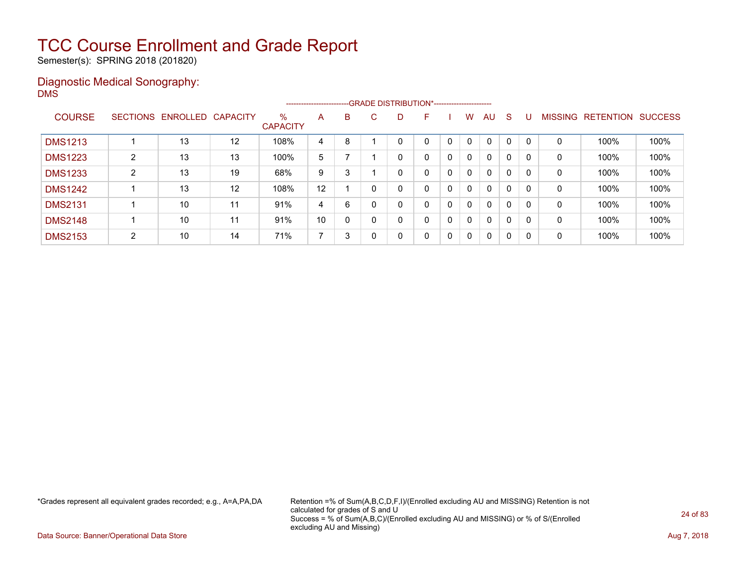# TCC Course Enrollment and Grade Report

Semester(s): SPRING 2018 (201820)

## Diagnostic Medical Sonography:

DMS

| COURSE | SECTIONS | ENROLLED | CAPACITY | % CAPACITY | A | B | C | D | F | I | W | AU | S | U | MISSING | RETENTION | SUCCESS |
|---|---|---|---|---|---|---|---|---|---|---|---|---|---|---|---|---|---|
| | | | | | GRADE DISTRIBUTION* | | | | | | | | | | | | |
| DMS1213 | 1 | 13 | 12 | 108% | 4 | 8 | 1 | 0 | 0 | 0 | 0 | 0 | 0 | 0 | 0 | 100% | 100% |
| DMS1223 | 2 | 13 | 13 | 100% | 5 | 7 | 1 | 0 | 0 | 0 | 0 | 0 | 0 | 0 | 0 | 100% | 100% |
| DMS1233 | 2 | 13 | 19 | 68% | 9 | 3 | 1 | 0 | 0 | 0 | 0 | 0 | 0 | 0 | 0 | 100% | 100% |
| DMS1242 | 1 | 13 | 12 | 108% | 12 | 1 | 0 | 0 | 0 | 0 | 0 | 0 | 0 | 0 | 0 | 100% | 100% |
| DMS2131 | 1 | 10 | 11 | 91% | 4 | 6 | 0 | 0 | 0 | 0 | 0 | 0 | 0 | 0 | 0 | 100% | 100% |
| DMS2148 | 1 | 10 | 11 | 91% | 10 | 0 | 0 | 0 | 0 | 0 | 0 | 0 | 0 | 0 | 0 | 100% | 100% |
| DMS2153 | 2 | 10 | 14 | 71% | 7 | 3 | 0 | 0 | 0 | 0 | 0 | 0 | 0 | 0 | 0 | 100% | 100% |

*Grades represent all equivalent grades recorded; e.g., A=A,PA,DA

Retention =% of Sum(A,B,C,D,F,I)/(Enrolled excluding AU and MISSING) Retention is not calculated for grades of S and U
Success = % of Sum(A,B,C)/(Enrolled excluding AU and MISSING) or % of S/(Enrolled excluding AU and Missing)

Data Source: Banner/Operational Data Store

Aug 7, 2018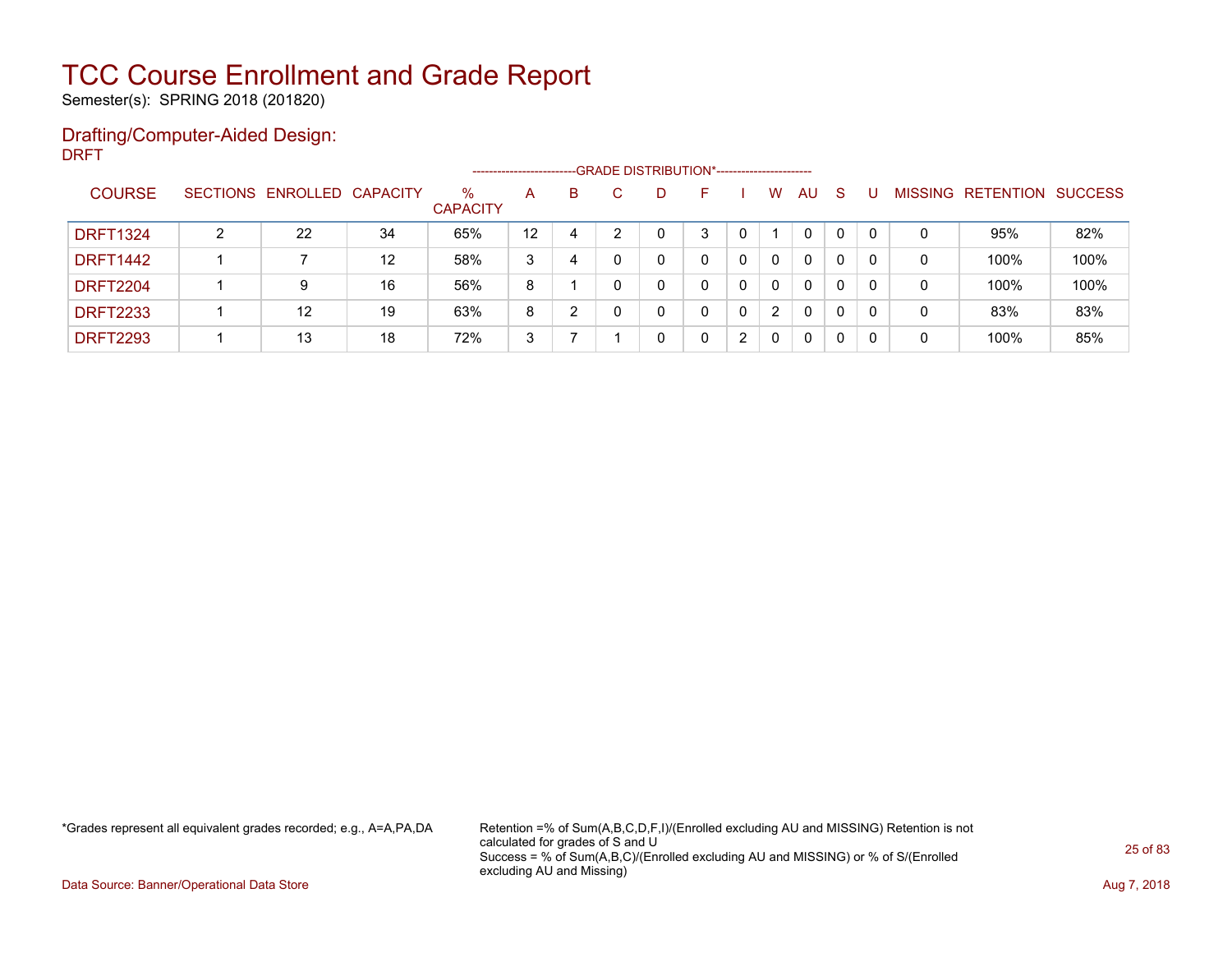# TCC Course Enrollment and Grade Report

Semester(s): SPRING 2018 (201820)

## Drafting/Computer-Aided Design:

DRFT

| COURSE | SECTIONS | ENROLLED | CAPACITY | % CAPACITY | A | B | C | D | F | I | W | AU | S | U | MISSING | RETENTION | SUCCESS |
|---|---|---|---|---|---|---|---|---|---|---|---|---|---|---|---|---|---|
| | | | | | GRADE DISTRIBUTION* | | | | | | | | | | | | |
| DRFT1324 | 2 | 22 | 34 | 65% | 12 | 4 | 2 | 0 | 3 | 0 | 1 | 0 | 0 | 0 | 0 | 95% | 82% |
| DRFT1442 | 1 | 7 | 12 | 58% | 3 | 4 | 0 | 0 | 0 | 0 | 0 | 0 | 0 | 0 | 0 | 100% | 100% |
| DRFT2204 | 1 | 9 | 16 | 56% | 8 | 1 | 0 | 0 | 0 | 0 | 0 | 0 | 0 | 0 | 0 | 100% | 100% |
| DRFT2233 | 1 | 12 | 19 | 63% | 8 | 2 | 0 | 0 | 0 | 0 | 2 | 0 | 0 | 0 | 0 | 83% | 83% |
| DRFT2293 | 1 | 13 | 18 | 72% | 3 | 7 | 1 | 0 | 0 | 2 | 0 | 0 | 0 | 0 | 0 | 100% | 85% |

*Grades represent all equivalent grades recorded; e.g., A=A,PA,DA

Retention =% of Sum(A,B,C,D,F,I)/(Enrolled excluding AU and MISSING) Retention is not calculated for grades of S and U
Success = % of Sum(A,B,C)/(Enrolled excluding AU and MISSING) or % of S/(Enrolled excluding AU and Missing)

Data Source: Banner/Operational Data Store

Aug 7, 2018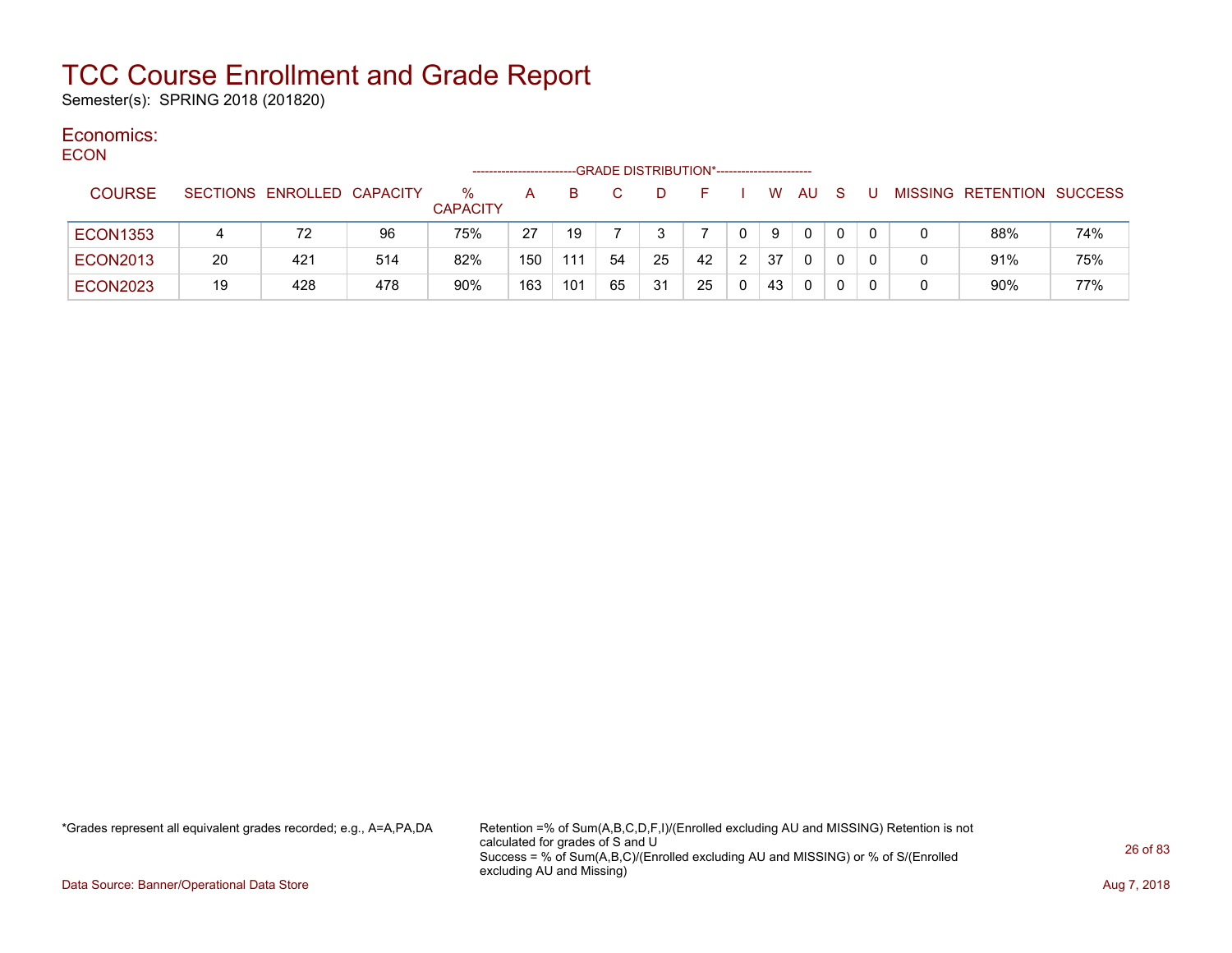# TCC Course Enrollment and Grade Report

Semester(s): SPRING 2018 (201820)

## Economics:

ECON

| COURSE | SECTIONS | ENROLLED | CAPACITY | % CAPACITY | A | B | C | D | F | I | W | AU | S | U | MISSING | RETENTION | SUCCESS |
|---|---|---|---|---|---|---|---|---|---|---|---|---|---|---|---|---|---|
| | | | | | GRADE DISTRIBUTION* | | | | | | | | | | | | |
| ECON1353 | 4 | 72 | 96 | 75% | 27 | 19 | 7 | 3 | 7 | 0 | 9 | 0 | 0 | 0 | 0 | 88% | 74% |
| ECON2013 | 20 | 421 | 514 | 82% | 150 | 111 | 54 | 25 | 42 | 2 | 37 | 0 | 0 | 0 | 0 | 91% | 75% |
| ECON2023 | 19 | 428 | 478 | 90% | 163 | 101 | 65 | 31 | 25 | 0 | 43 | 0 | 0 | 0 | 0 | 90% | 77% |

*Grades represent all equivalent grades recorded; e.g., A=A,PA,DA

Retention =% of Sum(A,B,C,D,F,I)/(Enrolled excluding AU and MISSING) Retention is not calculated for grades of S and U
Success = % of Sum(A,B,C)/(Enrolled excluding AU and MISSING) or % of S/(Enrolled excluding AU and Missing)

Data Source: Banner/Operational Data Store

Aug 7, 2018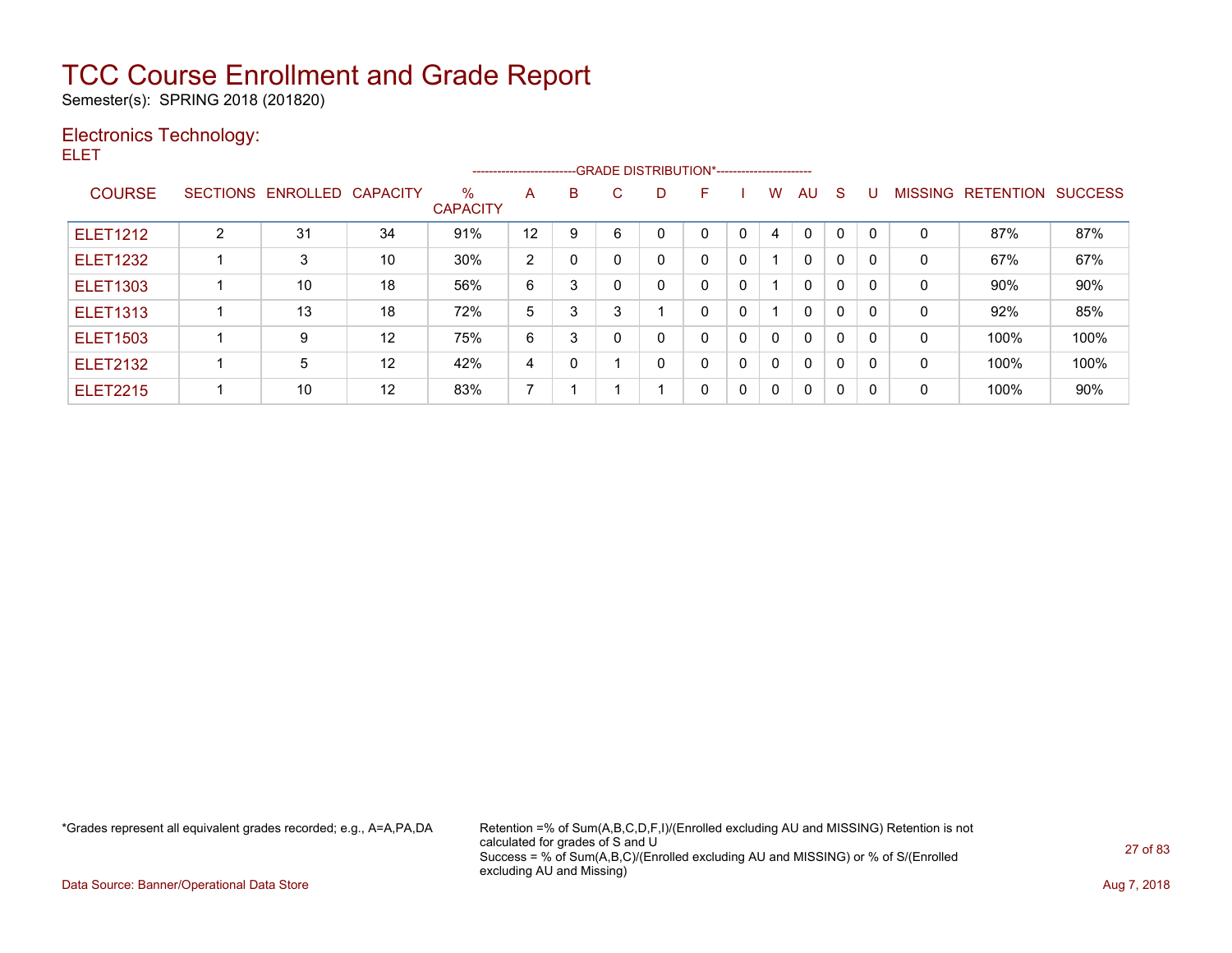# TCC Course Enrollment and Grade Report

Semester(s): SPRING 2018 (201820)

## Electronics Technology:

ELET

| COURSE | SECTIONS | ENROLLED | CAPACITY | % CAPACITY | A | B | C | D | F | I | W | AU | S | U | MISSING | RETENTION | SUCCESS |
|---|---|---|---|---|---|---|---|---|---|---|---|---|---|---|---|---|---|
| | | | | | GRADE DISTRIBUTION* | | | | | | | | | | | | |
| ELET1212 | 2 | 31 | 34 | 91% | 12 | 9 | 6 | 0 | 0 | 0 | 4 | 0 | 0 | 0 | 0 | 87% | 87% |
| ELET1232 | 1 | 3 | 10 | 30% | 2 | 0 | 0 | 0 | 0 | 0 | 1 | 0 | 0 | 0 | 0 | 67% | 67% |
| ELET1303 | 1 | 10 | 18 | 56% | 6 | 3 | 0 | 0 | 0 | 0 | 1 | 0 | 0 | 0 | 0 | 90% | 90% |
| ELET1313 | 1 | 13 | 18 | 72% | 5 | 3 | 3 | 1 | 0 | 0 | 1 | 0 | 0 | 0 | 0 | 92% | 85% |
| ELET1503 | 1 | 9 | 12 | 75% | 6 | 3 | 0 | 0 | 0 | 0 | 0 | 0 | 0 | 0 | 0 | 100% | 100% |
| ELET2132 | 1 | 5 | 12 | 42% | 4 | 0 | 1 | 0 | 0 | 0 | 0 | 0 | 0 | 0 | 0 | 100% | 100% |
| ELET2215 | 1 | 10 | 12 | 83% | 7 | 1 | 1 | 1 | 0 | 0 | 0 | 0 | 0 | 0 | 0 | 100% | 90% |

*Grades represent all equivalent grades recorded; e.g., A=A,PA,DA

Retention =% of Sum(A,B,C,D,F,I)/(Enrolled excluding AU and MISSING) Retention is not calculated for grades of S and U
Success = % of Sum(A,B,C)/(Enrolled excluding AU and MISSING) or % of S/(Enrolled excluding AU and Missing)

Data Source: Banner/Operational Data Store

Aug 7, 2018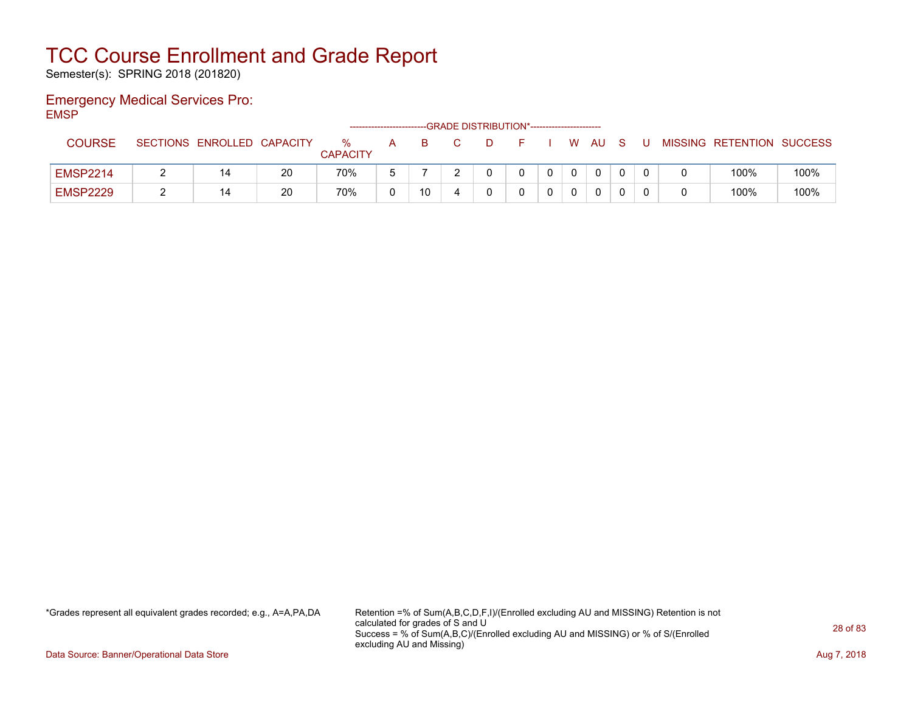# TCC Course Enrollment and Grade Report

Semester(s): SPRING 2018 (201820)

## Emergency Medical Services Pro:

EMSP

| COURSE | SECTIONS | ENROLLED | CAPACITY | % CAPACITY | A | B | C | D | F | I | W | AU | S | U | MISSING | RETENTION | SUCCESS |
|---|---|---|---|---|---|---|---|---|---|---|---|---|---|---|---|---|---|
| | | | | | -------------------------GRADE DISTRIBUTION*----------------------- | | | | | | | | | | | | |
| EMSP2214 | 2 | 14 | 20 | 70% | 5 | 7 | 2 | 0 | 0 | 0 | 0 | 0 | 0 | 0 | 0 | 100% | 100% |
| EMSP2229 | 2 | 14 | 20 | 70% | 0 | 10 | 4 | 0 | 0 | 0 | 0 | 0 | 0 | 0 | 0 | 100% | 100% |

*Grades represent all equivalent grades recorded; e.g., A=A,PA,DA

Retention =% of Sum(A,B,C,D,F,I)/(Enrolled excluding AU and MISSING) Retention is not calculated for grades of S and U
Success = % of Sum(A,B,C)/(Enrolled excluding AU and MISSING) or % of S/(Enrolled excluding AU and Missing)

Data Source: Banner/Operational Data Store

Aug 7, 2018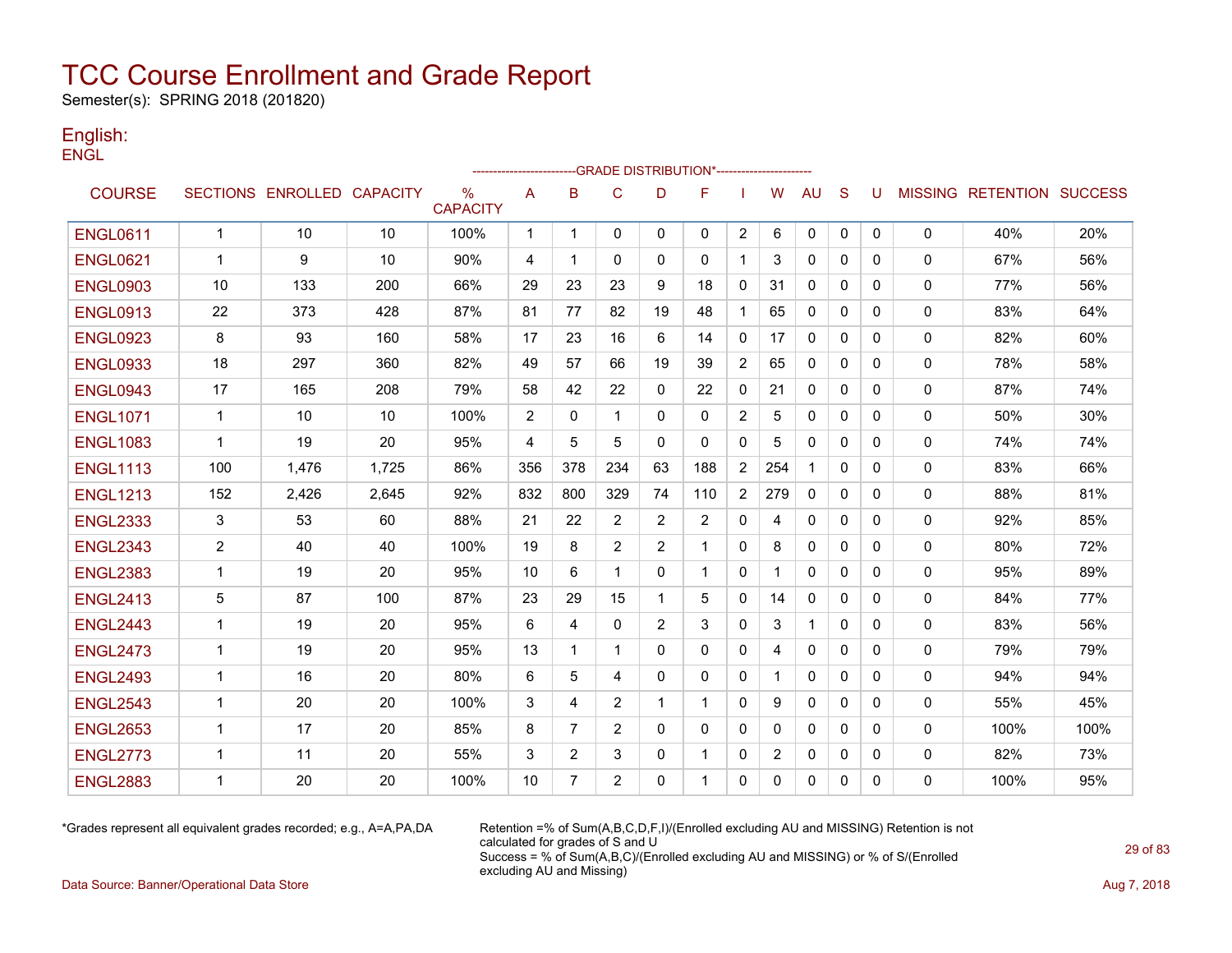# TCC Course Enrollment and Grade Report

Semester(s): SPRING 2018 (201820)

## English:

ENGL

| COURSE | SECTIONS | ENROLLED | CAPACITY | % CAPACITY | A | B | C | D | F | I | W | AU | S | U | MISSING | RETENTION | SUCCESS |
|---|---|---|---|---|---|---|---|---|---|---|---|---|---|---|---|---|---|
| | | | | | --------------------------GRADE DISTRIBUTION*------------------------ | | | | | | | | | | | | |
| ENGL0611 | 1 | 10 | 10 | 100% | 1 | 1 | 0 | 0 | 0 | 2 | 6 | 0 | 0 | 0 | 0 | 40% | 20% |
| ENGL0621 | 1 | 9 | 10 | 90% | 4 | 1 | 0 | 0 | 0 | 1 | 3 | 0 | 0 | 0 | 0 | 67% | 56% |
| ENGL0903 | 10 | 133 | 200 | 66% | 29 | 23 | 23 | 9 | 18 | 0 | 31 | 0 | 0 | 0 | 0 | 77% | 56% |
| ENGL0913 | 22 | 373 | 428 | 87% | 81 | 77 | 82 | 19 | 48 | 1 | 65 | 0 | 0 | 0 | 0 | 83% | 64% |
| ENGL0923 | 8 | 93 | 160 | 58% | 17 | 23 | 16 | 6 | 14 | 0 | 17 | 0 | 0 | 0 | 0 | 82% | 60% |
| ENGL0933 | 18 | 297 | 360 | 82% | 49 | 57 | 66 | 19 | 39 | 2 | 65 | 0 | 0 | 0 | 0 | 78% | 58% |
| ENGL0943 | 17 | 165 | 208 | 79% | 58 | 42 | 22 | 0 | 22 | 0 | 21 | 0 | 0 | 0 | 0 | 87% | 74% |
| ENGL1071 | 1 | 10 | 10 | 100% | 2 | 0 | 1 | 0 | 0 | 2 | 5 | 0 | 0 | 0 | 0 | 50% | 30% |
| ENGL1083 | 1 | 19 | 20 | 95% | 4 | 5 | 5 | 0 | 0 | 0 | 5 | 0 | 0 | 0 | 0 | 74% | 74% |
| ENGL1113 | 100 | 1,476 | 1,725 | 86% | 356 | 378 | 234 | 63 | 188 | 2 | 254 | 1 | 0 | 0 | 0 | 83% | 66% |
| ENGL1213 | 152 | 2,426 | 2,645 | 92% | 832 | 800 | 329 | 74 | 110 | 2 | 279 | 0 | 0 | 0 | 0 | 88% | 81% |
| ENGL2333 | 3 | 53 | 60 | 88% | 21 | 22 | 2 | 2 | 2 | 0 | 4 | 0 | 0 | 0 | 0 | 92% | 85% |
| ENGL2343 | 2 | 40 | 40 | 100% | 19 | 8 | 2 | 2 | 1 | 0 | 8 | 0 | 0 | 0 | 0 | 80% | 72% |
| ENGL2383 | 1 | 19 | 20 | 95% | 10 | 6 | 1 | 0 | 1 | 0 | 1 | 0 | 0 | 0 | 0 | 95% | 89% |
| ENGL2413 | 5 | 87 | 100 | 87% | 23 | 29 | 15 | 1 | 5 | 0 | 14 | 0 | 0 | 0 | 0 | 84% | 77% |
| ENGL2443 | 1 | 19 | 20 | 95% | 6 | 4 | 0 | 2 | 3 | 0 | 3 | 1 | 0 | 0 | 0 | 83% | 56% |
| ENGL2473 | 1 | 19 | 20 | 95% | 13 | 1 | 1 | 0 | 0 | 0 | 4 | 0 | 0 | 0 | 0 | 79% | 79% |
| ENGL2493 | 1 | 16 | 20 | 80% | 6 | 5 | 4 | 0 | 0 | 0 | 1 | 0 | 0 | 0 | 0 | 94% | 94% |
| ENGL2543 | 1 | 20 | 20 | 100% | 3 | 4 | 2 | 1 | 1 | 0 | 9 | 0 | 0 | 0 | 0 | 55% | 45% |
| ENGL2653 | 1 | 17 | 20 | 85% | 8 | 7 | 2 | 0 | 0 | 0 | 0 | 0 | 0 | 0 | 0 | 100% | 100% |
| ENGL2773 | 1 | 11 | 20 | 55% | 3 | 2 | 3 | 0 | 1 | 0 | 2 | 0 | 0 | 0 | 0 | 82% | 73% |
| ENGL2883 | 1 | 20 | 20 | 100% | 10 | 7 | 2 | 0 | 1 | 0 | 0 | 0 | 0 | 0 | 0 | 100% | 95% |

*Grades represent all equivalent grades recorded; e.g., A=A,PA,DA

Retention =% of Sum(A,B,C,D,F,I)/(Enrolled excluding AU and MISSING) Retention is not calculated for grades of S and U
Success = % of Sum(A,B,C)/(Enrolled excluding AU and MISSING) or % of S/(Enrolled excluding AU and Missing)

Data Source: Banner/Operational Data Store

Aug 7, 2018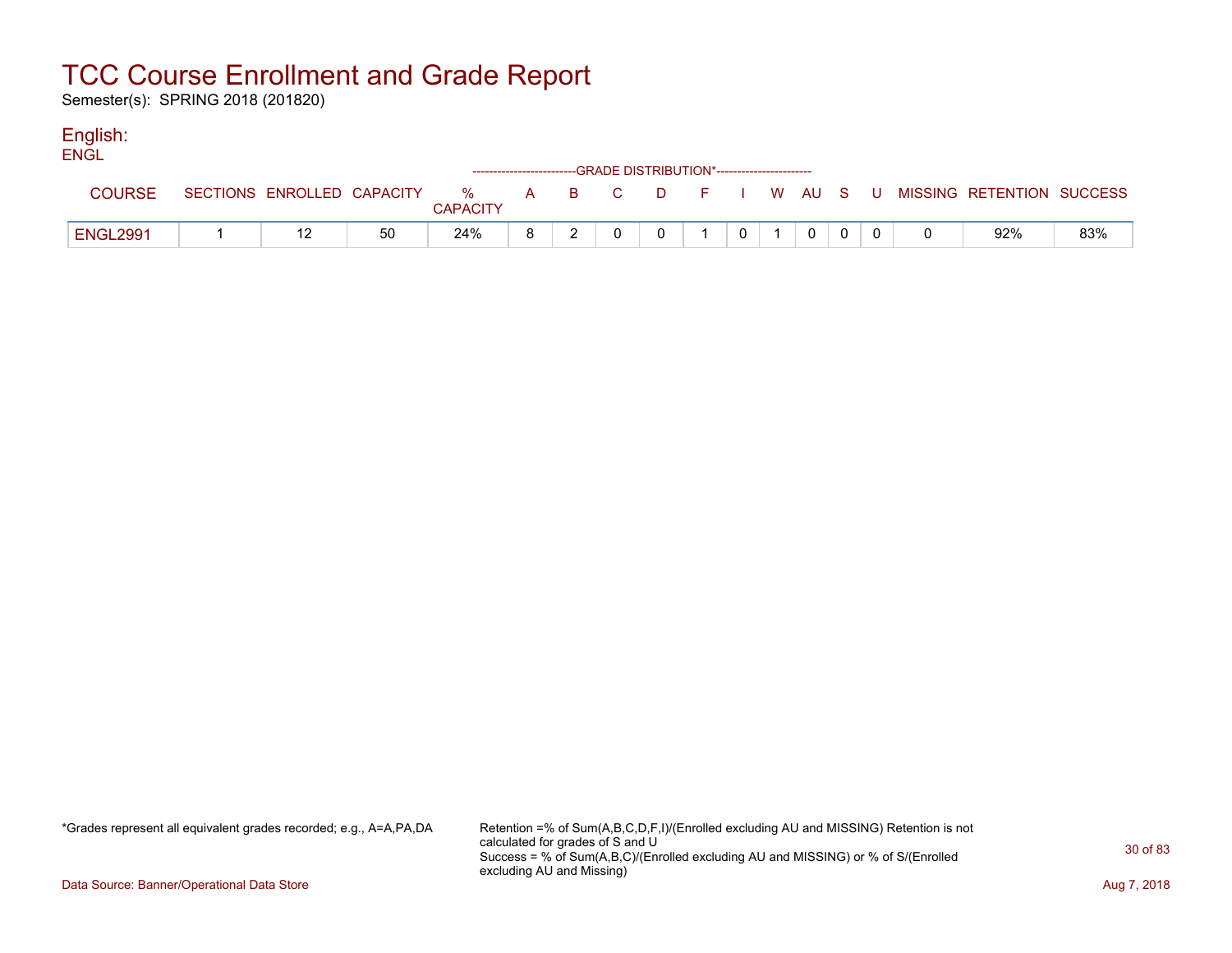# TCC Course Enrollment and Grade Report

Semester(s): SPRING 2018 (201820)

## English:

ENGL

| COURSE | SECTIONS | ENROLLED | CAPACITY | % CAPACITY | A | B | C | D | F | I | W | AU | S | U | MISSING | RETENTION | SUCCESS |
|---|---|---|---|---|---|---|---|---|---|---|---|---|---|---|---|---|---|
| | | | | | GRADE DISTRIBUTION* | | | | | | | | | | | | |
| ENGL2991 | 1 | 12 | 50 | 24% | 8 | 2 | 0 | 0 | 1 | 0 | 1 | 0 | 0 | 0 | 0 | 92% | 83% |

*Grades represent all equivalent grades recorded; e.g., A=A,PA,DA

Retention =% of Sum(A,B,C,D,F,I)/(Enrolled excluding AU and MISSING) Retention is not calculated for grades of S and U
Success = % of Sum(A,B,C)/(Enrolled excluding AU and MISSING) or % of S/(Enrolled excluding AU and Missing)

Data Source: Banner/Operational Data Store

Aug 7, 2018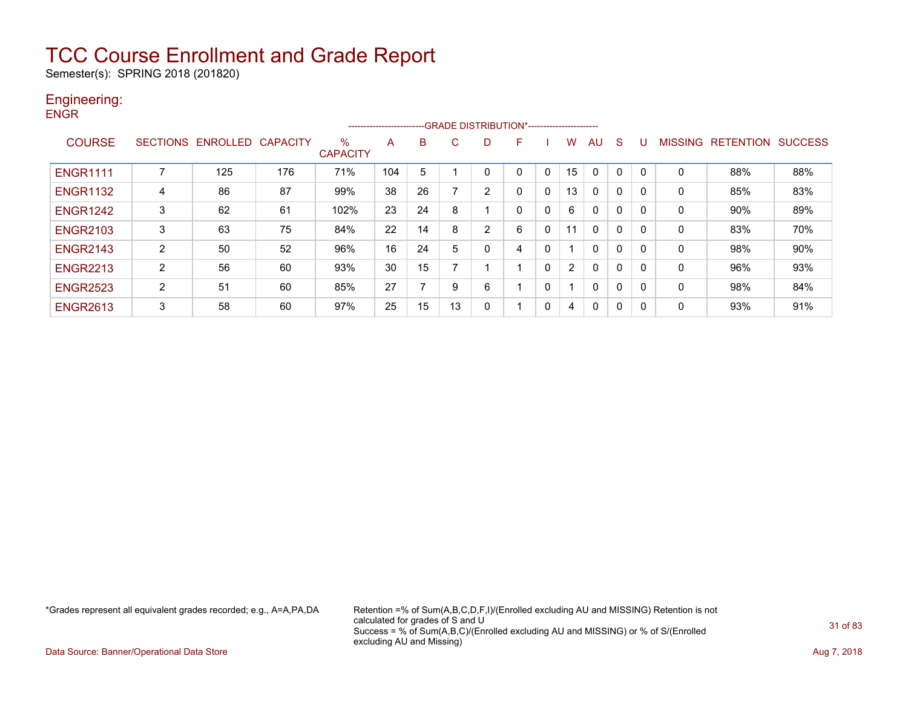# TCC Course Enrollment and Grade Report

Semester(s): SPRING 2018 (201820)

## Engineering:

ENGR

| COURSE | SECTIONS | ENROLLED | CAPACITY | % CAPACITY | A | B | C | D | F | I | W | AU | S | U | MISSING | RETENTION | SUCCESS |
|---|---|---|---|---|---|---|---|---|---|---|---|---|---|---|---|---|---|
| | | | | | -------------------------GRADE DISTRIBUTION*----------------------- | | | | | | | | | | | | |
| ENGR1111 | 7 | 125 | 176 | 71% | 104 | 5 | 1 | 0 | 0 | 0 | 15 | 0 | 0 | 0 | 0 | 88% | 88% |
| ENGR1132 | 4 | 86 | 87 | 99% | 38 | 26 | 7 | 2 | 0 | 0 | 13 | 0 | 0 | 0 | 0 | 85% | 83% |
| ENGR1242 | 3 | 62 | 61 | 102% | 23 | 24 | 8 | 1 | 0 | 0 | 6 | 0 | 0 | 0 | 0 | 90% | 89% |
| ENGR2103 | 3 | 63 | 75 | 84% | 22 | 14 | 8 | 2 | 6 | 0 | 11 | 0 | 0 | 0 | 0 | 83% | 70% |
| ENGR2143 | 2 | 50 | 52 | 96% | 16 | 24 | 5 | 0 | 4 | 0 | 1 | 0 | 0 | 0 | 0 | 98% | 90% |
| ENGR2213 | 2 | 56 | 60 | 93% | 30 | 15 | 7 | 1 | 1 | 0 | 2 | 0 | 0 | 0 | 0 | 96% | 93% |
| ENGR2523 | 2 | 51 | 60 | 85% | 27 | 7 | 9 | 6 | 1 | 0 | 1 | 0 | 0 | 0 | 0 | 98% | 84% |
| ENGR2613 | 3 | 58 | 60 | 97% | 25 | 15 | 13 | 0 | 1 | 0 | 4 | 0 | 0 | 0 | 0 | 93% | 91% |

*Grades represent all equivalent grades recorded; e.g., A=A,PA,DA

Retention =% of Sum(A,B,C,D,F,I)/(Enrolled excluding AU and MISSING) Retention is not calculated for grades of S and U
Success = % of Sum(A,B,C)/(Enrolled excluding AU and MISSING) or % of S/(Enrolled excluding AU and Missing)

Data Source: Banner/Operational Data Store

Aug 7, 2018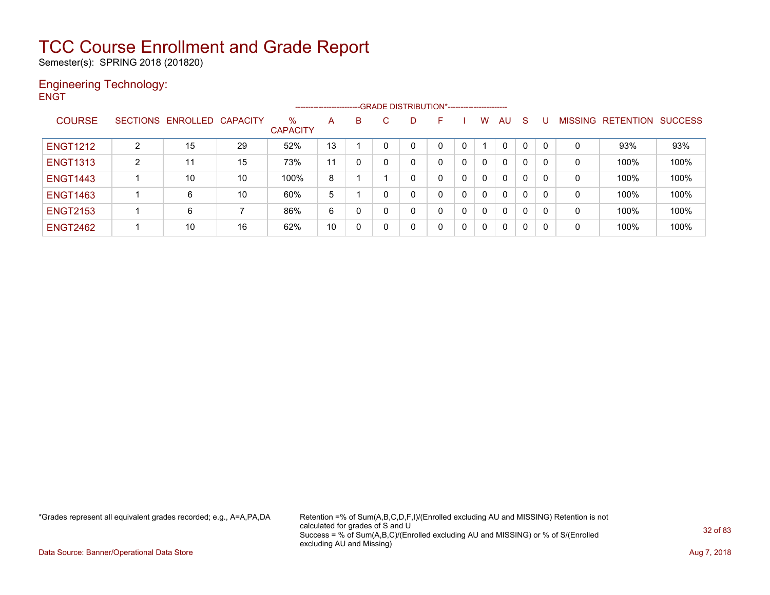# TCC Course Enrollment and Grade Report

Semester(s): SPRING 2018 (201820)

## Engineering Technology:

ENGT

| COURSE | SECTIONS | ENROLLED | CAPACITY | % CAPACITY | GRADE DISTRIBUTION* A | B | C | D | F | I | W | AU | S | U | MISSING | RETENTION | SUCCESS |
|---|---|---|---|---|---|---|---|---|---|---|---|---|---|---|---|---|---|
| ENGT1212 | 2 | 15 | 29 | 52% | 13 | 1 | 0 | 0 | 0 | 0 | 1 | 0 | 0 | 0 | 0 | 93% | 93% |
| ENGT1313 | 2 | 11 | 15 | 73% | 11 | 0 | 0 | 0 | 0 | 0 | 0 | 0 | 0 | 0 | 0 | 100% | 100% |
| ENGT1443 | 1 | 10 | 10 | 100% | 8 | 1 | 1 | 0 | 0 | 0 | 0 | 0 | 0 | 0 | 0 | 100% | 100% |
| ENGT1463 | 1 | 6 | 10 | 60% | 5 | 1 | 0 | 0 | 0 | 0 | 0 | 0 | 0 | 0 | 0 | 100% | 100% |
| ENGT2153 | 1 | 6 | 7 | 86% | 6 | 0 | 0 | 0 | 0 | 0 | 0 | 0 | 0 | 0 | 0 | 100% | 100% |
| ENGT2462 | 1 | 10 | 16 | 62% | 10 | 0 | 0 | 0 | 0 | 0 | 0 | 0 | 0 | 0 | 0 | 100% | 100% |

*Grades represent all equivalent grades recorded; e.g., A=A,PA,DA

Retention =% of Sum(A,B,C,D,F,I)/(Enrolled excluding AU and MISSING) Retention is not calculated for grades of S and U

Success = % of Sum(A,B,C)/(Enrolled excluding AU and MISSING) or % of S/(Enrolled excluding AU and Missing)

Data Source: Banner/Operational Data Store

Aug 7, 2018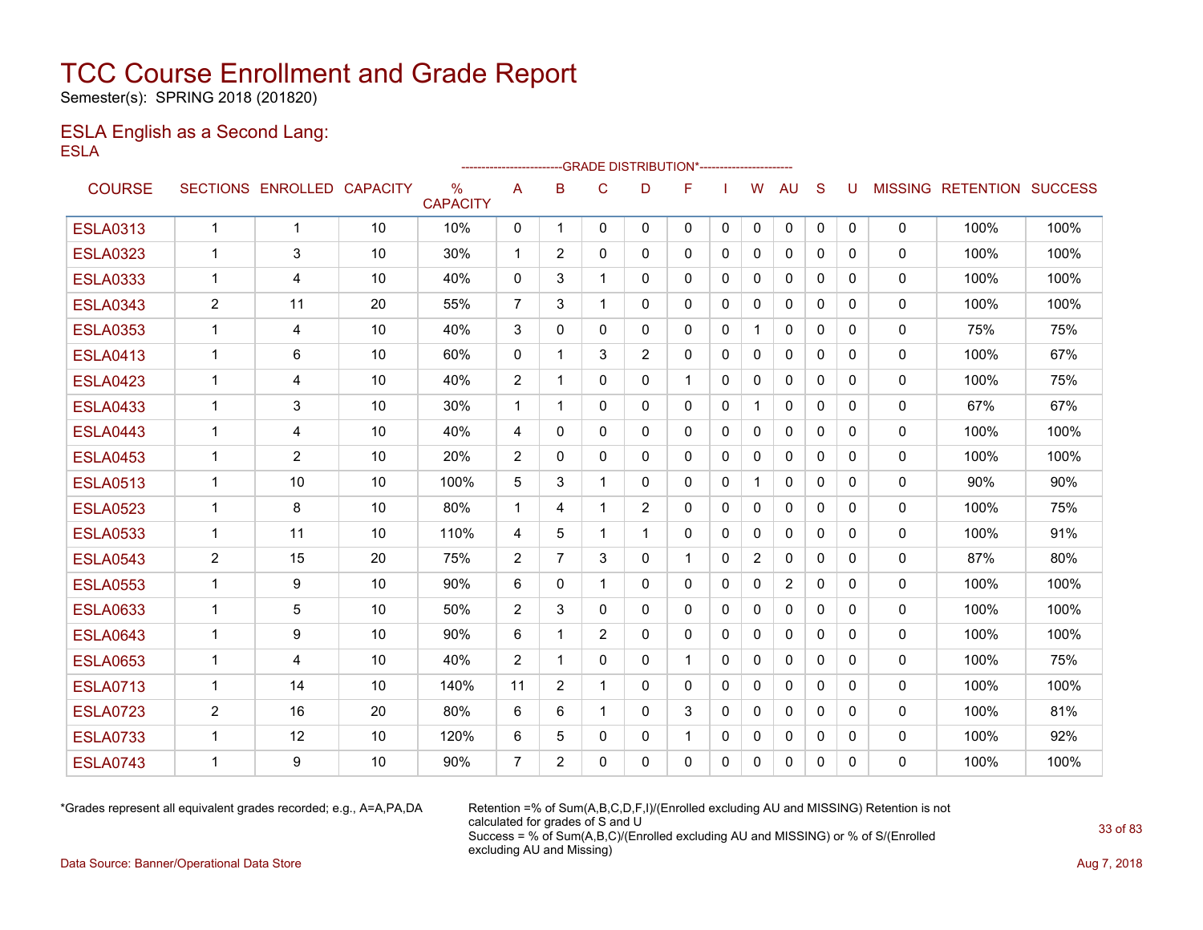# TCC Course Enrollment and Grade Report

Semester(s): SPRING 2018 (201820)

## ESLA English as a Second Lang:

ESLA

| COURSE | SECTIONS | ENROLLED | CAPACITY | % CAPACITY | A | B | C | D | F | I | W | AU | S | U | MISSING | RETENTION | SUCCESS |
|---|---|---|---|---|---|---|---|---|---|---|---|---|---|---|---|---|---|
| | | | | | GRADE DISTRIBUTION* | | | | | | | | | | | | |
| ESLA0313 | 1 | 1 | 10 | 10% | 0 | 1 | 0 | 0 | 0 | 0 | 0 | 0 | 0 | 0 | 0 | 100% | 100% |
| ESLA0323 | 1 | 3 | 10 | 30% | 1 | 2 | 0 | 0 | 0 | 0 | 0 | 0 | 0 | 0 | 0 | 100% | 100% |
| ESLA0333 | 1 | 4 | 10 | 40% | 0 | 3 | 1 | 0 | 0 | 0 | 0 | 0 | 0 | 0 | 0 | 100% | 100% |
| ESLA0343 | 2 | 11 | 20 | 55% | 7 | 3 | 1 | 0 | 0 | 0 | 0 | 0 | 0 | 0 | 0 | 100% | 100% |
| ESLA0353 | 1 | 4 | 10 | 40% | 3 | 0 | 0 | 0 | 0 | 0 | 1 | 0 | 0 | 0 | 0 | 75% | 75% |
| ESLA0413 | 1 | 6 | 10 | 60% | 0 | 1 | 3 | 2 | 0 | 0 | 0 | 0 | 0 | 0 | 0 | 100% | 67% |
| ESLA0423 | 1 | 4 | 10 | 40% | 2 | 1 | 0 | 0 | 1 | 0 | 0 | 0 | 0 | 0 | 0 | 100% | 75% |
| ESLA0433 | 1 | 3 | 10 | 30% | 1 | 1 | 0 | 0 | 0 | 0 | 1 | 0 | 0 | 0 | 0 | 67% | 67% |
| ESLA0443 | 1 | 4 | 10 | 40% | 4 | 0 | 0 | 0 | 0 | 0 | 0 | 0 | 0 | 0 | 0 | 100% | 100% |
| ESLA0453 | 1 | 2 | 10 | 20% | 2 | 0 | 0 | 0 | 0 | 0 | 0 | 0 | 0 | 0 | 0 | 100% | 100% |
| ESLA0513 | 1 | 10 | 10 | 100% | 5 | 3 | 1 | 0 | 0 | 0 | 1 | 0 | 0 | 0 | 0 | 90% | 90% |
| ESLA0523 | 1 | 8 | 10 | 80% | 1 | 4 | 1 | 2 | 0 | 0 | 0 | 0 | 0 | 0 | 0 | 100% | 75% |
| ESLA0533 | 1 | 11 | 10 | 110% | 4 | 5 | 1 | 1 | 0 | 0 | 0 | 0 | 0 | 0 | 0 | 100% | 91% |
| ESLA0543 | 2 | 15 | 20 | 75% | 2 | 7 | 3 | 0 | 1 | 0 | 2 | 0 | 0 | 0 | 0 | 87% | 80% |
| ESLA0553 | 1 | 9 | 10 | 90% | 6 | 0 | 1 | 0 | 0 | 0 | 0 | 2 | 0 | 0 | 0 | 100% | 100% |
| ESLA0633 | 1 | 5 | 10 | 50% | 2 | 3 | 0 | 0 | 0 | 0 | 0 | 0 | 0 | 0 | 0 | 100% | 100% |
| ESLA0643 | 1 | 9 | 10 | 90% | 6 | 1 | 2 | 0 | 0 | 0 | 0 | 0 | 0 | 0 | 0 | 100% | 100% |
| ESLA0653 | 1 | 4 | 10 | 40% | 2 | 1 | 0 | 0 | 1 | 0 | 0 | 0 | 0 | 0 | 0 | 100% | 75% |
| ESLA0713 | 1 | 14 | 10 | 140% | 11 | 2 | 1 | 0 | 0 | 0 | 0 | 0 | 0 | 0 | 0 | 100% | 100% |
| ESLA0723 | 2 | 16 | 20 | 80% | 6 | 6 | 1 | 0 | 3 | 0 | 0 | 0 | 0 | 0 | 0 | 100% | 81% |
| ESLA0733 | 1 | 12 | 10 | 120% | 6 | 5 | 0 | 0 | 1 | 0 | 0 | 0 | 0 | 0 | 0 | 100% | 92% |
| ESLA0743 | 1 | 9 | 10 | 90% | 7 | 2 | 0 | 0 | 0 | 0 | 0 | 0 | 0 | 0 | 0 | 100% | 100% |

*Grades represent all equivalent grades recorded; e.g., A=A,PA,DA

Retention =% of Sum(A,B,C,D,F,I)/(Enrolled excluding AU and MISSING) Retention is not calculated for grades of S and U
Success = % of Sum(A,B,C)/(Enrolled excluding AU and MISSING) or % of S/(Enrolled excluding AU and Missing)

Data Source: Banner/Operational Data Store

Aug 7, 2018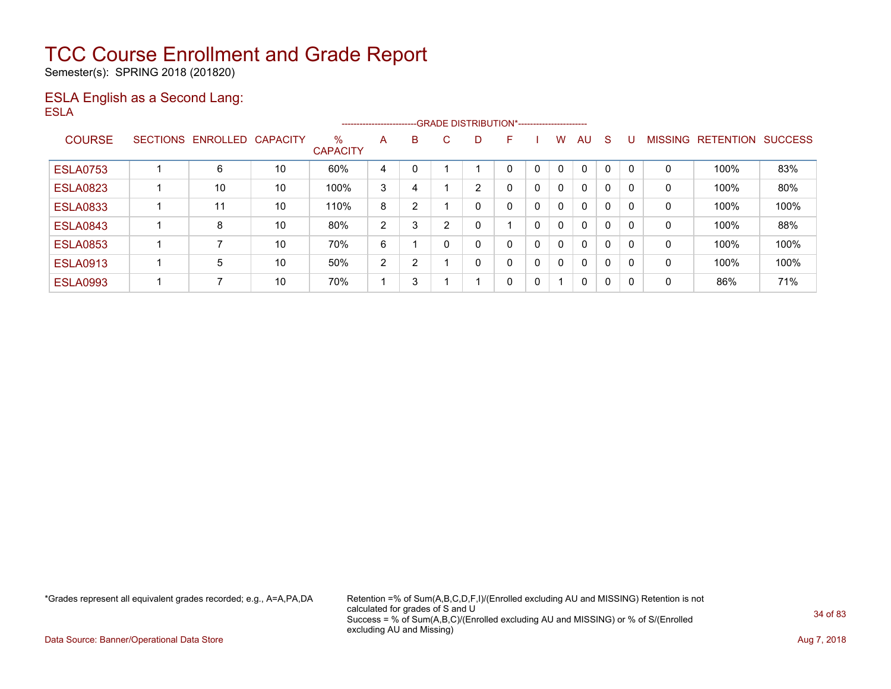# TCC Course Enrollment and Grade Report

Semester(s): SPRING 2018 (201820)

## ESLA English as a Second Lang:

ESLA

| COURSE | SECTIONS | ENROLLED | CAPACITY | % CAPACITY | A | B | C | D | F | I | W | AU | S | U | MISSING | RETENTION | SUCCESS |
|---|---|---|---|---|---|---|---|---|---|---|---|---|---|---|---|---|---|
| | | | | | -------------------------GRADE DISTRIBUTION*----------------------- | | | | | | | | | | | | |
| ESLA0753 | 1 | 6 | 10 | 60% | 4 | 0 | 1 | 1 | 0 | 0 | 0 | 0 | 0 | 0 | 0 | 100% | 83% |
| ESLA0823 | 1 | 10 | 10 | 100% | 3 | 4 | 1 | 2 | 0 | 0 | 0 | 0 | 0 | 0 | 0 | 100% | 80% |
| ESLA0833 | 1 | 11 | 10 | 110% | 8 | 2 | 1 | 0 | 0 | 0 | 0 | 0 | 0 | 0 | 0 | 100% | 100% |
| ESLA0843 | 1 | 8 | 10 | 80% | 2 | 3 | 2 | 0 | 1 | 0 | 0 | 0 | 0 | 0 | 0 | 100% | 88% |
| ESLA0853 | 1 | 7 | 10 | 70% | 6 | 1 | 0 | 0 | 0 | 0 | 0 | 0 | 0 | 0 | 0 | 100% | 100% |
| ESLA0913 | 1 | 5 | 10 | 50% | 2 | 2 | 1 | 0 | 0 | 0 | 0 | 0 | 0 | 0 | 0 | 100% | 100% |
| ESLA0993 | 1 | 7 | 10 | 70% | 1 | 3 | 1 | 1 | 0 | 0 | 1 | 0 | 0 | 0 | 0 | 86% | 71% |

*Grades represent all equivalent grades recorded; e.g., A=A,PA,DA

Retention =% of Sum(A,B,C,D,F,I)/(Enrolled excluding AU and MISSING) Retention is not calculated for grades of S and U
Success = % of Sum(A,B,C)/(Enrolled excluding AU and MISSING) or % of S/(Enrolled excluding AU and Missing)

Data Source: Banner/Operational Data Store

Aug 7, 2018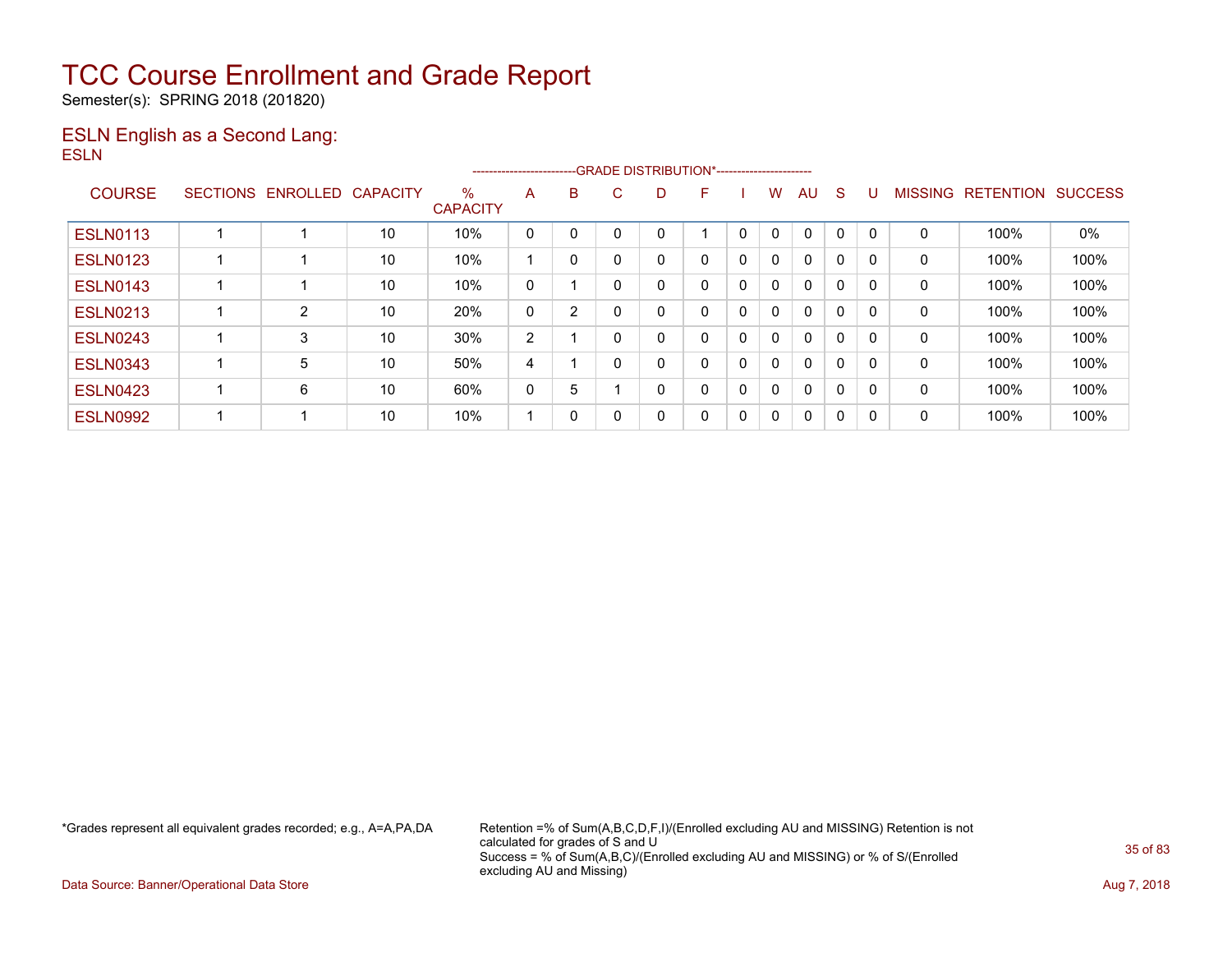# TCC Course Enrollment and Grade Report

Semester(s): SPRING 2018 (201820)

## ESLN English as a Second Lang:

ESLN

| | | | | | -------------------------GRADE DISTRIBUTION*----------------------- | | | | | | | | | | | | | |
|---|---|---|---|---|---|---|---|---|---|---|---|---|---|---|---|---|---|
| COURSE | SECTIONS | ENROLLED | CAPACITY | % CAPACITY | A | B | C | D | F | I | W | AU | S | U | MISSING | RETENTION | SUCCESS |
| ESLN0113 | 1 | 1 | 10 | 10% | 0 | 0 | 0 | 0 | 1 | 0 | 0 | 0 | 0 | 0 | 0 | 100% | 0% |
| ESLN0123 | 1 | 1 | 10 | 10% | 1 | 0 | 0 | 0 | 0 | 0 | 0 | 0 | 0 | 0 | 0 | 100% | 100% |
| ESLN0143 | 1 | 1 | 10 | 10% | 0 | 1 | 0 | 0 | 0 | 0 | 0 | 0 | 0 | 0 | 0 | 100% | 100% |
| ESLN0213 | 1 | 2 | 10 | 20% | 0 | 2 | 0 | 0 | 0 | 0 | 0 | 0 | 0 | 0 | 0 | 100% | 100% |
| ESLN0243 | 1 | 3 | 10 | 30% | 2 | 1 | 0 | 0 | 0 | 0 | 0 | 0 | 0 | 0 | 0 | 100% | 100% |
| ESLN0343 | 1 | 5 | 10 | 50% | 4 | 1 | 0 | 0 | 0 | 0 | 0 | 0 | 0 | 0 | 0 | 100% | 100% |
| ESLN0423 | 1 | 6 | 10 | 60% | 0 | 5 | 1 | 0 | 0 | 0 | 0 | 0 | 0 | 0 | 0 | 100% | 100% |
| ESLN0992 | 1 | 1 | 10 | 10% | 1 | 0 | 0 | 0 | 0 | 0 | 0 | 0 | 0 | 0 | 0 | 100% | 100% |

*Grades represent all equivalent grades recorded; e.g., A=A,PA,DA

Retention =% of Sum(A,B,C,D,F,I)/(Enrolled excluding AU and MISSING) Retention is not calculated for grades of S and U
Success = % of Sum(A,B,C)/(Enrolled excluding AU and MISSING) or % of S/(Enrolled excluding AU and Missing)

Data Source: Banner/Operational Data Store

Aug 7, 2018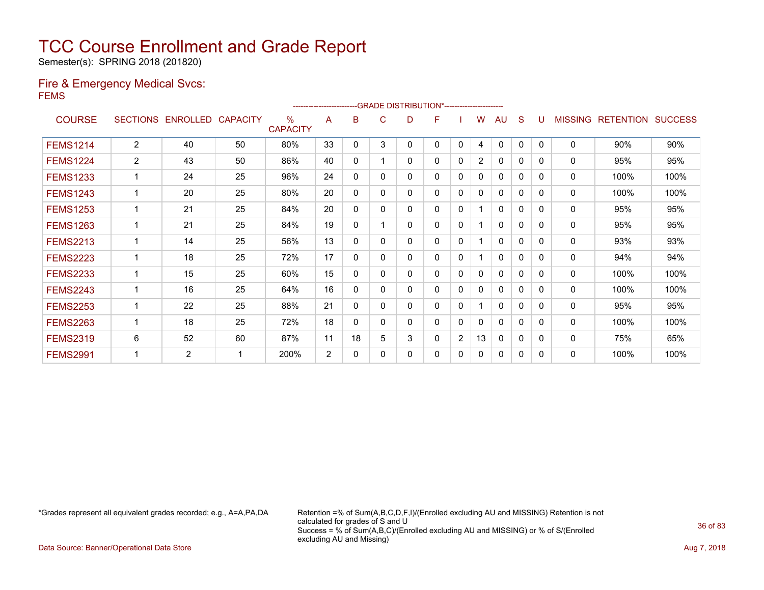# TCC Course Enrollment and Grade Report

Semester(s): SPRING 2018 (201820)

## Fire & Emergency Medical Svcs:

FEMS

| COURSE | SECTIONS | ENROLLED | CAPACITY | % CAPACITY | A | B | C | D | F | I | W | AU | S | U | MISSING | RETENTION | SUCCESS |
|---|---|---|---|---|---|---|---|---|---|---|---|---|---|---|---|---|---|
| | | | | | GRADE DISTRIBUTION* | | | | | | | | | | | | |
| FEMS1214 | 2 | 40 | 50 | 80% | 33 | 0 | 3 | 0 | 0 | 0 | 4 | 0 | 0 | 0 | 0 | 90% | 90% |
| FEMS1224 | 2 | 43 | 50 | 86% | 40 | 0 | 1 | 0 | 0 | 0 | 2 | 0 | 0 | 0 | 0 | 95% | 95% |
| FEMS1233 | 1 | 24 | 25 | 96% | 24 | 0 | 0 | 0 | 0 | 0 | 0 | 0 | 0 | 0 | 0 | 100% | 100% |
| FEMS1243 | 1 | 20 | 25 | 80% | 20 | 0 | 0 | 0 | 0 | 0 | 0 | 0 | 0 | 0 | 0 | 100% | 100% |
| FEMS1253 | 1 | 21 | 25 | 84% | 20 | 0 | 0 | 0 | 0 | 0 | 1 | 0 | 0 | 0 | 0 | 95% | 95% |
| FEMS1263 | 1 | 21 | 25 | 84% | 19 | 0 | 1 | 0 | 0 | 0 | 1 | 0 | 0 | 0 | 0 | 95% | 95% |
| FEMS2213 | 1 | 14 | 25 | 56% | 13 | 0 | 0 | 0 | 0 | 0 | 1 | 0 | 0 | 0 | 0 | 93% | 93% |
| FEMS2223 | 1 | 18 | 25 | 72% | 17 | 0 | 0 | 0 | 0 | 0 | 1 | 0 | 0 | 0 | 0 | 94% | 94% |
| FEMS2233 | 1 | 15 | 25 | 60% | 15 | 0 | 0 | 0 | 0 | 0 | 0 | 0 | 0 | 0 | 0 | 100% | 100% |
| FEMS2243 | 1 | 16 | 25 | 64% | 16 | 0 | 0 | 0 | 0 | 0 | 0 | 0 | 0 | 0 | 0 | 100% | 100% |
| FEMS2253 | 1 | 22 | 25 | 88% | 21 | 0 | 0 | 0 | 0 | 0 | 1 | 0 | 0 | 0 | 0 | 95% | 95% |
| FEMS2263 | 1 | 18 | 25 | 72% | 18 | 0 | 0 | 0 | 0 | 0 | 0 | 0 | 0 | 0 | 0 | 100% | 100% |
| FEMS2319 | 6 | 52 | 60 | 87% | 11 | 18 | 5 | 3 | 0 | 2 | 13 | 0 | 0 | 0 | 0 | 75% | 65% |
| FEMS2991 | 1 | 2 | 1 | 200% | 2 | 0 | 0 | 0 | 0 | 0 | 0 | 0 | 0 | 0 | 0 | 100% | 100% |

*Grades represent all equivalent grades recorded; e.g., A=A,PA,DA

Retention =% of Sum(A,B,C,D,F,I)/(Enrolled excluding AU and MISSING) Retention is not calculated for grades of S and U
Success = % of Sum(A,B,C)/(Enrolled excluding AU and MISSING) or % of S/(Enrolled excluding AU and Missing)

Data Source: Banner/Operational Data Store

Aug 7, 2018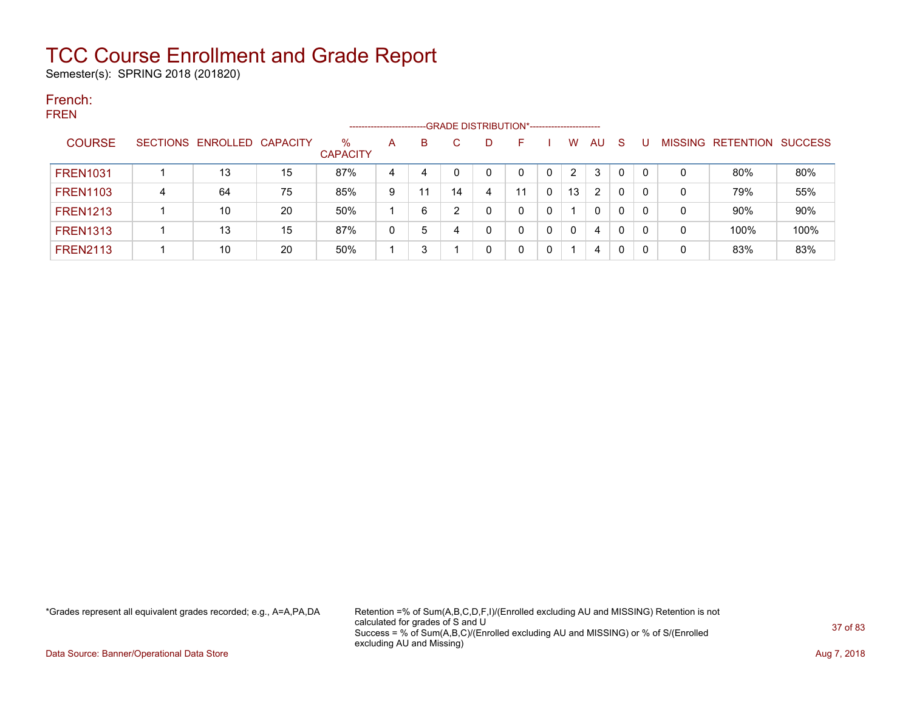# TCC Course Enrollment and Grade Report

Semester(s): SPRING 2018 (201820)

## French:

FREN

| COURSE | SECTIONS | ENROLLED | CAPACITY | % CAPACITY | A | B | C | D | F | I | W | AU | S | U | MISSING | RETENTION | SUCCESS |
|---|---|---|---|---|---|---|---|---|---|---|---|---|---|---|---|---|---|
| | | | | | GRADE DISTRIBUTION* | | | | | | | | | | | | |
| FREN1031 | 1 | 13 | 15 | 87% | 4 | 4 | 0 | 0 | 0 | 0 | 2 | 3 | 0 | 0 | 0 | 80% | 80% |
| FREN1103 | 4 | 64 | 75 | 85% | 9 | 11 | 14 | 4 | 11 | 0 | 13 | 2 | 0 | 0 | 0 | 79% | 55% |
| FREN1213 | 1 | 10 | 20 | 50% | 1 | 6 | 2 | 0 | 0 | 0 | 1 | 0 | 0 | 0 | 0 | 90% | 90% |
| FREN1313 | 1 | 13 | 15 | 87% | 0 | 5 | 4 | 0 | 0 | 0 | 0 | 4 | 0 | 0 | 0 | 100% | 100% |
| FREN2113 | 1 | 10 | 20 | 50% | 1 | 3 | 1 | 0 | 0 | 0 | 1 | 4 | 0 | 0 | 0 | 83% | 83% |

*Grades represent all equivalent grades recorded; e.g., A=A,PA,DA

Retention =% of Sum(A,B,C,D,F,I)/(Enrolled excluding AU and MISSING) Retention is not calculated for grades of S and U
Success = % of Sum(A,B,C)/(Enrolled excluding AU and MISSING) or % of S/(Enrolled excluding AU and Missing)

Data Source: Banner/Operational Data Store

Aug 7, 2018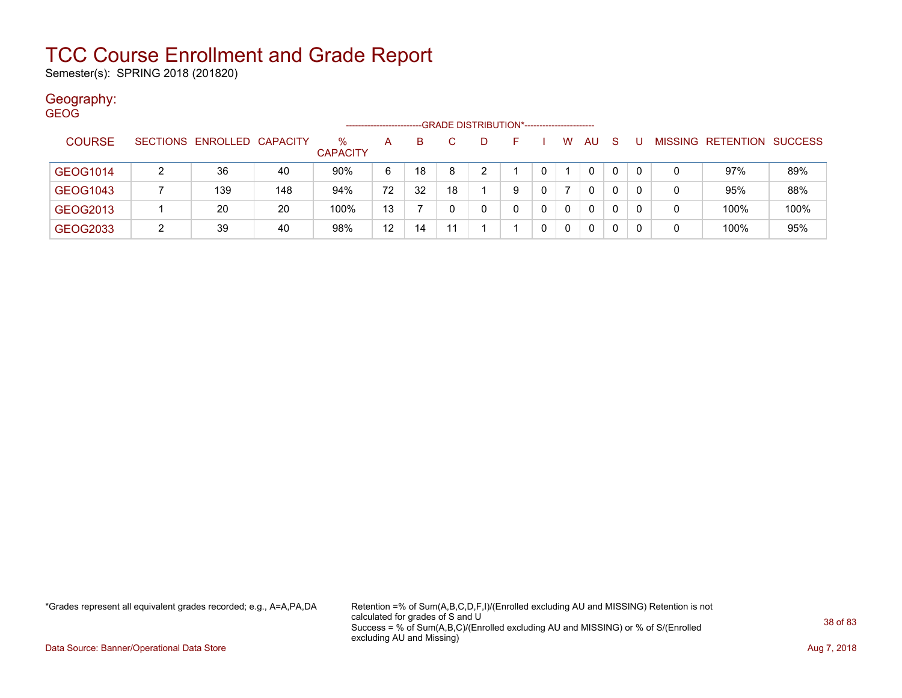# TCC Course Enrollment and Grade Report

Semester(s): SPRING 2018 (201820)

## Geography:

GEOG

| COURSE | SECTIONS | ENROLLED | CAPACITY | % CAPACITY | A | B | C | D | F | I | W | AU | S | U | MISSING | RETENTION | SUCCESS |
|---|---|---|---|---|---|---|---|---|---|---|---|---|---|---|---|---|---|
| | | | | | GRADE DISTRIBUTION* | | | | | | | | | | | | |
| GEOG1014 | 2 | 36 | 40 | 90% | 6 | 18 | 8 | 2 | 1 | 0 | 1 | 0 | 0 | 0 | 0 | 97% | 89% |
| GEOG1043 | 7 | 139 | 148 | 94% | 72 | 32 | 18 | 1 | 9 | 0 | 7 | 0 | 0 | 0 | 0 | 95% | 88% |
| GEOG2013 | 1 | 20 | 20 | 100% | 13 | 7 | 0 | 0 | 0 | 0 | 0 | 0 | 0 | 0 | 0 | 100% | 100% |
| GEOG2033 | 2 | 39 | 40 | 98% | 12 | 14 | 11 | 1 | 1 | 0 | 0 | 0 | 0 | 0 | 0 | 100% | 95% |

*Grades represent all equivalent grades recorded; e.g., A=A,PA,DA

Retention =% of Sum(A,B,C,D,F,I)/(Enrolled excluding AU and MISSING) Retention is not calculated for grades of S and U
Success = % of Sum(A,B,C)/(Enrolled excluding AU and MISSING) or % of S/(Enrolled excluding AU and Missing)

Data Source: Banner/Operational Data Store

Aug 7, 2018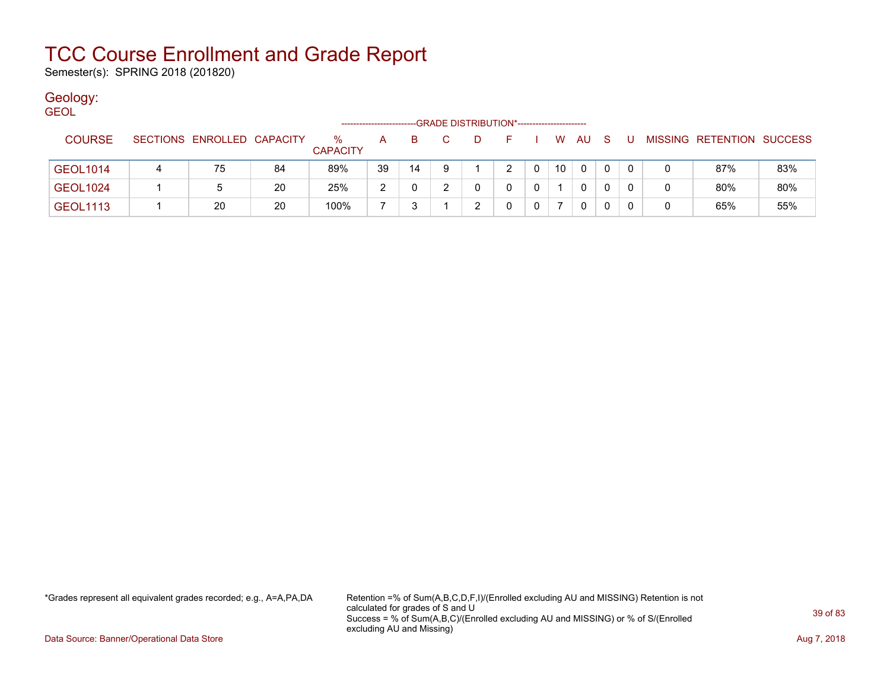# TCC Course Enrollment and Grade Report

Semester(s): SPRING 2018 (201820)

## Geology:

GEOL

| COURSE | SECTIONS | ENROLLED | CAPACITY | % CAPACITY | A | B | C | D | F | I | W | AU | S | U | MISSING | RETENTION | SUCCESS |
|---|---|---|---|---|---|---|---|---|---|---|---|---|---|---|---|---|---|
| | | | | | GRADE DISTRIBUTION* | | | | | | | | | | | | |
| GEOL1014 | 4 | 75 | 84 | 89% | 39 | 14 | 9 | 1 | 2 | 0 | 10 | 0 | 0 | 0 | 0 | 87% | 83% |
| GEOL1024 | 1 | 5 | 20 | 25% | 2 | 0 | 2 | 0 | 0 | 0 | 1 | 0 | 0 | 0 | 0 | 80% | 80% |
| GEOL1113 | 1 | 20 | 20 | 100% | 7 | 3 | 1 | 2 | 0 | 0 | 7 | 0 | 0 | 0 | 0 | 65% | 55% |

*Grades represent all equivalent grades recorded; e.g., A=A,PA,DA

Retention =% of Sum(A,B,C,D,F,I)/(Enrolled excluding AU and MISSING) Retention is not calculated for grades of S and U
Success = % of Sum(A,B,C)/(Enrolled excluding AU and MISSING) or % of S/(Enrolled excluding AU and Missing)

Data Source: Banner/Operational Data Store

Aug 7, 2018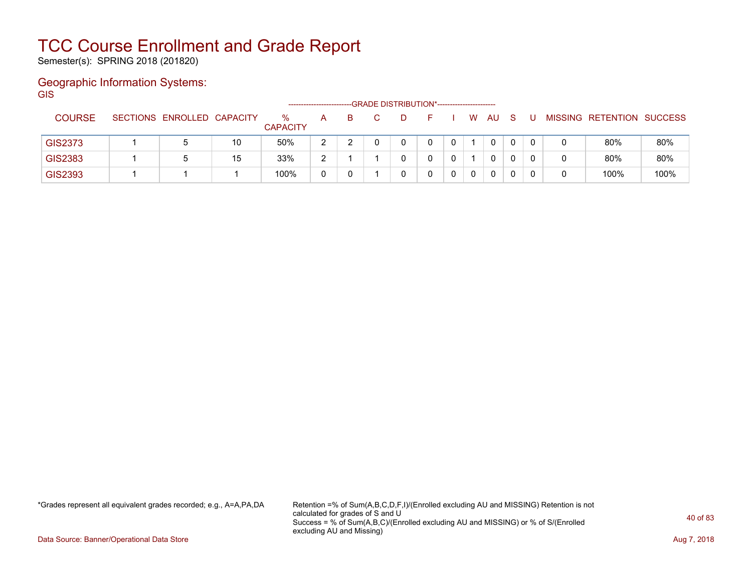# TCC Course Enrollment and Grade Report

Semester(s): SPRING 2018 (201820)

## Geographic Information Systems:

GIS

| COURSE | SECTIONS | ENROLLED | CAPACITY | % CAPACITY | A | B | C | D | F | I | W | AU | S | U | MISSING | RETENTION | SUCCESS |
|---|---|---|---|---|---|---|---|---|---|---|---|---|---|---|---|---|---|
| | | | | | GRADE DISTRIBUTION* | | | | | | | | | | | | |
| GIS2373 | 1 | 5 | 10 | 50% | 2 | 2 | 0 | 0 | 0 | 0 | 1 | 0 | 0 | 0 | 0 | 80% | 80% |
| GIS2383 | 1 | 5 | 15 | 33% | 2 | 1 | 1 | 0 | 0 | 0 | 1 | 0 | 0 | 0 | 0 | 80% | 80% |
| GIS2393 | 1 | 1 | 1 | 100% | 0 | 0 | 1 | 0 | 0 | 0 | 0 | 0 | 0 | 0 | 0 | 100% | 100% |

*Grades represent all equivalent grades recorded; e.g., A=A,PA,DA

Retention =% of Sum(A,B,C,D,F,I)/(Enrolled excluding AU and MISSING) Retention is not calculated for grades of S and U
Success = % of Sum(A,B,C)/(Enrolled excluding AU and MISSING) or % of S/(Enrolled excluding AU and Missing)

Data Source: Banner/Operational Data Store

Aug 7, 2018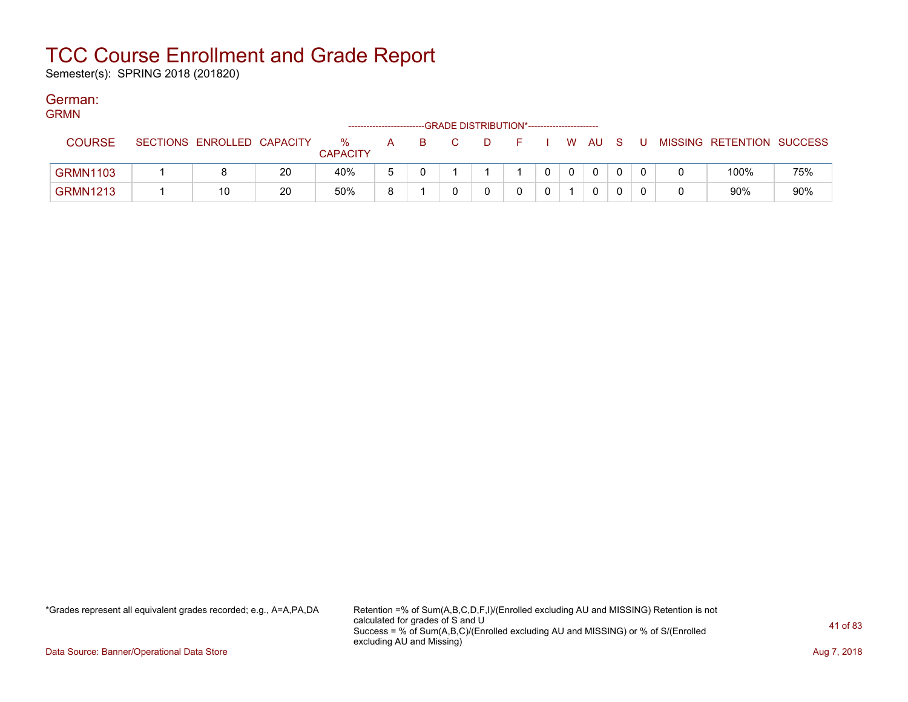# TCC Course Enrollment and Grade Report

Semester(s): SPRING 2018 (201820)

## German:

### GRMN

| COURSE | SECTIONS | ENROLLED | CAPACITY | % CAPACITY | A | B | C | D | F | I | W | AU | S | U | MISSING | RETENTION | SUCCESS |
|---|---|---|---|---|---|---|---|---|---|---|---|---|---|---|---|---|---|
| | | | | | GRADE DISTRIBUTION* | | | | | | | | | | | | |
| GRMN1103 | 1 | 8 | 20 | 40% | 5 | 0 | 1 | 1 | 1 | 0 | 0 | 0 | 0 | 0 | 0 | 100% | 75% |
| GRMN1213 | 1 | 10 | 20 | 50% | 8 | 1 | 0 | 0 | 0 | 0 | 1 | 0 | 0 | 0 | 0 | 90% | 90% |

*Grades represent all equivalent grades recorded; e.g., A=A,PA,DA

Retention =% of Sum(A,B,C,D,F,I)/(Enrolled excluding AU and MISSING) Retention is not calculated for grades of S and U
Success = % of Sum(A,B,C)/(Enrolled excluding AU and MISSING) or % of S/(Enrolled excluding AU and Missing)

Data Source: Banner/Operational Data Store

Aug 7, 2018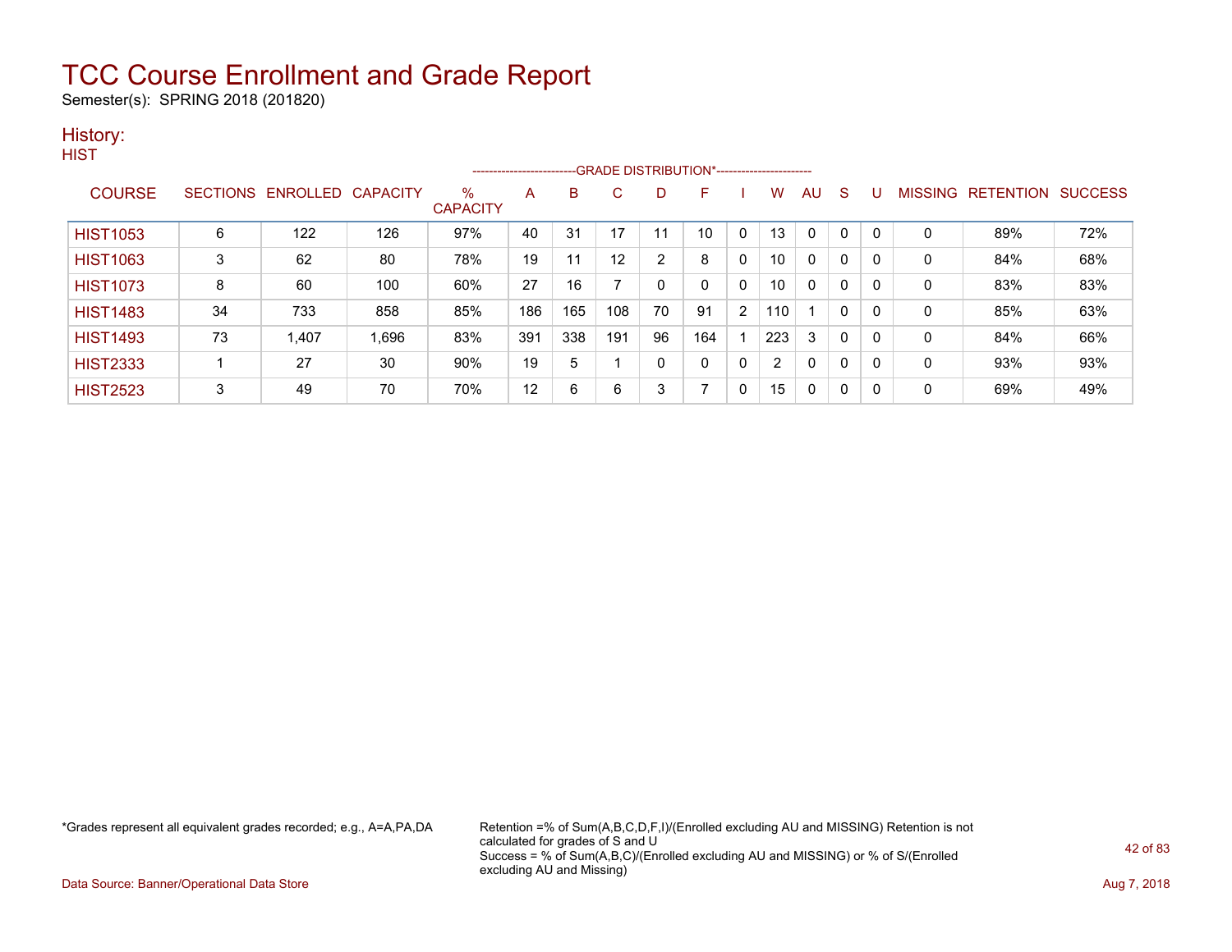# TCC Course Enrollment and Grade Report

Semester(s): SPRING 2018 (201820)

## History:

### HIST

| COURSE | SECTIONS | ENROLLED | CAPACITY | % CAPACITY | A | B | C | D | F | I | W | AU | S | U | MISSING | RETENTION | SUCCESS |
|---|---|---|---|---|---|---|---|---|---|---|---|---|---|---|---|---|---|
| | | | | | GRADE DISTRIBUTION* | | | | | | | | | | | | |
| HIST1053 | 6 | 122 | 126 | 97% | 40 | 31 | 17 | 11 | 10 | 0 | 13 | 0 | 0 | 0 | 0 | 89% | 72% |
| HIST1063 | 3 | 62 | 80 | 78% | 19 | 11 | 12 | 2 | 8 | 0 | 10 | 0 | 0 | 0 | 0 | 84% | 68% |
| HIST1073 | 8 | 60 | 100 | 60% | 27 | 16 | 7 | 0 | 0 | 0 | 10 | 0 | 0 | 0 | 0 | 83% | 83% |
| HIST1483 | 34 | 733 | 858 | 85% | 186 | 165 | 108 | 70 | 91 | 2 | 110 | 1 | 0 | 0 | 0 | 85% | 63% |
| HIST1493 | 73 | 1,407 | 1,696 | 83% | 391 | 338 | 191 | 96 | 164 | 1 | 223 | 3 | 0 | 0 | 0 | 84% | 66% |
| HIST2333 | 1 | 27 | 30 | 90% | 19 | 5 | 1 | 0 | 0 | 0 | 2 | 0 | 0 | 0 | 0 | 93% | 93% |
| HIST2523 | 3 | 49 | 70 | 70% | 12 | 6 | 6 | 3 | 7 | 0 | 15 | 0 | 0 | 0 | 0 | 69% | 49% |

*Grades represent all equivalent grades recorded; e.g., A=A,PA,DA

Retention =% of Sum(A,B,C,D,F,I)/(Enrolled excluding AU and MISSING) Retention is not calculated for grades of S and U
Success = % of Sum(A,B,C)/(Enrolled excluding AU and MISSING) or % of S/(Enrolled excluding AU and Missing)

Data Source: Banner/Operational Data Store

Aug 7, 2018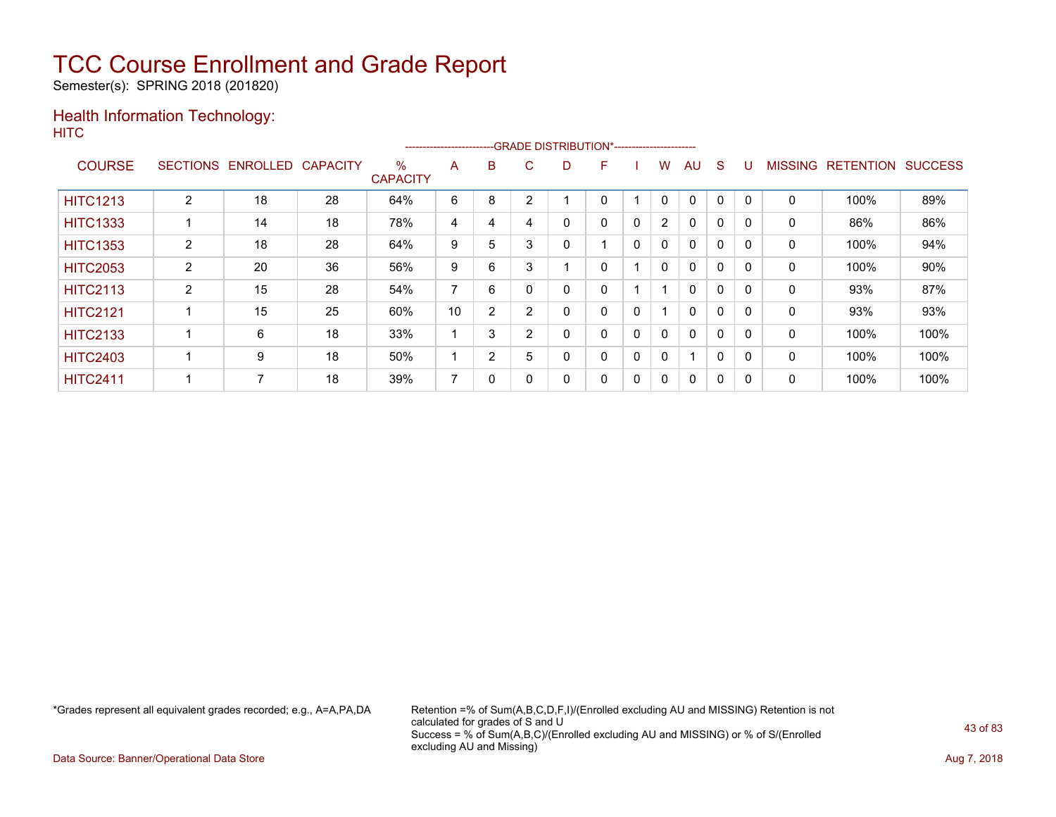# TCC Course Enrollment and Grade Report

Semester(s): SPRING 2018 (201820)

## Health Information Technology:

HITC

| COURSE | SECTIONS | ENROLLED | CAPACITY | % CAPACITY | A | B | C | D | F | I | W | AU | S | U | MISSING | RETENTION | SUCCESS |
|---|---|---|---|---|---|---|---|---|---|---|---|---|---|---|---|---|---|
| | | | | | GRADE DISTRIBUTION* | | | | | | | | | | | | |
| HITC1213 | 2 | 18 | 28 | 64% | 6 | 8 | 2 | 1 | 0 | 1 | 0 | 0 | 0 | 0 | 0 | 100% | 89% |
| HITC1333 | 1 | 14 | 18 | 78% | 4 | 4 | 4 | 0 | 0 | 0 | 2 | 0 | 0 | 0 | 0 | 86% | 86% |
| HITC1353 | 2 | 18 | 28 | 64% | 9 | 5 | 3 | 0 | 1 | 0 | 0 | 0 | 0 | 0 | 0 | 100% | 94% |
| HITC2053 | 2 | 20 | 36 | 56% | 9 | 6 | 3 | 1 | 0 | 1 | 0 | 0 | 0 | 0 | 0 | 100% | 90% |
| HITC2113 | 2 | 15 | 28 | 54% | 7 | 6 | 0 | 0 | 0 | 1 | 1 | 0 | 0 | 0 | 0 | 93% | 87% |
| HITC2121 | 1 | 15 | 25 | 60% | 10 | 2 | 2 | 0 | 0 | 0 | 1 | 0 | 0 | 0 | 0 | 93% | 93% |
| HITC2133 | 1 | 6 | 18 | 33% | 1 | 3 | 2 | 0 | 0 | 0 | 0 | 0 | 0 | 0 | 0 | 100% | 100% |
| HITC2403 | 1 | 9 | 18 | 50% | 1 | 2 | 5 | 0 | 0 | 0 | 0 | 1 | 0 | 0 | 0 | 100% | 100% |
| HITC2411 | 1 | 7 | 18 | 39% | 7 | 0 | 0 | 0 | 0 | 0 | 0 | 0 | 0 | 0 | 0 | 100% | 100% |

*Grades represent all equivalent grades recorded; e.g., A=A,PA,DA

Retention =% of Sum(A,B,C,D,F,I)/(Enrolled excluding AU and MISSING) Retention is not calculated for grades of S and U
Success = % of Sum(A,B,C)/(Enrolled excluding AU and MISSING) or % of S/(Enrolled excluding AU and Missing)

Data Source: Banner/Operational Data Store

Aug 7, 2018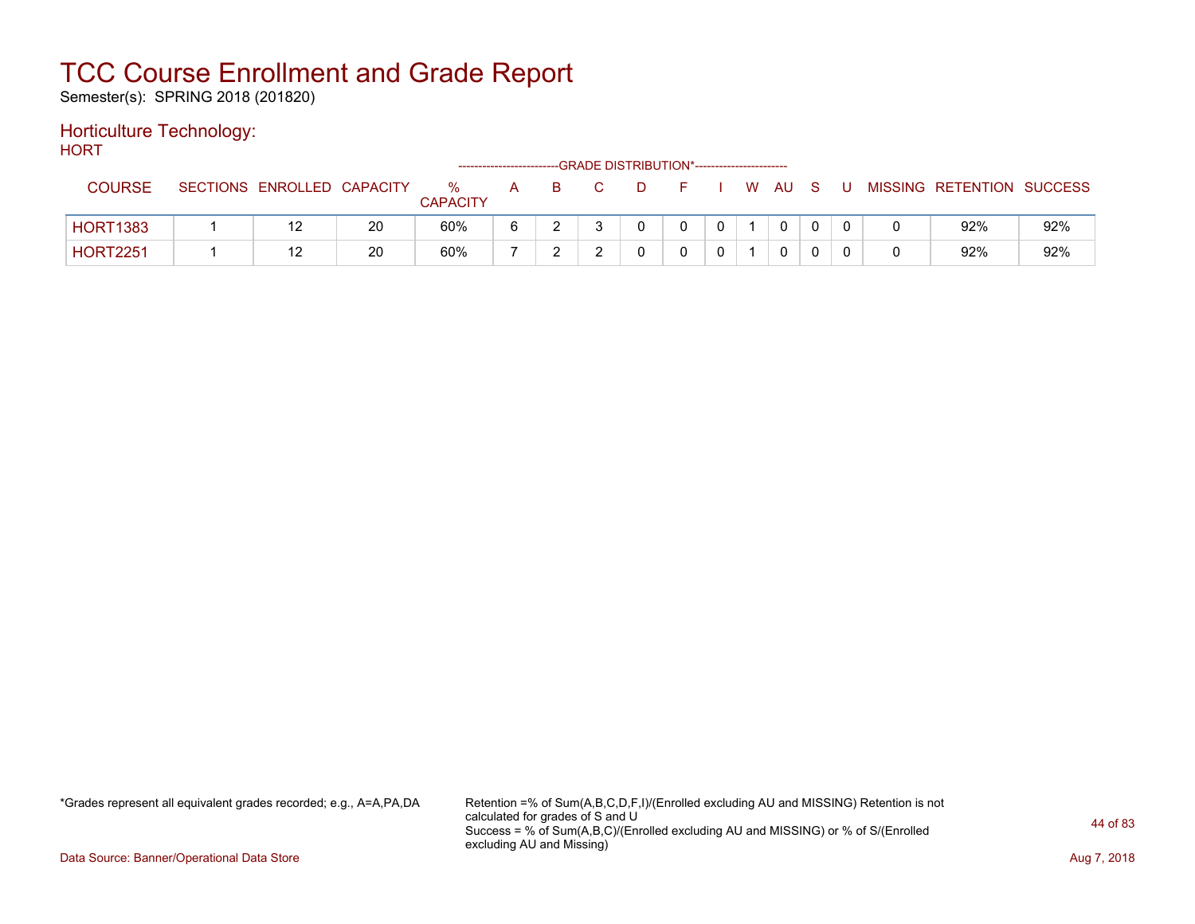# TCC Course Enrollment and Grade Report

Semester(s): SPRING 2018 (201820)

## Horticulture Technology:

HORT

| COURSE | SECTIONS | ENROLLED | CAPACITY | % CAPACITY | A | B | C | D | F | I | W | AU | S | U | MISSING | RETENTION | SUCCESS |
|---|---|---|---|---|---|---|---|---|---|---|---|---|---|---|---|---|---|
| | | | | | GRADE DISTRIBUTION* | | | | | | | | | | | | |
| HORT1383 | 1 | 12 | 20 | 60% | 6 | 2 | 3 | 0 | 0 | 0 | 1 | 0 | 0 | 0 | 0 | 92% | 92% |
| HORT2251 | 1 | 12 | 20 | 60% | 7 | 2 | 2 | 0 | 0 | 0 | 1 | 0 | 0 | 0 | 0 | 92% | 92% |

*Grades represent all equivalent grades recorded; e.g., A=A,PA,DA

Retention =% of Sum(A,B,C,D,F,I)/(Enrolled excluding AU and MISSING) Retention is not calculated for grades of S and U

Success = % of Sum(A,B,C)/(Enrolled excluding AU and MISSING) or % of S/(Enrolled excluding AU and Missing)

Data Source: Banner/Operational Data Store

Aug 7, 2018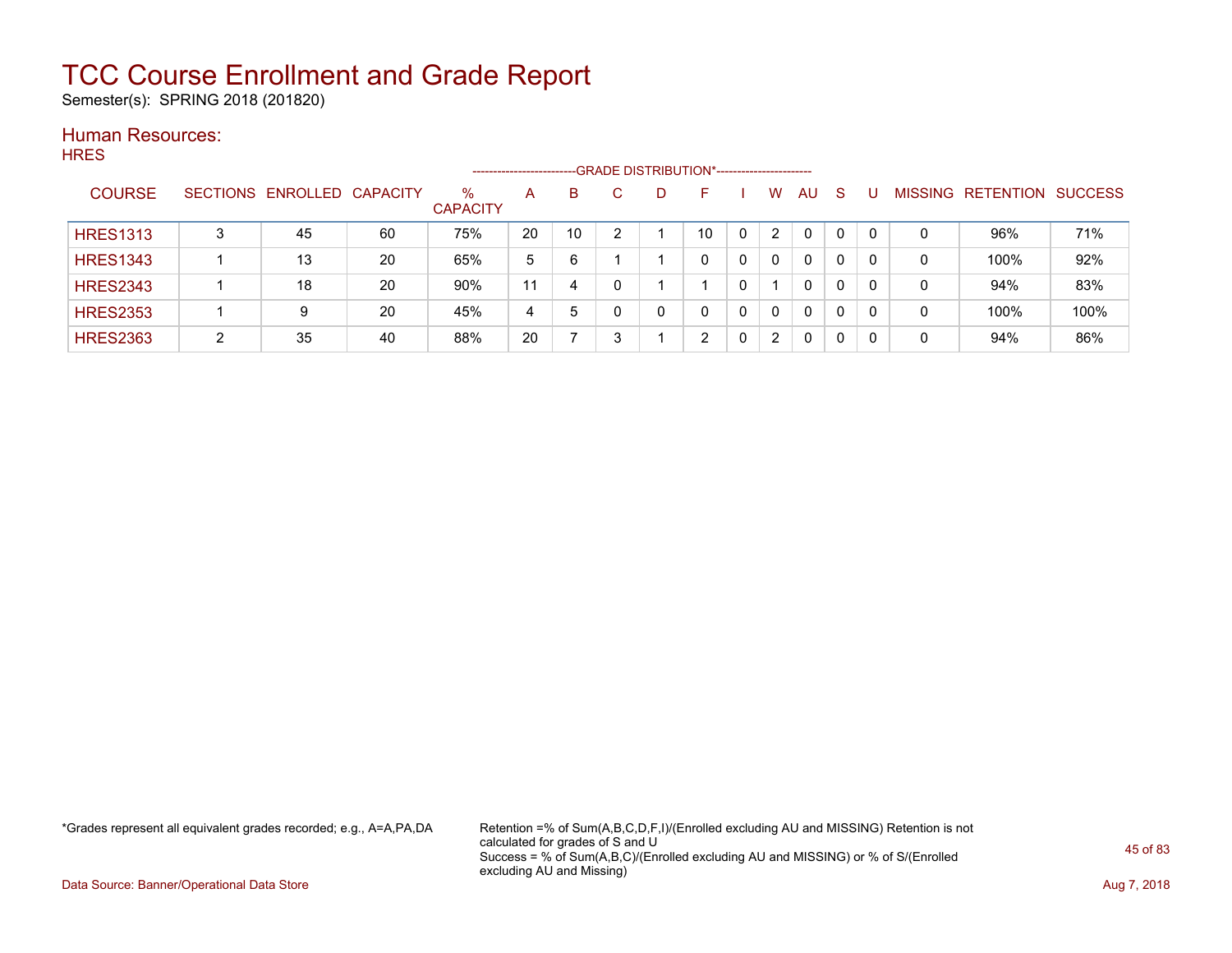# TCC Course Enrollment and Grade Report

Semester(s): SPRING 2018 (201820)

## Human Resources:

HRES

| COURSE | SECTIONS | ENROLLED | CAPACITY | % CAPACITY | A | B | C | D | F | I | W | AU | S | U | MISSING | RETENTION | SUCCESS |
|---|---|---|---|---|---|---|---|---|---|---|---|---|---|---|---|---|---|
| | | | | | GRADE DISTRIBUTION* | | | | | | | | | | | | |
| HRES1313 | 3 | 45 | 60 | 75% | 20 | 10 | 2 | 1 | 10 | 0 | 2 | 0 | 0 | 0 | 0 | 96% | 71% |
| HRES1343 | 1 | 13 | 20 | 65% | 5 | 6 | 1 | 1 | 0 | 0 | 0 | 0 | 0 | 0 | 0 | 100% | 92% |
| HRES2343 | 1 | 18 | 20 | 90% | 11 | 4 | 0 | 1 | 1 | 0 | 1 | 0 | 0 | 0 | 0 | 94% | 83% |
| HRES2353 | 1 | 9 | 20 | 45% | 4 | 5 | 0 | 0 | 0 | 0 | 0 | 0 | 0 | 0 | 0 | 100% | 100% |
| HRES2363 | 2 | 35 | 40 | 88% | 20 | 7 | 3 | 1 | 2 | 0 | 2 | 0 | 0 | 0 | 0 | 94% | 86% |

*Grades represent all equivalent grades recorded; e.g., A=A,PA,DA

Retention =% of Sum(A,B,C,D,F,I)/(Enrolled excluding AU and MISSING) Retention is not calculated for grades of S and U
Success = % of Sum(A,B,C)/(Enrolled excluding AU and MISSING) or % of S/(Enrolled excluding AU and Missing)

Data Source: Banner/Operational Data Store

Aug 7, 2018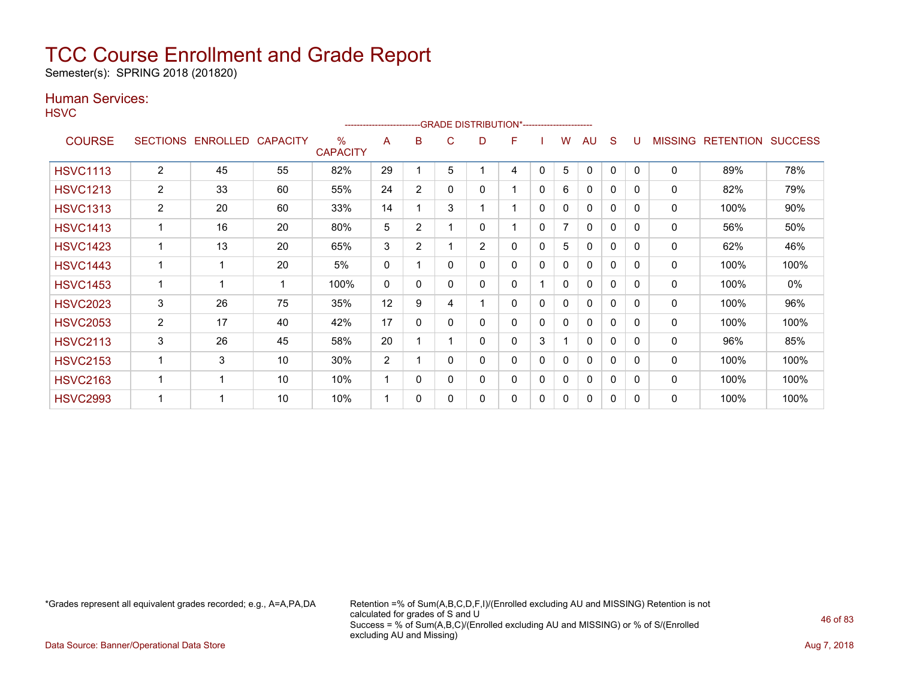# TCC Course Enrollment and Grade Report

Semester(s): SPRING 2018 (201820)

## Human Services:

HSVC

| COURSE | SECTIONS | ENROLLED | CAPACITY | % CAPACITY | A | B | C | D | F | I | W | AU | S | U | MISSING | RETENTION | SUCCESS |
|---|---|---|---|---|---|---|---|---|---|---|---|---|---|---|---|---|---|
| | | | | | GRADE DISTRIBUTION* | | | | | | | | | | | | |
| HSVC1113 | 2 | 45 | 55 | 82% | 29 | 1 | 5 | 1 | 4 | 0 | 5 | 0 | 0 | 0 | 0 | 89% | 78% |
| HSVC1213 | 2 | 33 | 60 | 55% | 24 | 2 | 0 | 0 | 1 | 0 | 6 | 0 | 0 | 0 | 0 | 82% | 79% |
| HSVC1313 | 2 | 20 | 60 | 33% | 14 | 1 | 3 | 1 | 1 | 0 | 0 | 0 | 0 | 0 | 0 | 100% | 90% |
| HSVC1413 | 1 | 16 | 20 | 80% | 5 | 2 | 1 | 0 | 1 | 0 | 7 | 0 | 0 | 0 | 0 | 56% | 50% |
| HSVC1423 | 1 | 13 | 20 | 65% | 3 | 2 | 1 | 2 | 0 | 0 | 5 | 0 | 0 | 0 | 0 | 62% | 46% |
| HSVC1443 | 1 | 1 | 20 | 5% | 0 | 1 | 0 | 0 | 0 | 0 | 0 | 0 | 0 | 0 | 0 | 100% | 100% |
| HSVC1453 | 1 | 1 | 1 | 100% | 0 | 0 | 0 | 0 | 0 | 1 | 0 | 0 | 0 | 0 | 0 | 100% | 0% |
| HSVC2023 | 3 | 26 | 75 | 35% | 12 | 9 | 4 | 1 | 0 | 0 | 0 | 0 | 0 | 0 | 0 | 100% | 96% |
| HSVC2053 | 2 | 17 | 40 | 42% | 17 | 0 | 0 | 0 | 0 | 0 | 0 | 0 | 0 | 0 | 0 | 100% | 100% |
| HSVC2113 | 3 | 26 | 45 | 58% | 20 | 1 | 1 | 0 | 0 | 3 | 1 | 0 | 0 | 0 | 0 | 96% | 85% |
| HSVC2153 | 1 | 3 | 10 | 30% | 2 | 1 | 0 | 0 | 0 | 0 | 0 | 0 | 0 | 0 | 0 | 100% | 100% |
| HSVC2163 | 1 | 1 | 10 | 10% | 1 | 0 | 0 | 0 | 0 | 0 | 0 | 0 | 0 | 0 | 0 | 100% | 100% |
| HSVC2993 | 1 | 1 | 10 | 10% | 1 | 0 | 0 | 0 | 0 | 0 | 0 | 0 | 0 | 0 | 0 | 100% | 100% |

*Grades represent all equivalent grades recorded; e.g., A=A,PA,DA

Retention =% of Sum(A,B,C,D,F,I)/(Enrolled excluding AU and MISSING) Retention is not calculated for grades of S and U
Success = % of Sum(A,B,C)/(Enrolled excluding AU and MISSING) or % of S/(Enrolled excluding AU and Missing)

Data Source: Banner/Operational Data Store

Aug 7, 2018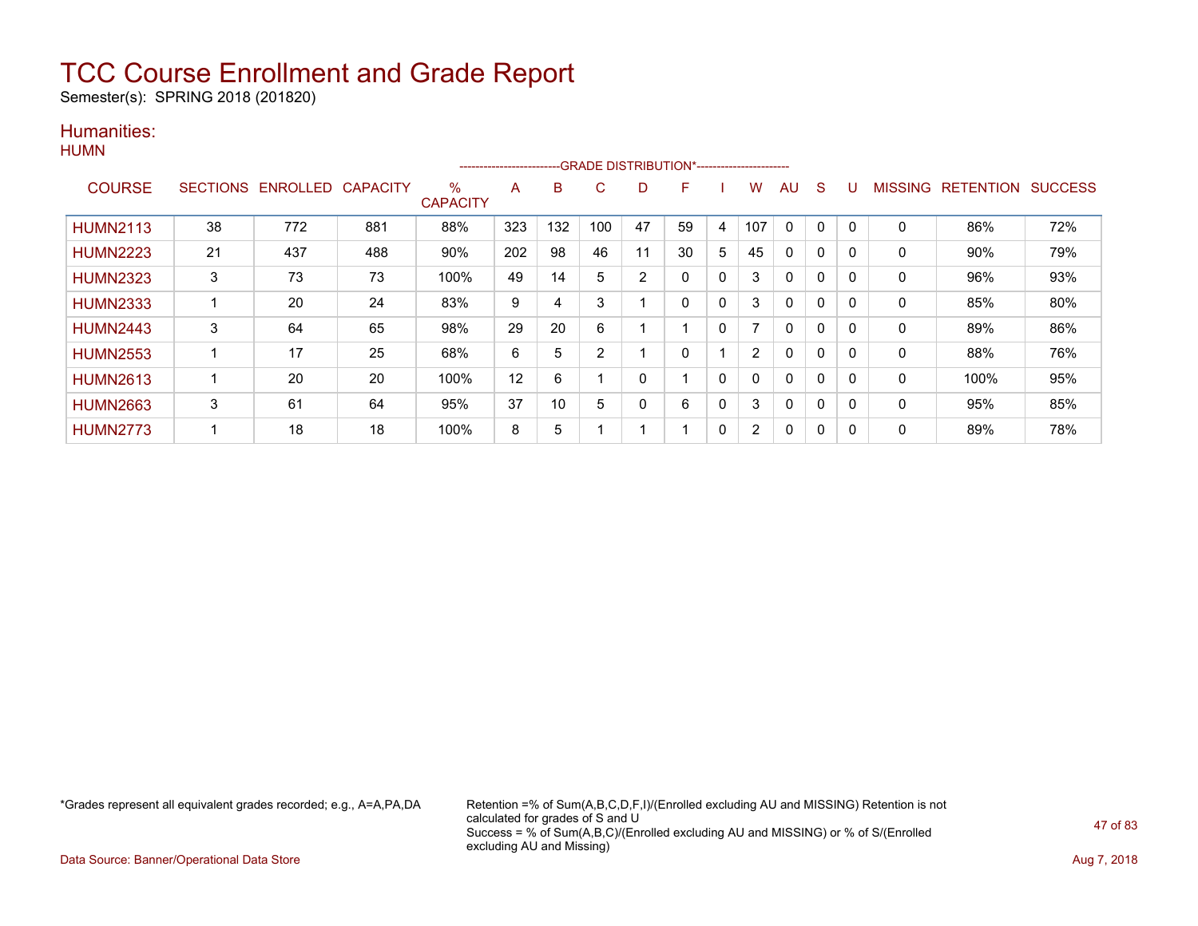# TCC Course Enrollment and Grade Report

Semester(s): SPRING 2018 (201820)

## Humanities:

### HUMN

| COURSE | SECTIONS | ENROLLED | CAPACITY | % CAPACITY | A | B | C | D | F | I | W | AU | S | U | MISSING | RETENTION | SUCCESS |
|---|---|---|---|---|---|---|---|---|---|---|---|---|---|---|---|---|---|
| | | | | | GRADE DISTRIBUTION* | | | | | | | | | | | | |
| HUMN2113 | 38 | 772 | 881 | 88% | 323 | 132 | 100 | 47 | 59 | 4 | 107 | 0 | 0 | 0 | 0 | 86% | 72% |
| HUMN2223 | 21 | 437 | 488 | 90% | 202 | 98 | 46 | 11 | 30 | 5 | 45 | 0 | 0 | 0 | 0 | 90% | 79% |
| HUMN2323 | 3 | 73 | 73 | 100% | 49 | 14 | 5 | 2 | 0 | 0 | 3 | 0 | 0 | 0 | 0 | 96% | 93% |
| HUMN2333 | 1 | 20 | 24 | 83% | 9 | 4 | 3 | 1 | 0 | 0 | 3 | 0 | 0 | 0 | 0 | 85% | 80% |
| HUMN2443 | 3 | 64 | 65 | 98% | 29 | 20 | 6 | 1 | 1 | 0 | 7 | 0 | 0 | 0 | 0 | 89% | 86% |
| HUMN2553 | 1 | 17 | 25 | 68% | 6 | 5 | 2 | 1 | 0 | 1 | 2 | 0 | 0 | 0 | 0 | 88% | 76% |
| HUMN2613 | 1 | 20 | 20 | 100% | 12 | 6 | 1 | 0 | 1 | 0 | 0 | 0 | 0 | 0 | 0 | 100% | 95% |
| HUMN2663 | 3 | 61 | 64 | 95% | 37 | 10 | 5 | 0 | 6 | 0 | 3 | 0 | 0 | 0 | 0 | 95% | 85% |
| HUMN2773 | 1 | 18 | 18 | 100% | 8 | 5 | 1 | 1 | 1 | 0 | 2 | 0 | 0 | 0 | 0 | 89% | 78% |

*Grades represent all equivalent grades recorded; e.g., A=A,PA,DA

Retention =% of Sum(A,B,C,D,F,I)/(Enrolled excluding AU and MISSING) Retention is not calculated for grades of S and U
Success = % of Sum(A,B,C)/(Enrolled excluding AU and MISSING) or % of S/(Enrolled excluding AU and Missing)

Data Source: Banner/Operational Data Store

Aug 7, 2018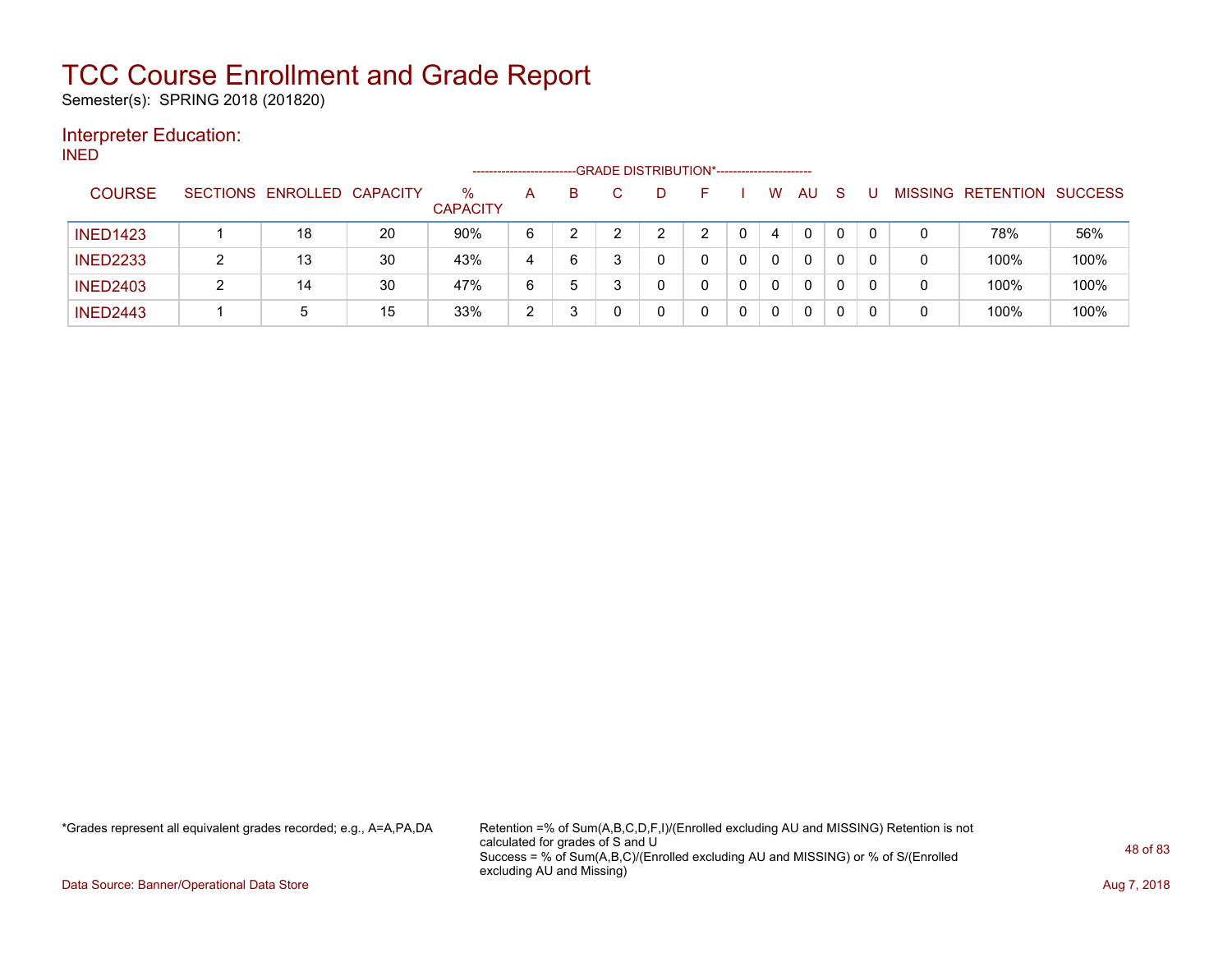# TCC Course Enrollment and Grade Report

Semester(s): SPRING 2018 (201820)

## Interpreter Education:

INED

| COURSE | SECTIONS | ENROLLED | CAPACITY | % CAPACITY | A | B | C | D | F | I | W | AU | S | U | MISSING | RETENTION | SUCCESS |
|---|---|---|---|---|---|---|---|---|---|---|---|---|---|---|---|---|---|
| | | | | | GRADE DISTRIBUTION* | | | | | | | | | | | | |
| INED1423 | 1 | 18 | 20 | 90% | 6 | 2 | 2 | 2 | 2 | 0 | 4 | 0 | 0 | 0 | 0 | 78% | 56% |
| INED2233 | 2 | 13 | 30 | 43% | 4 | 6 | 3 | 0 | 0 | 0 | 0 | 0 | 0 | 0 | 0 | 100% | 100% |
| INED2403 | 2 | 14 | 30 | 47% | 6 | 5 | 3 | 0 | 0 | 0 | 0 | 0 | 0 | 0 | 0 | 100% | 100% |
| INED2443 | 1 | 5 | 15 | 33% | 2 | 3 | 0 | 0 | 0 | 0 | 0 | 0 | 0 | 0 | 0 | 100% | 100% |

*Grades represent all equivalent grades recorded; e.g., A=A,PA,DA

Retention =% of Sum(A,B,C,D,F,I)/(Enrolled excluding AU and MISSING) Retention is not calculated for grades of S and U
Success = % of Sum(A,B,C)/(Enrolled excluding AU and MISSING) or % of S/(Enrolled excluding AU and Missing)

Data Source: Banner/Operational Data Store

Aug 7, 2018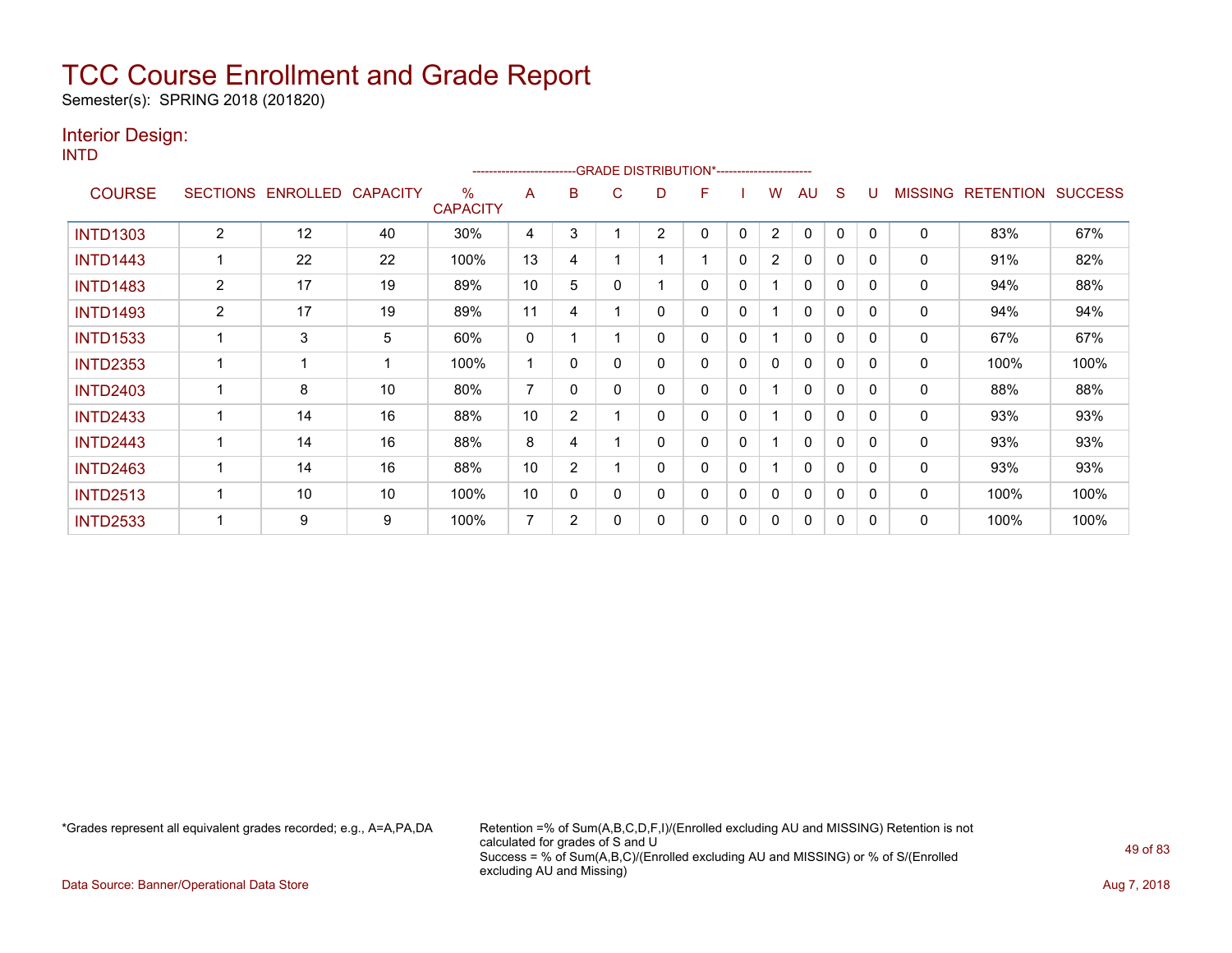# TCC Course Enrollment and Grade Report

Semester(s): SPRING 2018 (201820)

## Interior Design:

INTD

| COURSE | SECTIONS | ENROLLED | CAPACITY | % CAPACITY | A | B | C | D | F | I | W | AU | S | U | MISSING | RETENTION | SUCCESS |
|---|---|---|---|---|---|---|---|---|---|---|---|---|---|---|---|---|---|
| | | | | | GRADE DISTRIBUTION* | | | | | | | | | | | | |
| INTD1303 | 2 | 12 | 40 | 30% | 4 | 3 | 1 | 2 | 0 | 0 | 2 | 0 | 0 | 0 | 0 | 83% | 67% |
| INTD1443 | 1 | 22 | 22 | 100% | 13 | 4 | 1 | 1 | 1 | 0 | 2 | 0 | 0 | 0 | 0 | 91% | 82% |
| INTD1483 | 2 | 17 | 19 | 89% | 10 | 5 | 0 | 1 | 0 | 0 | 1 | 0 | 0 | 0 | 0 | 94% | 88% |
| INTD1493 | 2 | 17 | 19 | 89% | 11 | 4 | 1 | 0 | 0 | 0 | 1 | 0 | 0 | 0 | 0 | 94% | 94% |
| INTD1533 | 1 | 3 | 5 | 60% | 0 | 1 | 1 | 0 | 0 | 0 | 1 | 0 | 0 | 0 | 0 | 67% | 67% |
| INTD2353 | 1 | 1 | 1 | 100% | 1 | 0 | 0 | 0 | 0 | 0 | 0 | 0 | 0 | 0 | 0 | 100% | 100% |
| INTD2403 | 1 | 8 | 10 | 80% | 7 | 0 | 0 | 0 | 0 | 0 | 1 | 0 | 0 | 0 | 0 | 88% | 88% |
| INTD2433 | 1 | 14 | 16 | 88% | 10 | 2 | 1 | 0 | 0 | 0 | 1 | 0 | 0 | 0 | 0 | 93% | 93% |
| INTD2443 | 1 | 14 | 16 | 88% | 8 | 4 | 1 | 0 | 0 | 0 | 1 | 0 | 0 | 0 | 0 | 93% | 93% |
| INTD2463 | 1 | 14 | 16 | 88% | 10 | 2 | 1 | 0 | 0 | 0 | 1 | 0 | 0 | 0 | 0 | 93% | 93% |
| INTD2513 | 1 | 10 | 10 | 100% | 10 | 0 | 0 | 0 | 0 | 0 | 0 | 0 | 0 | 0 | 0 | 100% | 100% |
| INTD2533 | 1 | 9 | 9 | 100% | 7 | 2 | 0 | 0 | 0 | 0 | 0 | 0 | 0 | 0 | 0 | 100% | 100% |

*Grades represent all equivalent grades recorded; e.g., A=A,PA,DA

Retention =% of Sum(A,B,C,D,F,I)/(Enrolled excluding AU and MISSING) Retention is not calculated for grades of S and U
Success = % of Sum(A,B,C)/(Enrolled excluding AU and MISSING) or % of S/(Enrolled excluding AU and Missing)

Data Source: Banner/Operational Data Store

Aug 7, 2018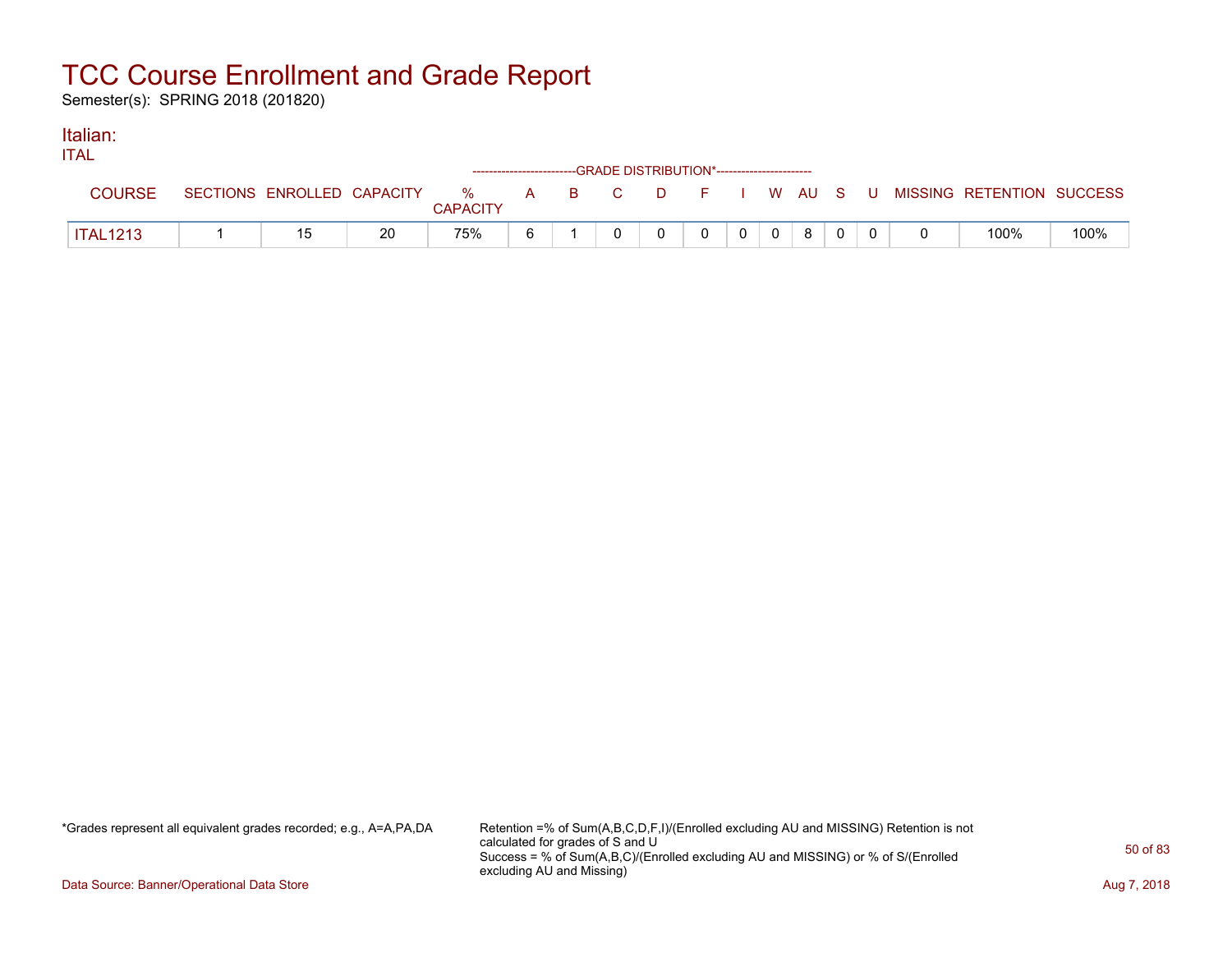# TCC Course Enrollment and Grade Report

Semester(s): SPRING 2018 (201820)

## Italian:

ITAL

| COURSE | SECTIONS | ENROLLED | CAPACITY | % CAPACITY | A | B | C | D | F | I | W | AU | S | U | MISSING | RETENTION | SUCCESS |
|---|---|---|---|---|---|---|---|---|---|---|---|---|---|---|---|---|---|
| | | | | | GRADE DISTRIBUTION* | | | | | | | | | | | | |
| ITAL1213 | 1 | 15 | 20 | 75% | 6 | 1 | 0 | 0 | 0 | 0 | 0 | 8 | 0 | 0 | 0 | 100% | 100% |

*Grades represent all equivalent grades recorded; e.g., A=A,PA,DA

Retention =% of Sum(A,B,C,D,F,I)/(Enrolled excluding AU and MISSING) Retention is not calculated for grades of S and U
Success = % of Sum(A,B,C)/(Enrolled excluding AU and MISSING) or % of S/(Enrolled excluding AU and Missing)

Data Source: Banner/Operational Data Store

Aug 7, 2018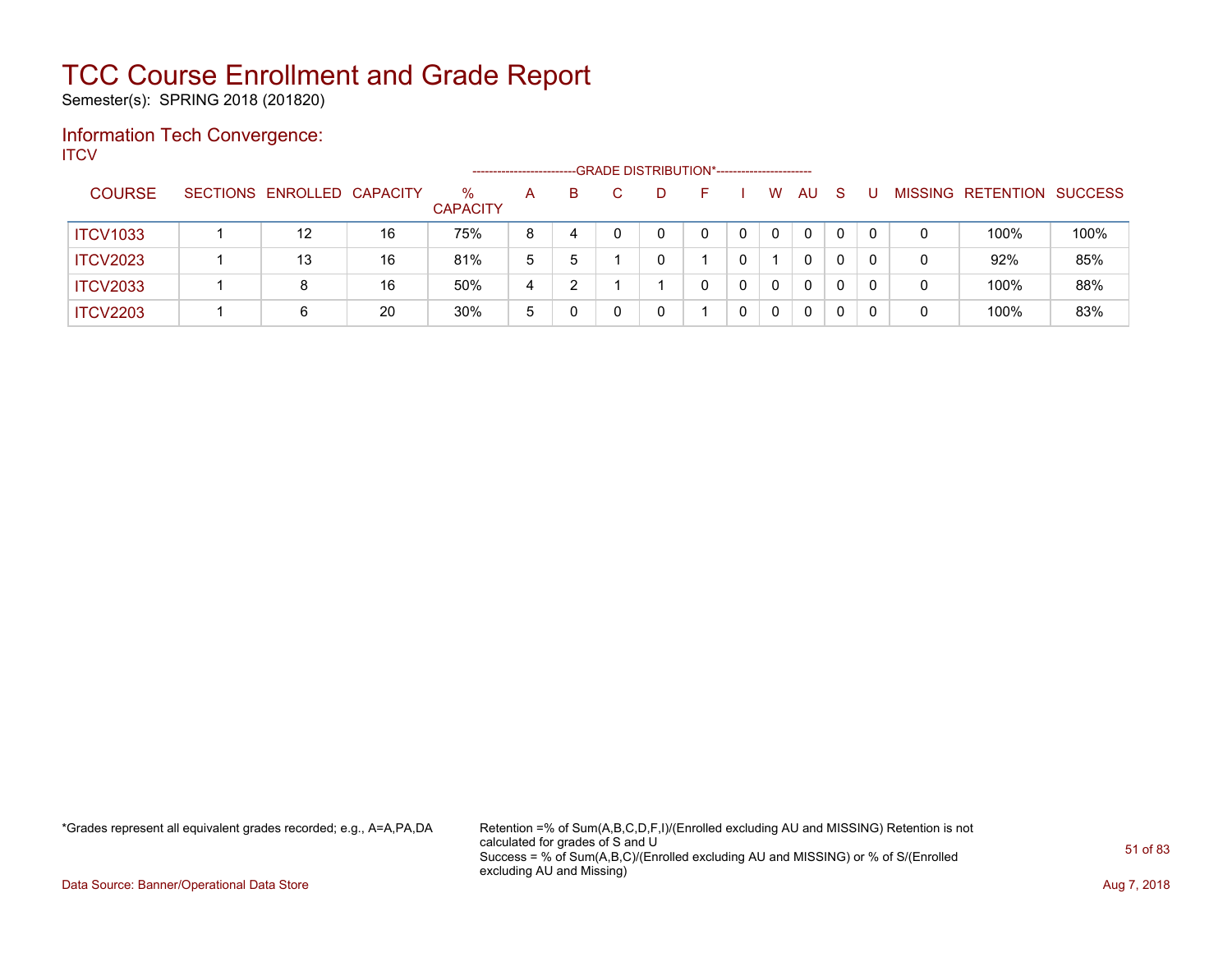# TCC Course Enrollment and Grade Report

Semester(s): SPRING 2018 (201820)

## Information Tech Convergence:

ITCV

| COURSE | SECTIONS | ENROLLED | CAPACITY | % CAPACITY | A | B | C | D | F | I | W | AU | S | U | MISSING | RETENTION | SUCCESS |
|---|---|---|---|---|---|---|---|---|---|---|---|---|---|---|---|---|---|
| | | | | | GRADE DISTRIBUTION* | | | | | | | | | | | | |
| ITCV1033 | 1 | 12 | 16 | 75% | 8 | 4 | 0 | 0 | 0 | 0 | 0 | 0 | 0 | 0 | 0 | 100% | 100% |
| ITCV2023 | 1 | 13 | 16 | 81% | 5 | 5 | 1 | 0 | 1 | 0 | 1 | 0 | 0 | 0 | 0 | 92% | 85% |
| ITCV2033 | 1 | 8 | 16 | 50% | 4 | 2 | 1 | 1 | 0 | 0 | 0 | 0 | 0 | 0 | 0 | 100% | 88% |
| ITCV2203 | 1 | 6 | 20 | 30% | 5 | 0 | 0 | 0 | 1 | 0 | 0 | 0 | 0 | 0 | 0 | 100% | 83% |

*Grades represent all equivalent grades recorded; e.g., A=A,PA,DA

Retention =% of Sum(A,B,C,D,F,I)/(Enrolled excluding AU and MISSING) Retention is not calculated for grades of S and U
Success = % of Sum(A,B,C)/(Enrolled excluding AU and MISSING) or % of S/(Enrolled excluding AU and Missing)

Data Source: Banner/Operational Data Store

Aug 7, 2018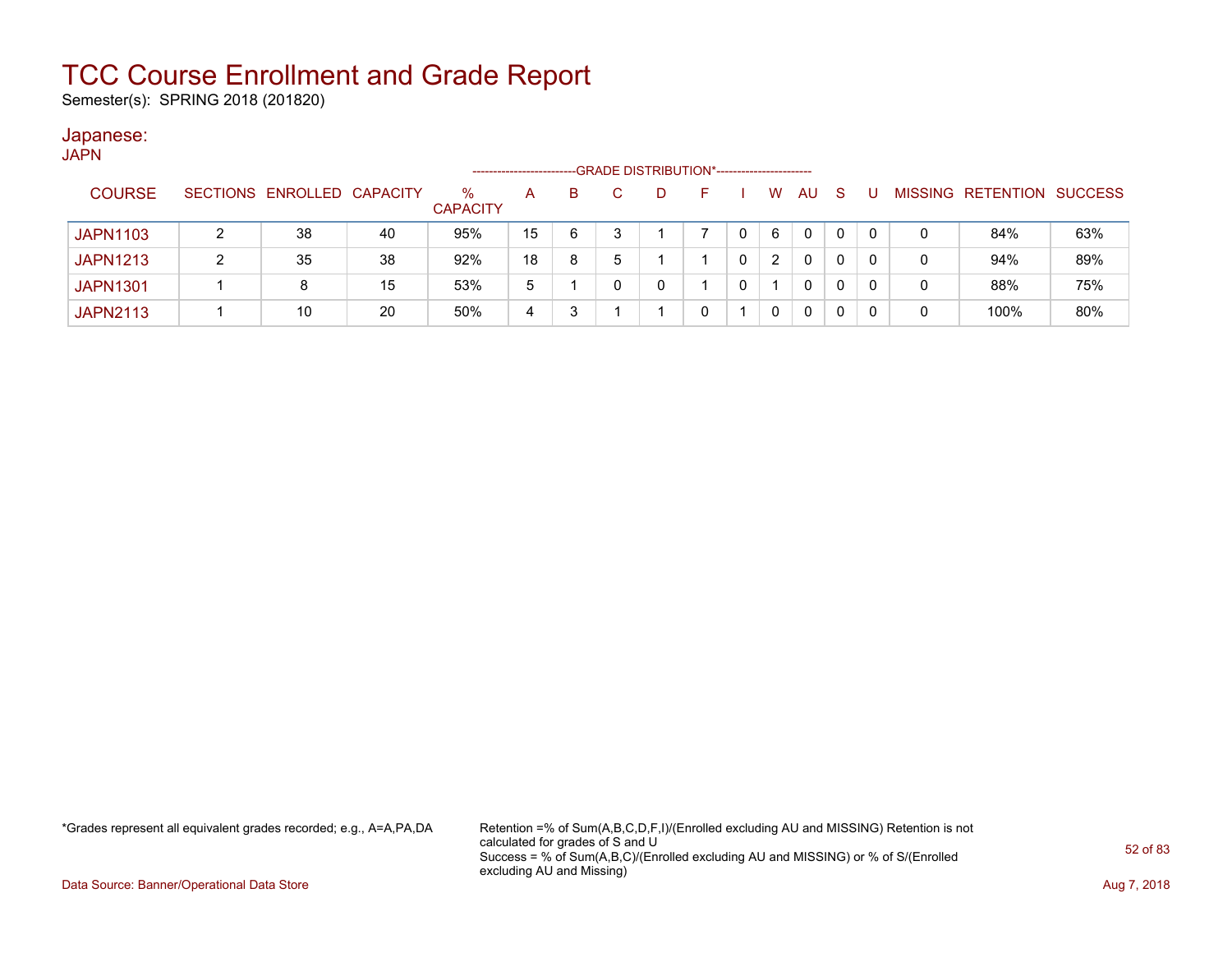# TCC Course Enrollment and Grade Report

Semester(s): SPRING 2018 (201820)

## Japanese:

JAPN

| COURSE | SECTIONS | ENROLLED | CAPACITY | % CAPACITY | GRADE DISTRIBUTION* A | B | C | D | F | I | W | AU | S | U | MISSING | RETENTION | SUCCESS |
|---|---|---|---|---|---|---|---|---|---|---|---|---|---|---|---|---|---|
| JAPN1103 | 2 | 38 | 40 | 95% | 15 | 6 | 3 | 1 | 7 | 0 | 6 | 0 | 0 | 0 | 0 | 84% | 63% |
| JAPN1213 | 2 | 35 | 38 | 92% | 18 | 8 | 5 | 1 | 1 | 0 | 2 | 0 | 0 | 0 | 0 | 94% | 89% |
| JAPN1301 | 1 | 8 | 15 | 53% | 5 | 1 | 0 | 0 | 1 | 0 | 1 | 0 | 0 | 0 | 0 | 88% | 75% |
| JAPN2113 | 1 | 10 | 20 | 50% | 4 | 3 | 1 | 1 | 0 | 1 | 0 | 0 | 0 | 0 | 0 | 100% | 80% |

*Grades represent all equivalent grades recorded; e.g., A=A,PA,DA

Retention =% of Sum(A,B,C,D,F,I)/(Enrolled excluding AU and MISSING) Retention is not calculated for grades of S and U
Success = % of Sum(A,B,C)/(Enrolled excluding AU and MISSING) or % of S/(Enrolled excluding AU and Missing)

Data Source: Banner/Operational Data Store

Aug 7, 2018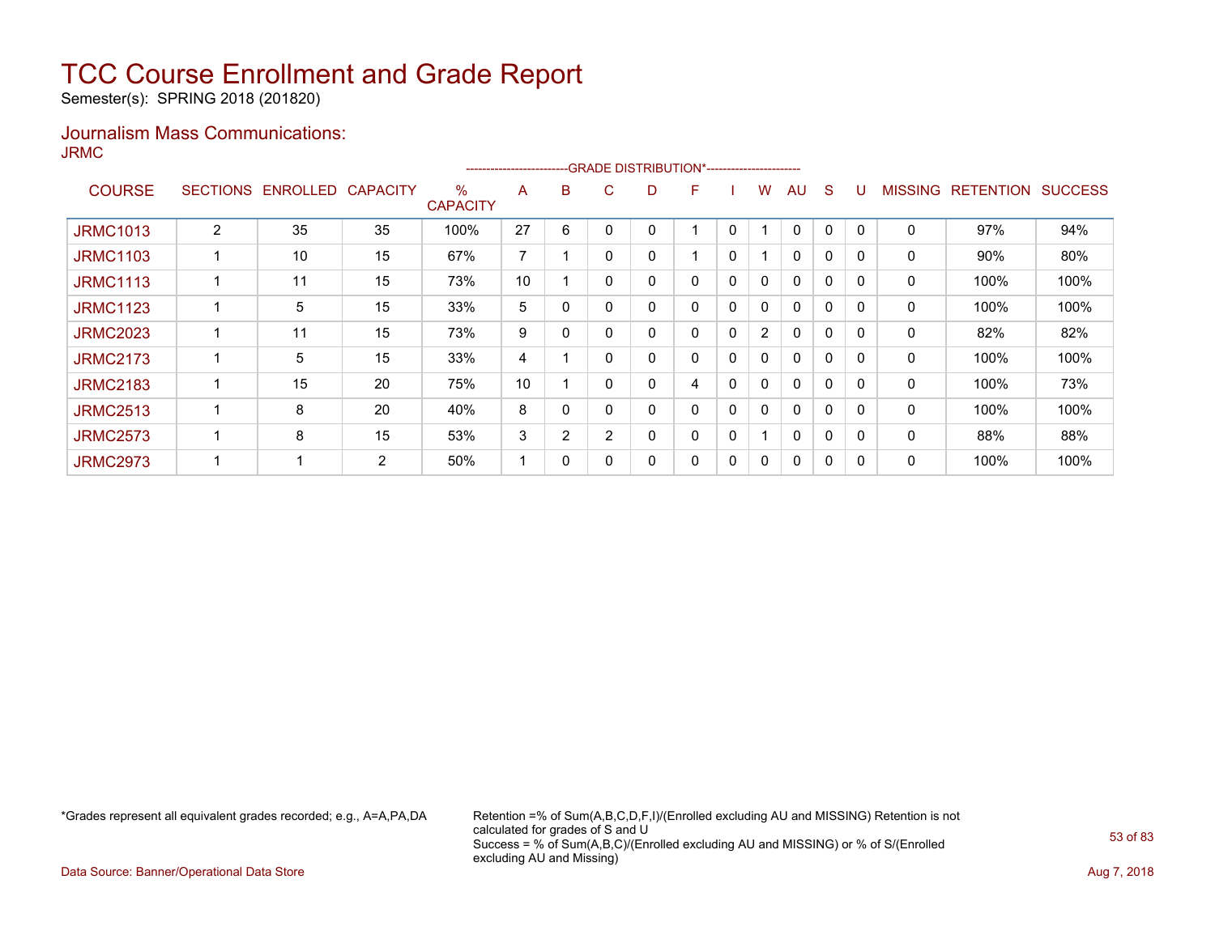# TCC Course Enrollment and Grade Report

Semester(s): SPRING 2018 (201820)

## Journalism Mass Communications:

JRMC

| COURSE | SECTIONS | ENROLLED | CAPACITY | % CAPACITY | A | B | C | D | F | I | W | AU | S | U | MISSING | RETENTION | SUCCESS |
|---|---|---|---|---|---|---|---|---|---|---|---|---|---|---|---|---|---|
| | | | | | GRADE DISTRIBUTION* | | | | | | | | | | | | |
| JRMC1013 | 2 | 35 | 35 | 100% | 27 | 6 | 0 | 0 | 1 | 0 | 1 | 0 | 0 | 0 | 0 | 97% | 94% |
| JRMC1103 | 1 | 10 | 15 | 67% | 7 | 1 | 0 | 0 | 1 | 0 | 1 | 0 | 0 | 0 | 0 | 90% | 80% |
| JRMC1113 | 1 | 11 | 15 | 73% | 10 | 1 | 0 | 0 | 0 | 0 | 0 | 0 | 0 | 0 | 0 | 100% | 100% |
| JRMC1123 | 1 | 5 | 15 | 33% | 5 | 0 | 0 | 0 | 0 | 0 | 0 | 0 | 0 | 0 | 0 | 100% | 100% |
| JRMC2023 | 1 | 11 | 15 | 73% | 9 | 0 | 0 | 0 | 0 | 0 | 2 | 0 | 0 | 0 | 0 | 82% | 82% |
| JRMC2173 | 1 | 5 | 15 | 33% | 4 | 1 | 0 | 0 | 0 | 0 | 0 | 0 | 0 | 0 | 0 | 100% | 100% |
| JRMC2183 | 1 | 15 | 20 | 75% | 10 | 1 | 0 | 0 | 4 | 0 | 0 | 0 | 0 | 0 | 0 | 100% | 73% |
| JRMC2513 | 1 | 8 | 20 | 40% | 8 | 0 | 0 | 0 | 0 | 0 | 0 | 0 | 0 | 0 | 0 | 100% | 100% |
| JRMC2573 | 1 | 8 | 15 | 53% | 3 | 2 | 2 | 0 | 0 | 0 | 1 | 0 | 0 | 0 | 0 | 88% | 88% |
| JRMC2973 | 1 | 1 | 2 | 50% | 1 | 0 | 0 | 0 | 0 | 0 | 0 | 0 | 0 | 0 | 0 | 100% | 100% |

*Grades represent all equivalent grades recorded; e.g., A=A,PA,DA

Retention =% of Sum(A,B,C,D,F,I)/(Enrolled excluding AU and MISSING) Retention is not calculated for grades of S and U
Success = % of Sum(A,B,C)/(Enrolled excluding AU and MISSING) or % of S/(Enrolled excluding AU and Missing)

Data Source: Banner/Operational Data Store

Aug 7, 2018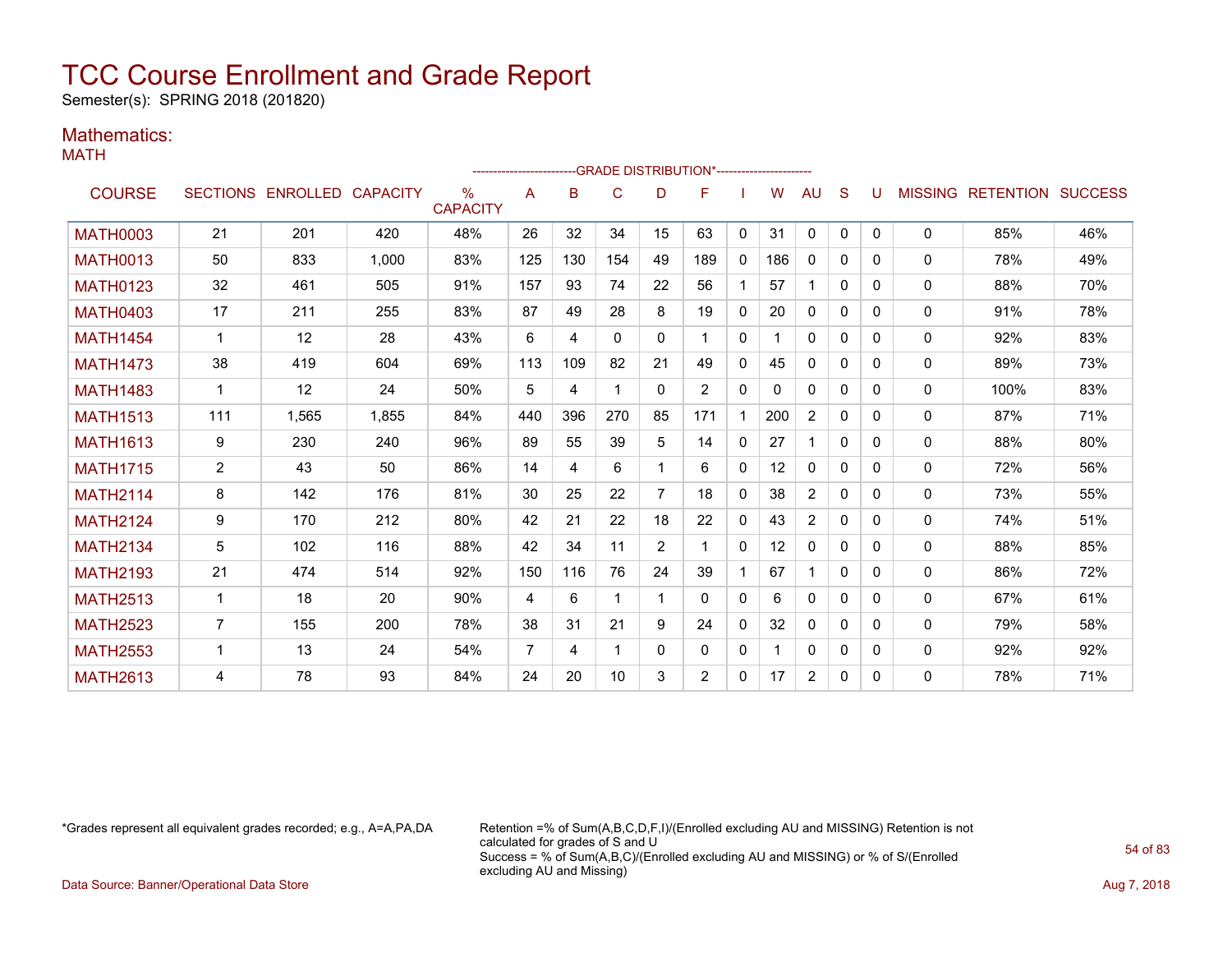# TCC Course Enrollment and Grade Report

Semester(s): SPRING 2018 (201820)

## Mathematics:

MATH

| COURSE | SECTIONS | ENROLLED | CAPACITY | % CAPACITY | A | B | C | D | F | I | W | AU | S | U | MISSING | RETENTION | SUCCESS |
|---|---|---|---|---|---|---|---|---|---|---|---|---|---|---|---|---|---|
| | | | | | GRADE DISTRIBUTION* | | | | | | | | | | | | |
| MATH0003 | 21 | 201 | 420 | 48% | 26 | 32 | 34 | 15 | 63 | 0 | 31 | 0 | 0 | 0 | 0 | 85% | 46% |
| MATH0013 | 50 | 833 | 1,000 | 83% | 125 | 130 | 154 | 49 | 189 | 0 | 186 | 0 | 0 | 0 | 0 | 78% | 49% |
| MATH0123 | 32 | 461 | 505 | 91% | 157 | 93 | 74 | 22 | 56 | 1 | 57 | 1 | 0 | 0 | 0 | 88% | 70% |
| MATH0403 | 17 | 211 | 255 | 83% | 87 | 49 | 28 | 8 | 19 | 0 | 20 | 0 | 0 | 0 | 0 | 91% | 78% |
| MATH1454 | 1 | 12 | 28 | 43% | 6 | 4 | 0 | 0 | 1 | 0 | 1 | 0 | 0 | 0 | 0 | 92% | 83% |
| MATH1473 | 38 | 419 | 604 | 69% | 113 | 109 | 82 | 21 | 49 | 0 | 45 | 0 | 0 | 0 | 0 | 89% | 73% |
| MATH1483 | 1 | 12 | 24 | 50% | 5 | 4 | 1 | 0 | 2 | 0 | 0 | 0 | 0 | 0 | 0 | 100% | 83% |
| MATH1513 | 111 | 1,565 | 1,855 | 84% | 440 | 396 | 270 | 85 | 171 | 1 | 200 | 2 | 0 | 0 | 0 | 87% | 71% |
| MATH1613 | 9 | 230 | 240 | 96% | 89 | 55 | 39 | 5 | 14 | 0 | 27 | 1 | 0 | 0 | 0 | 88% | 80% |
| MATH1715 | 2 | 43 | 50 | 86% | 14 | 4 | 6 | 1 | 6 | 0 | 12 | 0 | 0 | 0 | 0 | 72% | 56% |
| MATH2114 | 8 | 142 | 176 | 81% | 30 | 25 | 22 | 7 | 18 | 0 | 38 | 2 | 0 | 0 | 0 | 73% | 55% |
| MATH2124 | 9 | 170 | 212 | 80% | 42 | 21 | 22 | 18 | 22 | 0 | 43 | 2 | 0 | 0 | 0 | 74% | 51% |
| MATH2134 | 5 | 102 | 116 | 88% | 42 | 34 | 11 | 2 | 1 | 0 | 12 | 0 | 0 | 0 | 0 | 88% | 85% |
| MATH2193 | 21 | 474 | 514 | 92% | 150 | 116 | 76 | 24 | 39 | 1 | 67 | 1 | 0 | 0 | 0 | 86% | 72% |
| MATH2513 | 1 | 18 | 20 | 90% | 4 | 6 | 1 | 1 | 0 | 0 | 6 | 0 | 0 | 0 | 0 | 67% | 61% |
| MATH2523 | 7 | 155 | 200 | 78% | 38 | 31 | 21 | 9 | 24 | 0 | 32 | 0 | 0 | 0 | 0 | 79% | 58% |
| MATH2553 | 1 | 13 | 24 | 54% | 7 | 4 | 1 | 0 | 0 | 0 | 1 | 0 | 0 | 0 | 0 | 92% | 92% |
| MATH2613 | 4 | 78 | 93 | 84% | 24 | 20 | 10 | 3 | 2 | 0 | 17 | 2 | 0 | 0 | 0 | 78% | 71% |

*Grades represent all equivalent grades recorded; e.g., A=A,PA,DA

Retention =% of Sum(A,B,C,D,F,I)/(Enrolled excluding AU and MISSING) Retention is not calculated for grades of S and U
Success = % of Sum(A,B,C)/(Enrolled excluding AU and MISSING) or % of S/(Enrolled excluding AU and Missing)

Data Source: Banner/Operational Data Store

Aug 7, 2018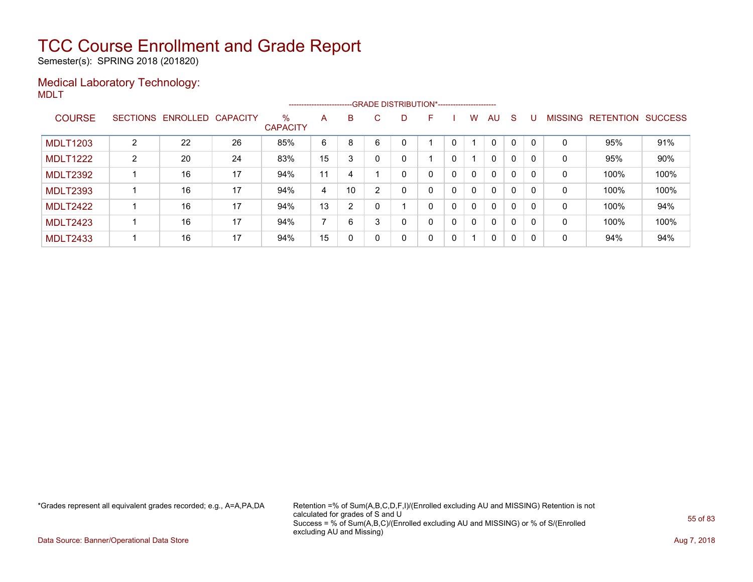# TCC Course Enrollment and Grade Report

Semester(s): SPRING 2018 (201820)

## Medical Laboratory Technology:

MDLT

| | | | | | GRADE DISTRIBUTION* | | | | | | | | | | | | | |
|---|---|---|---|---|---|---|---|---|---|---|---|---|---|---|---|---|---|---|
| COURSE | SECTIONS | ENROLLED | CAPACITY | % CAPACITY | A | B | C | D | F | I | W | AU | S | U | MISSING | RETENTION | SUCCESS |
| MDLT1203 | 2 | 22 | 26 | 85% | 6 | 8 | 6 | 0 | 1 | 0 | 1 | 0 | 0 | 0 | 0 | 95% | 91% |
| MDLT1222 | 2 | 20 | 24 | 83% | 15 | 3 | 0 | 0 | 1 | 0 | 1 | 0 | 0 | 0 | 0 | 95% | 90% |
| MDLT2392 | 1 | 16 | 17 | 94% | 11 | 4 | 1 | 0 | 0 | 0 | 0 | 0 | 0 | 0 | 0 | 100% | 100% |
| MDLT2393 | 1 | 16 | 17 | 94% | 4 | 10 | 2 | 0 | 0 | 0 | 0 | 0 | 0 | 0 | 0 | 100% | 100% |
| MDLT2422 | 1 | 16 | 17 | 94% | 13 | 2 | 0 | 1 | 0 | 0 | 0 | 0 | 0 | 0 | 0 | 100% | 94% |
| MDLT2423 | 1 | 16 | 17 | 94% | 7 | 6 | 3 | 0 | 0 | 0 | 0 | 0 | 0 | 0 | 0 | 100% | 100% |
| MDLT2433 | 1 | 16 | 17 | 94% | 15 | 0 | 0 | 0 | 0 | 0 | 1 | 0 | 0 | 0 | 0 | 94% | 94% |

*Grades represent all equivalent grades recorded; e.g., A=A,PA,DA

Retention =% of Sum(A,B,C,D,F,I)/(Enrolled excluding AU and MISSING) Retention is not calculated for grades of S and U
Success = % of Sum(A,B,C)/(Enrolled excluding AU and MISSING) or % of S/(Enrolled excluding AU and Missing)

Data Source: Banner/Operational Data Store

Aug 7, 2018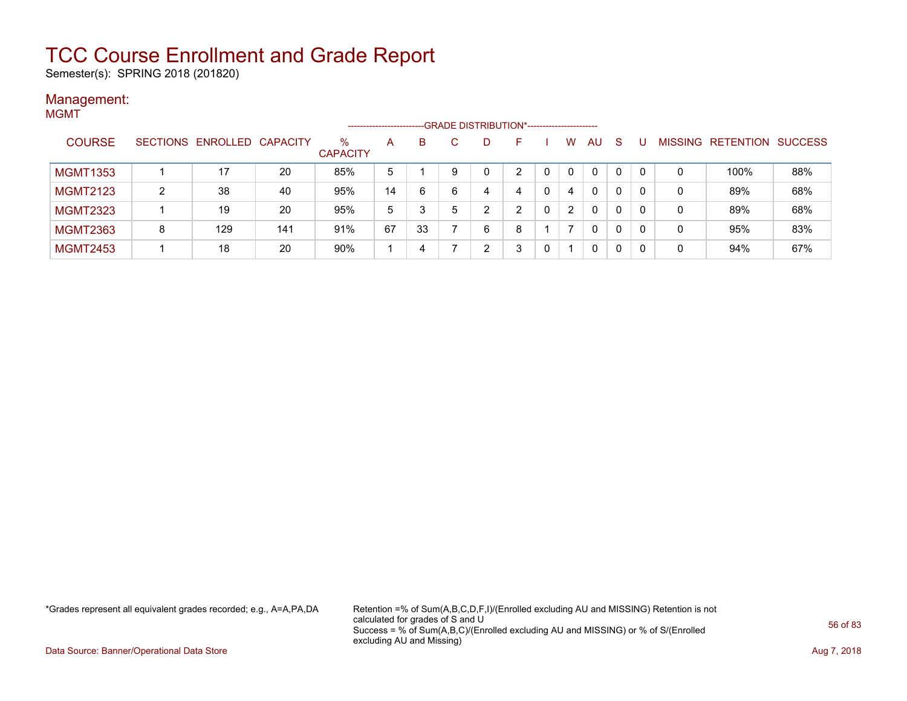# TCC Course Enrollment and Grade Report

Semester(s): SPRING 2018 (201820)

## Management:

MGMT

| COURSE | SECTIONS | ENROLLED | CAPACITY | % CAPACITY | A | B | C | D | F | I | W | AU | S | U | MISSING | RETENTION | SUCCESS |
|---|---|---|---|---|---|---|---|---|---|---|---|---|---|---|---|---|---|
| | | | | | GRADE DISTRIBUTION* | | | | | | | | | | | | |
| MGMT1353 | 1 | 17 | 20 | 85% | 5 | 1 | 9 | 0 | 2 | 0 | 0 | 0 | 0 | 0 | 0 | 100% | 88% |
| MGMT2123 | 2 | 38 | 40 | 95% | 14 | 6 | 6 | 4 | 4 | 0 | 4 | 0 | 0 | 0 | 0 | 89% | 68% |
| MGMT2323 | 1 | 19 | 20 | 95% | 5 | 3 | 5 | 2 | 2 | 0 | 2 | 0 | 0 | 0 | 0 | 89% | 68% |
| MGMT2363 | 8 | 129 | 141 | 91% | 67 | 33 | 7 | 6 | 8 | 1 | 7 | 0 | 0 | 0 | 0 | 95% | 83% |
| MGMT2453 | 1 | 18 | 20 | 90% | 1 | 4 | 7 | 2 | 3 | 0 | 1 | 0 | 0 | 0 | 0 | 94% | 67% |

*Grades represent all equivalent grades recorded; e.g., A=A,PA,DA

Retention =% of Sum(A,B,C,D,F,I)/(Enrolled excluding AU and MISSING) Retention is not calculated for grades of S and U
Success = % of Sum(A,B,C)/(Enrolled excluding AU and MISSING) or % of S/(Enrolled excluding AU and Missing)

Data Source: Banner/Operational Data Store

Aug 7, 2018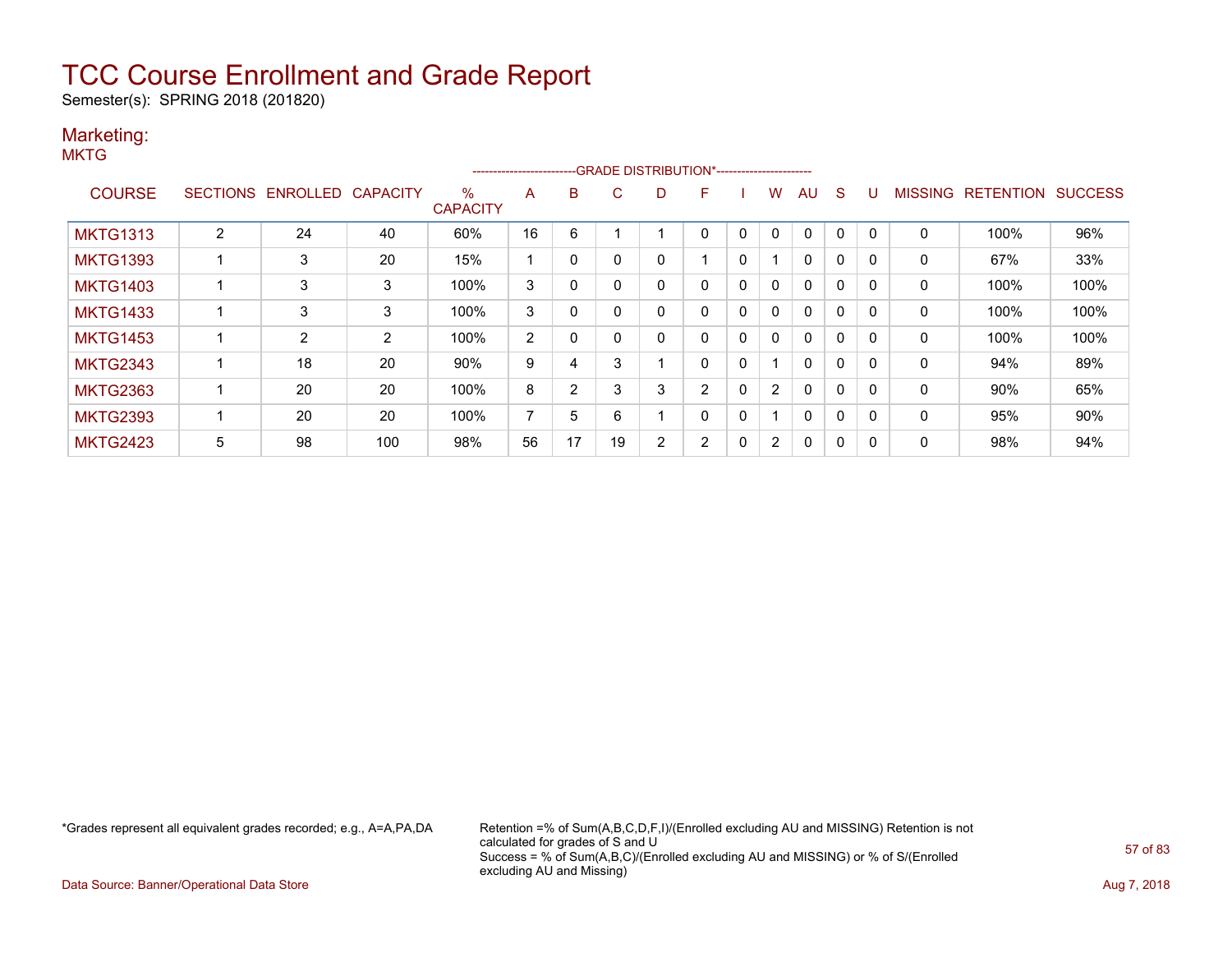# TCC Course Enrollment and Grade Report

Semester(s): SPRING 2018 (201820)

## Marketing:

MKTG

| COURSE | SECTIONS | ENROLLED | CAPACITY | % CAPACITY | A | B | C | D | F | I | W | AU | S | U | MISSING | RETENTION | SUCCESS |
|---|---|---|---|---|---|---|---|---|---|---|---|---|---|---|---|---|---|
| | | | | | GRADE DISTRIBUTION* | | | | | | | | | | | | |
| MKTG1313 | 2 | 24 | 40 | 60% | 16 | 6 | 1 | 1 | 0 | 0 | 0 | 0 | 0 | 0 | 0 | 100% | 96% |
| MKTG1393 | 1 | 3 | 20 | 15% | 1 | 0 | 0 | 0 | 1 | 0 | 1 | 0 | 0 | 0 | 0 | 67% | 33% |
| MKTG1403 | 1 | 3 | 3 | 100% | 3 | 0 | 0 | 0 | 0 | 0 | 0 | 0 | 0 | 0 | 0 | 100% | 100% |
| MKTG1433 | 1 | 3 | 3 | 100% | 3 | 0 | 0 | 0 | 0 | 0 | 0 | 0 | 0 | 0 | 0 | 100% | 100% |
| MKTG1453 | 1 | 2 | 2 | 100% | 2 | 0 | 0 | 0 | 0 | 0 | 0 | 0 | 0 | 0 | 0 | 100% | 100% |
| MKTG2343 | 1 | 18 | 20 | 90% | 9 | 4 | 3 | 1 | 0 | 0 | 1 | 0 | 0 | 0 | 0 | 94% | 89% |
| MKTG2363 | 1 | 20 | 20 | 100% | 8 | 2 | 3 | 3 | 2 | 0 | 2 | 0 | 0 | 0 | 0 | 90% | 65% |
| MKTG2393 | 1 | 20 | 20 | 100% | 7 | 5 | 6 | 1 | 0 | 0 | 1 | 0 | 0 | 0 | 0 | 95% | 90% |
| MKTG2423 | 5 | 98 | 100 | 98% | 56 | 17 | 19 | 2 | 2 | 0 | 2 | 0 | 0 | 0 | 0 | 98% | 94% |

*Grades represent all equivalent grades recorded; e.g., A=A,PA,DA

Retention =% of Sum(A,B,C,D,F,I)/(Enrolled excluding AU and MISSING) Retention is not calculated for grades of S and U

Success = % of Sum(A,B,C)/(Enrolled excluding AU and MISSING) or % of S/(Enrolled excluding AU and Missing)

Data Source: Banner/Operational Data Store

Aug 7, 2018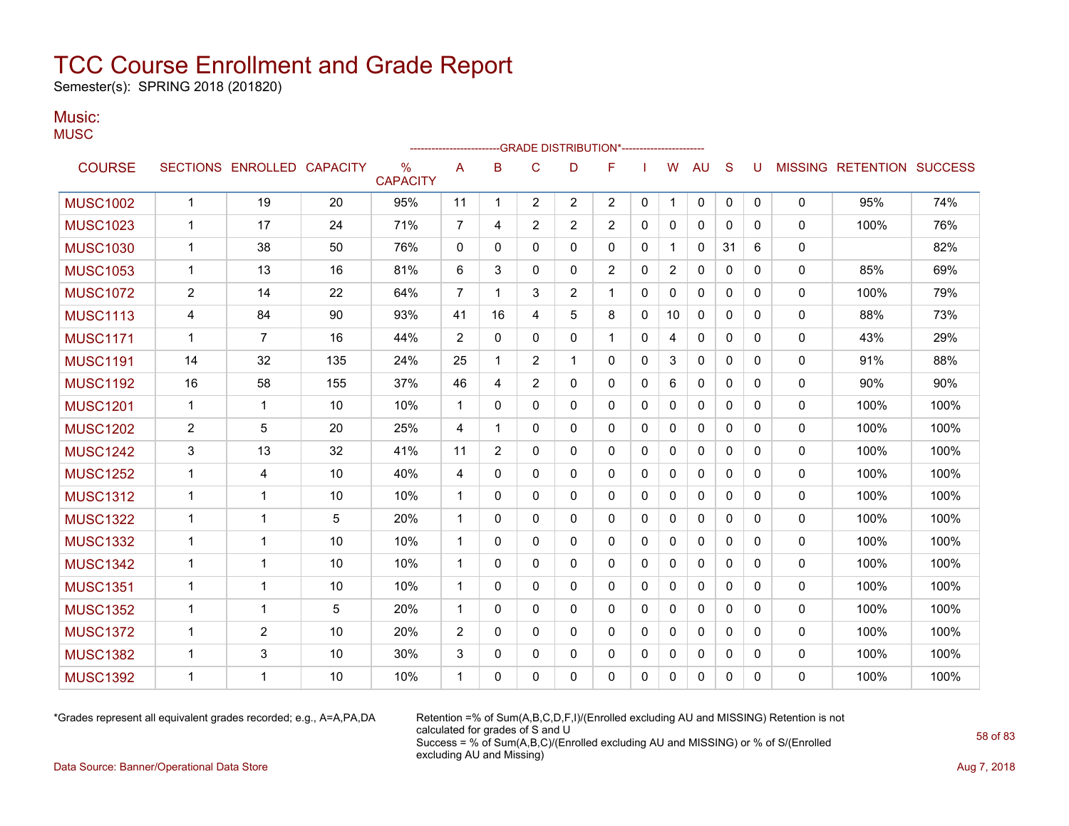# TCC Course Enrollment and Grade Report

Semester(s): SPRING 2018 (201820)

## Music:

MUSC

| COURSE | SECTIONS | ENROLLED | CAPACITY | % CAPACITY | A | B | C | D | F | I | W | AU | S | U | MISSING | RETENTION | SUCCESS |
|---|---|---|---|---|---|---|---|---|---|---|---|---|---|---|---|---|---|
| | | | | | --------------------------GRADE DISTRIBUTION*----------------------- | | | | | | | | | | | | |
| MUSC1002 | 1 | 19 | 20 | 95% | 11 | 1 | 2 | 2 | 2 | 0 | 1 | 0 | 0 | 0 | 0 | 95% | 74% |
| MUSC1023 | 1 | 17 | 24 | 71% | 7 | 4 | 2 | 2 | 2 | 0 | 0 | 0 | 0 | 0 | 0 | 100% | 76% |
| MUSC1030 | 1 | 38 | 50 | 76% | 0 | 0 | 0 | 0 | 0 | 0 | 1 | 0 | 31 | 6 | 0 | | 82% |
| MUSC1053 | 1 | 13 | 16 | 81% | 6 | 3 | 0 | 0 | 2 | 0 | 2 | 0 | 0 | 0 | 0 | 85% | 69% |
| MUSC1072 | 2 | 14 | 22 | 64% | 7 | 1 | 3 | 2 | 1 | 0 | 0 | 0 | 0 | 0 | 0 | 100% | 79% |
| MUSC1113 | 4 | 84 | 90 | 93% | 41 | 16 | 4 | 5 | 8 | 0 | 10 | 0 | 0 | 0 | 0 | 88% | 73% |
| MUSC1171 | 1 | 7 | 16 | 44% | 2 | 0 | 0 | 0 | 1 | 0 | 4 | 0 | 0 | 0 | 0 | 43% | 29% |
| MUSC1191 | 14 | 32 | 135 | 24% | 25 | 1 | 2 | 1 | 0 | 0 | 3 | 0 | 0 | 0 | 0 | 91% | 88% |
| MUSC1192 | 16 | 58 | 155 | 37% | 46 | 4 | 2 | 0 | 0 | 0 | 6 | 0 | 0 | 0 | 0 | 90% | 90% |
| MUSC1201 | 1 | 1 | 10 | 10% | 1 | 0 | 0 | 0 | 0 | 0 | 0 | 0 | 0 | 0 | 0 | 100% | 100% |
| MUSC1202 | 2 | 5 | 20 | 25% | 4 | 1 | 0 | 0 | 0 | 0 | 0 | 0 | 0 | 0 | 0 | 100% | 100% |
| MUSC1242 | 3 | 13 | 32 | 41% | 11 | 2 | 0 | 0 | 0 | 0 | 0 | 0 | 0 | 0 | 0 | 100% | 100% |
| MUSC1252 | 1 | 4 | 10 | 40% | 4 | 0 | 0 | 0 | 0 | 0 | 0 | 0 | 0 | 0 | 0 | 100% | 100% |
| MUSC1312 | 1 | 1 | 10 | 10% | 1 | 0 | 0 | 0 | 0 | 0 | 0 | 0 | 0 | 0 | 0 | 100% | 100% |
| MUSC1322 | 1 | 1 | 5 | 20% | 1 | 0 | 0 | 0 | 0 | 0 | 0 | 0 | 0 | 0 | 0 | 100% | 100% |
| MUSC1332 | 1 | 1 | 10 | 10% | 1 | 0 | 0 | 0 | 0 | 0 | 0 | 0 | 0 | 0 | 0 | 100% | 100% |
| MUSC1342 | 1 | 1 | 10 | 10% | 1 | 0 | 0 | 0 | 0 | 0 | 0 | 0 | 0 | 0 | 0 | 100% | 100% |
| MUSC1351 | 1 | 1 | 10 | 10% | 1 | 0 | 0 | 0 | 0 | 0 | 0 | 0 | 0 | 0 | 0 | 100% | 100% |
| MUSC1352 | 1 | 1 | 5 | 20% | 1 | 0 | 0 | 0 | 0 | 0 | 0 | 0 | 0 | 0 | 0 | 100% | 100% |
| MUSC1372 | 1 | 2 | 10 | 20% | 2 | 0 | 0 | 0 | 0 | 0 | 0 | 0 | 0 | 0 | 0 | 100% | 100% |
| MUSC1382 | 1 | 3 | 10 | 30% | 3 | 0 | 0 | 0 | 0 | 0 | 0 | 0 | 0 | 0 | 0 | 100% | 100% |
| MUSC1392 | 1 | 1 | 10 | 10% | 1 | 0 | 0 | 0 | 0 | 0 | 0 | 0 | 0 | 0 | 0 | 100% | 100% |

*Grades represent all equivalent grades recorded; e.g., A=A,PA,DA

Retention =% of Sum(A,B,C,D,F,I)/(Enrolled excluding AU and MISSING) Retention is not calculated for grades of S and U
Success = % of Sum(A,B,C)/(Enrolled excluding AU and MISSING) or % of S/(Enrolled excluding AU and Missing)

Data Source: Banner/Operational Data Store

Aug 7, 2018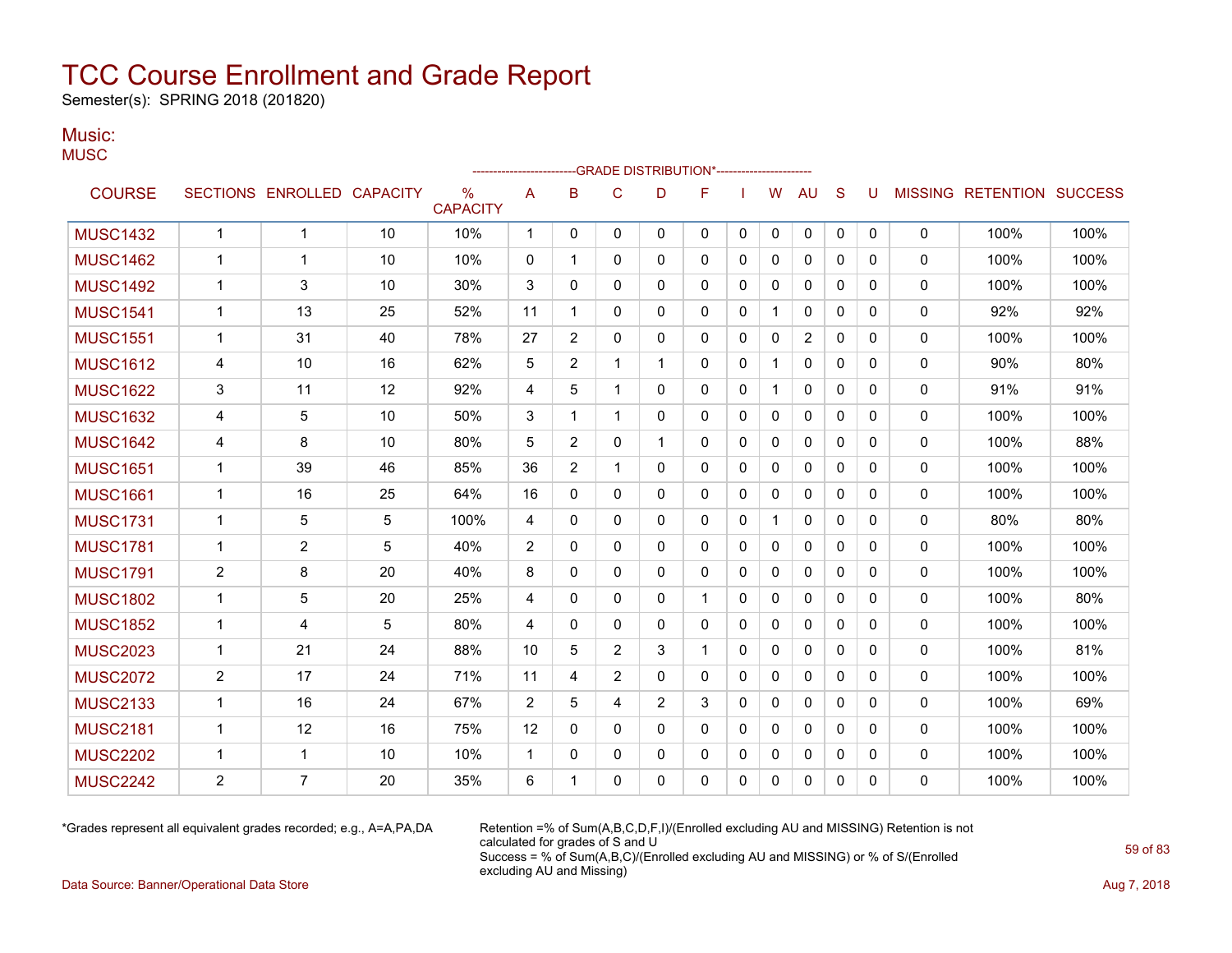# TCC Course Enrollment and Grade Report

Semester(s): SPRING 2018 (201820)

## Music:

MUSC

| COURSE | SECTIONS | ENROLLED | CAPACITY | % CAPACITY | A | B | C | D | F | I | W | AU | S | U | MISSING | RETENTION | SUCCESS |
|---|---|---|---|---|---|---|---|---|---|---|---|---|---|---|---|---|---|
| | | | | | GRADE DISTRIBUTION* | | | | | | | | | | | | |
| MUSC1432 | 1 | 1 | 10 | 10% | 1 | 0 | 0 | 0 | 0 | 0 | 0 | 0 | 0 | 0 | 0 | 100% | 100% |
| MUSC1462 | 1 | 1 | 10 | 10% | 0 | 1 | 0 | 0 | 0 | 0 | 0 | 0 | 0 | 0 | 0 | 100% | 100% |
| MUSC1492 | 1 | 3 | 10 | 30% | 3 | 0 | 0 | 0 | 0 | 0 | 0 | 0 | 0 | 0 | 0 | 100% | 100% |
| MUSC1541 | 1 | 13 | 25 | 52% | 11 | 1 | 0 | 0 | 0 | 0 | 1 | 0 | 0 | 0 | 0 | 92% | 92% |
| MUSC1551 | 1 | 31 | 40 | 78% | 27 | 2 | 0 | 0 | 0 | 0 | 0 | 2 | 0 | 0 | 0 | 100% | 100% |
| MUSC1612 | 4 | 10 | 16 | 62% | 5 | 2 | 1 | 1 | 0 | 0 | 1 | 0 | 0 | 0 | 0 | 90% | 80% |
| MUSC1622 | 3 | 11 | 12 | 92% | 4 | 5 | 1 | 0 | 0 | 0 | 1 | 0 | 0 | 0 | 0 | 91% | 91% |
| MUSC1632 | 4 | 5 | 10 | 50% | 3 | 1 | 1 | 0 | 0 | 0 | 0 | 0 | 0 | 0 | 0 | 100% | 100% |
| MUSC1642 | 4 | 8 | 10 | 80% | 5 | 2 | 0 | 1 | 0 | 0 | 0 | 0 | 0 | 0 | 0 | 100% | 88% |
| MUSC1651 | 1 | 39 | 46 | 85% | 36 | 2 | 1 | 0 | 0 | 0 | 0 | 0 | 0 | 0 | 0 | 100% | 100% |
| MUSC1661 | 1 | 16 | 25 | 64% | 16 | 0 | 0 | 0 | 0 | 0 | 0 | 0 | 0 | 0 | 0 | 100% | 100% |
| MUSC1731 | 1 | 5 | 5 | 100% | 4 | 0 | 0 | 0 | 0 | 0 | 1 | 0 | 0 | 0 | 0 | 80% | 80% |
| MUSC1781 | 1 | 2 | 5 | 40% | 2 | 0 | 0 | 0 | 0 | 0 | 0 | 0 | 0 | 0 | 0 | 100% | 100% |
| MUSC1791 | 2 | 8 | 20 | 40% | 8 | 0 | 0 | 0 | 0 | 0 | 0 | 0 | 0 | 0 | 0 | 100% | 100% |
| MUSC1802 | 1 | 5 | 20 | 25% | 4 | 0 | 0 | 0 | 1 | 0 | 0 | 0 | 0 | 0 | 0 | 100% | 80% |
| MUSC1852 | 1 | 4 | 5 | 80% | 4 | 0 | 0 | 0 | 0 | 0 | 0 | 0 | 0 | 0 | 0 | 100% | 100% |
| MUSC2023 | 1 | 21 | 24 | 88% | 10 | 5 | 2 | 3 | 1 | 0 | 0 | 0 | 0 | 0 | 0 | 100% | 81% |
| MUSC2072 | 2 | 17 | 24 | 71% | 11 | 4 | 2 | 0 | 0 | 0 | 0 | 0 | 0 | 0 | 0 | 100% | 100% |
| MUSC2133 | 1 | 16 | 24 | 67% | 2 | 5 | 4 | 2 | 3 | 0 | 0 | 0 | 0 | 0 | 0 | 100% | 69% |
| MUSC2181 | 1 | 12 | 16 | 75% | 12 | 0 | 0 | 0 | 0 | 0 | 0 | 0 | 0 | 0 | 0 | 100% | 100% |
| MUSC2202 | 1 | 1 | 10 | 10% | 1 | 0 | 0 | 0 | 0 | 0 | 0 | 0 | 0 | 0 | 0 | 100% | 100% |
| MUSC2242 | 2 | 7 | 20 | 35% | 6 | 1 | 0 | 0 | 0 | 0 | 0 | 0 | 0 | 0 | 0 | 100% | 100% |

*Grades represent all equivalent grades recorded; e.g., A=A,PA,DA

Retention =% of Sum(A,B,C,D,F,I)/(Enrolled excluding AU and MISSING) Retention is not calculated for grades of S and U
Success = % of Sum(A,B,C)/(Enrolled excluding AU and MISSING) or % of S/(Enrolled excluding AU and Missing)

Data Source: Banner/Operational Data Store

Aug 7, 2018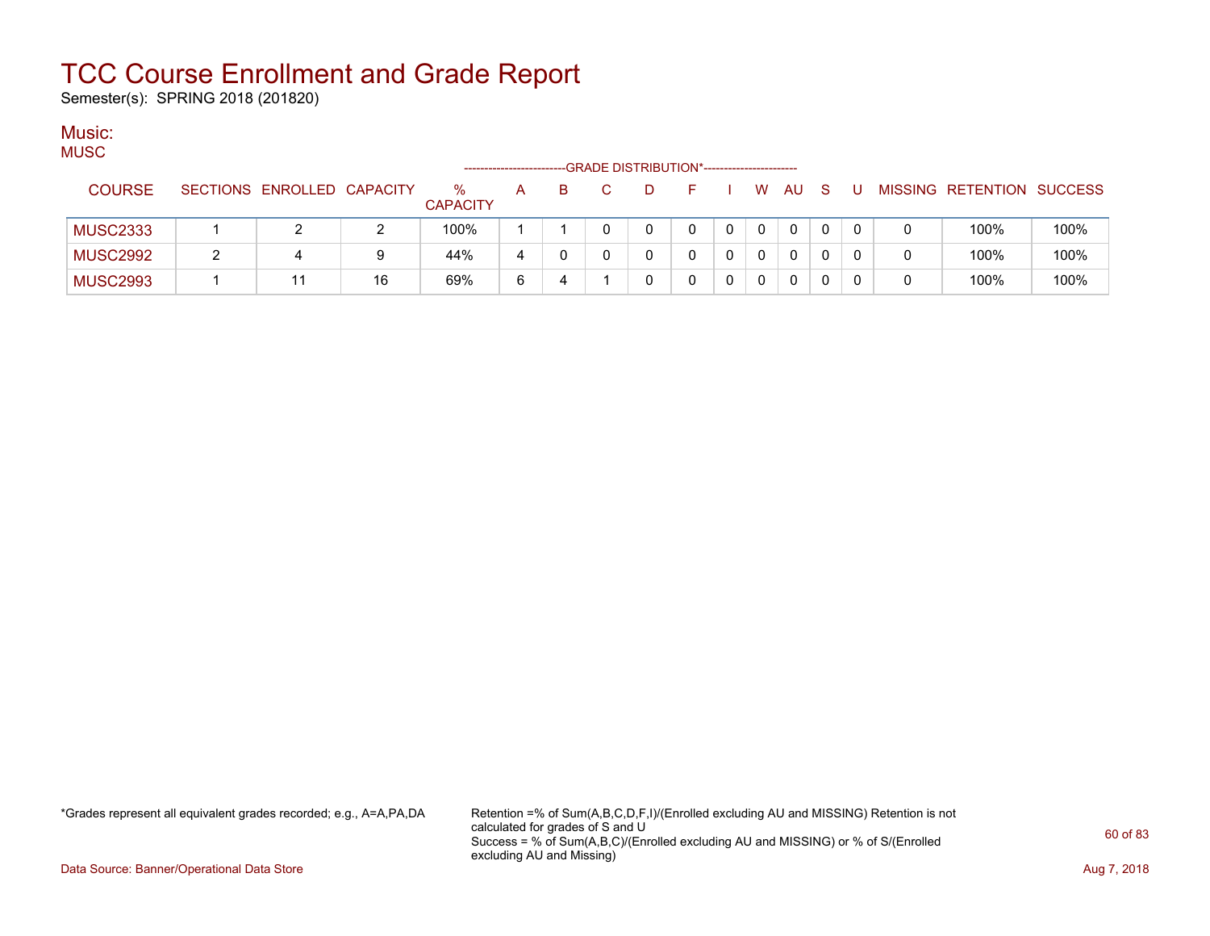# TCC Course Enrollment and Grade Report

Semester(s): SPRING 2018 (201820)

## Music:

MUSC

| COURSE | SECTIONS | ENROLLED | CAPACITY | % CAPACITY | A | B | C | D | F | I | W | AU | S | U | MISSING | RETENTION | SUCCESS |
|---|---|---|---|---|---|---|---|---|---|---|---|---|---|---|---|---|---|
| | | | | | GRADE DISTRIBUTION* | | | | | | | | | | | | |
| MUSC2333 | 1 | 2 | 2 | 100% | 1 | 1 | 0 | 0 | 0 | 0 | 0 | 0 | 0 | 0 | 0 | 100% | 100% |
| MUSC2992 | 2 | 4 | 9 | 44% | 4 | 0 | 0 | 0 | 0 | 0 | 0 | 0 | 0 | 0 | 0 | 100% | 100% |
| MUSC2993 | 1 | 11 | 16 | 69% | 6 | 4 | 1 | 0 | 0 | 0 | 0 | 0 | 0 | 0 | 0 | 100% | 100% |

*Grades represent all equivalent grades recorded; e.g., A=A,PA,DA

Retention =% of Sum(A,B,C,D,F,I)/(Enrolled excluding AU and MISSING) Retention is not calculated for grades of S and U
Success = % of Sum(A,B,C)/(Enrolled excluding AU and MISSING) or % of S/(Enrolled excluding AU and Missing)

Data Source: Banner/Operational Data Store

Aug 7, 2018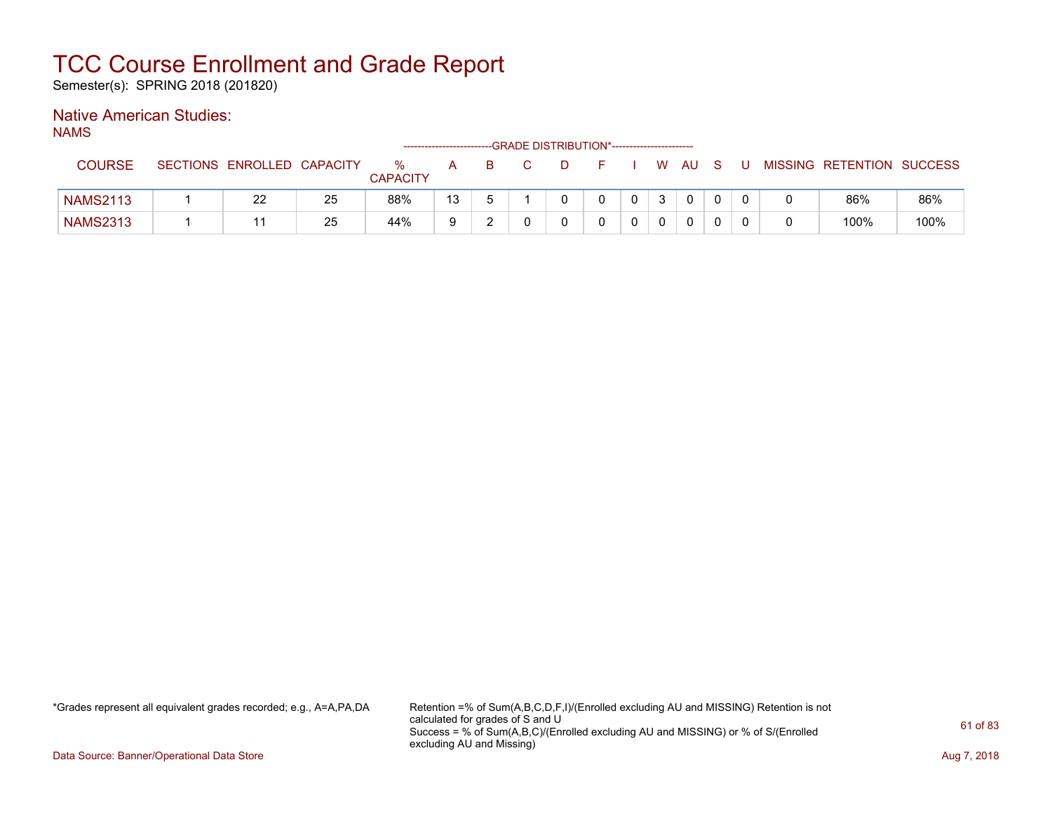# TCC Course Enrollment and Grade Report

Semester(s): SPRING 2018 (201820)

## Native American Studies:

NAMS

| COURSE | SECTIONS | ENROLLED | CAPACITY | % CAPACITY | A | B | C | D | F | I | W | AU | S | U | MISSING | RETENTION | SUCCESS |
|---|---|---|---|---|---|---|---|---|---|---|---|---|---|---|---|---|---|
| | | | | | GRADE DISTRIBUTION* | | | | | | | | | | | | |
| NAMS2113 | 1 | 22 | 25 | 88% | 13 | 5 | 1 | 0 | 0 | 0 | 3 | 0 | 0 | 0 | 0 | 86% | 86% |
| NAMS2313 | 1 | 11 | 25 | 44% | 9 | 2 | 0 | 0 | 0 | 0 | 0 | 0 | 0 | 0 | 0 | 100% | 100% |

*Grades represent all equivalent grades recorded; e.g., A=A,PA,DA

Retention =% of Sum(A,B,C,D,F,I)/(Enrolled excluding AU and MISSING) Retention is not calculated for grades of S and U
Success = % of Sum(A,B,C)/(Enrolled excluding AU and MISSING) or % of S/(Enrolled excluding AU and Missing)

Data Source: Banner/Operational Data Store

Aug 7, 2018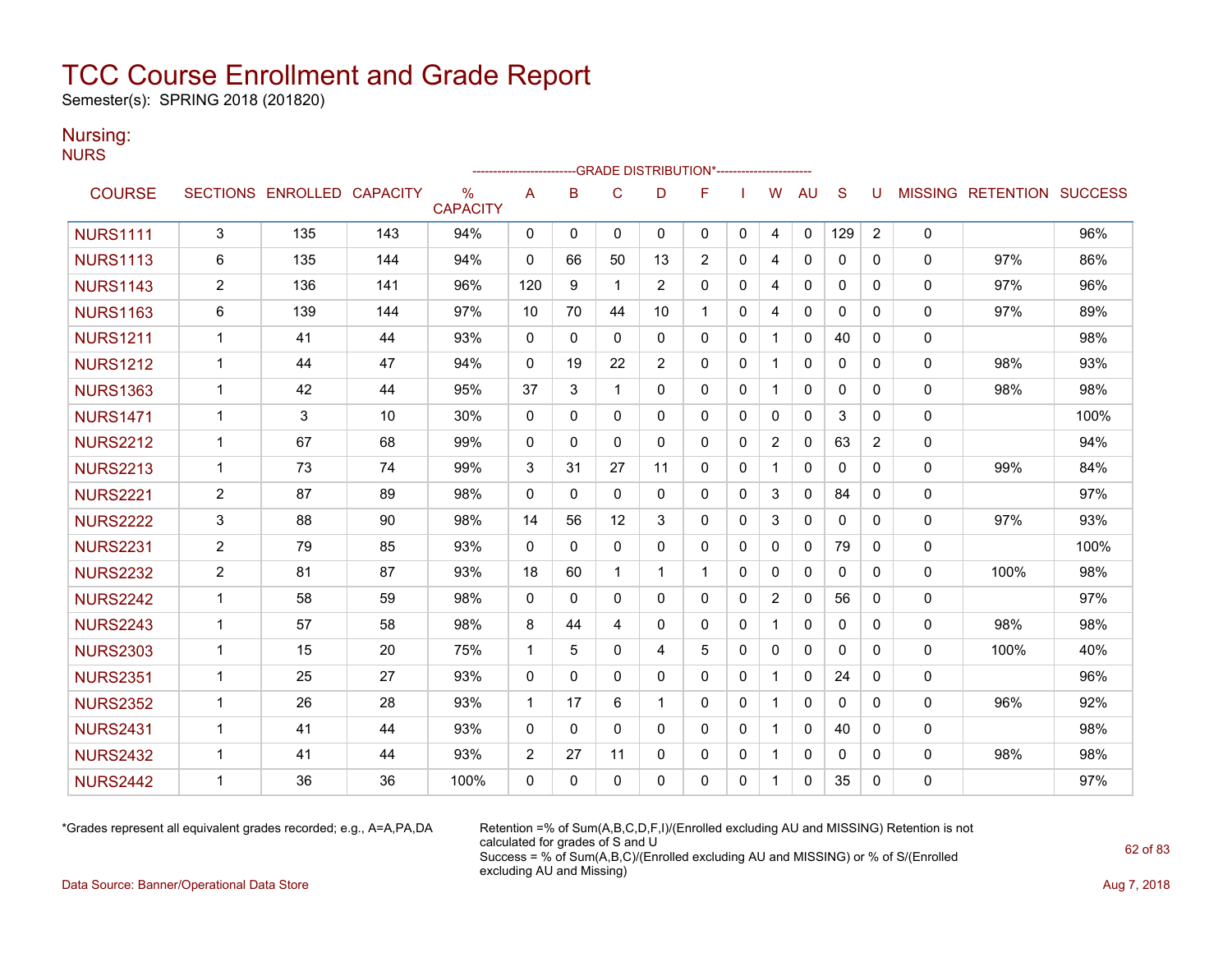# TCC Course Enrollment and Grade Report

Semester(s): SPRING 2018 (201820)

## Nursing:

NURS

| COURSE | SECTIONS | ENROLLED | CAPACITY | % CAPACITY | A | B | C | D | F | I | W | AU | S | U | MISSING | RETENTION | SUCCESS |
|---|---|---|---|---|---|---|---|---|---|---|---|---|---|---|---|---|---|
| | | | | | -------------------------GRADE DISTRIBUTION*----------------------- | | | | | | | | | | | | |
| NURS1111 | 3 | 135 | 143 | 94% | 0 | 0 | 0 | 0 | 0 | 0 | 4 | 0 | 129 | 2 | 0 | | 96% |
| NURS1113 | 6 | 135 | 144 | 94% | 0 | 66 | 50 | 13 | 2 | 0 | 4 | 0 | 0 | 0 | 0 | 97% | 86% |
| NURS1143 | 2 | 136 | 141 | 96% | 120 | 9 | 1 | 2 | 0 | 0 | 4 | 0 | 0 | 0 | 0 | 97% | 96% |
| NURS1163 | 6 | 139 | 144 | 97% | 10 | 70 | 44 | 10 | 1 | 0 | 4 | 0 | 0 | 0 | 0 | 97% | 89% |
| NURS1211 | 1 | 41 | 44 | 93% | 0 | 0 | 0 | 0 | 0 | 0 | 1 | 0 | 40 | 0 | 0 | | 98% |
| NURS1212 | 1 | 44 | 47 | 94% | 0 | 19 | 22 | 2 | 0 | 0 | 1 | 0 | 0 | 0 | 0 | 98% | 93% |
| NURS1363 | 1 | 42 | 44 | 95% | 37 | 3 | 1 | 0 | 0 | 0 | 1 | 0 | 0 | 0 | 0 | 98% | 98% |
| NURS1471 | 1 | 3 | 10 | 30% | 0 | 0 | 0 | 0 | 0 | 0 | 0 | 0 | 3 | 0 | 0 | | 100% |
| NURS2212 | 1 | 67 | 68 | 99% | 0 | 0 | 0 | 0 | 0 | 0 | 2 | 0 | 63 | 2 | 0 | | 94% |
| NURS2213 | 1 | 73 | 74 | 99% | 3 | 31 | 27 | 11 | 0 | 0 | 1 | 0 | 0 | 0 | 0 | 99% | 84% |
| NURS2221 | 2 | 87 | 89 | 98% | 0 | 0 | 0 | 0 | 0 | 0 | 3 | 0 | 84 | 0 | 0 | | 97% |
| NURS2222 | 3 | 88 | 90 | 98% | 14 | 56 | 12 | 3 | 0 | 0 | 3 | 0 | 0 | 0 | 0 | 97% | 93% |
| NURS2231 | 2 | 79 | 85 | 93% | 0 | 0 | 0 | 0 | 0 | 0 | 0 | 0 | 79 | 0 | 0 | | 100% |
| NURS2232 | 2 | 81 | 87 | 93% | 18 | 60 | 1 | 1 | 1 | 0 | 0 | 0 | 0 | 0 | 0 | 100% | 98% |
| NURS2242 | 1 | 58 | 59 | 98% | 0 | 0 | 0 | 0 | 0 | 0 | 2 | 0 | 56 | 0 | 0 | | 97% |
| NURS2243 | 1 | 57 | 58 | 98% | 8 | 44 | 4 | 0 | 0 | 0 | 1 | 0 | 0 | 0 | 0 | 98% | 98% |
| NURS2303 | 1 | 15 | 20 | 75% | 1 | 5 | 0 | 4 | 5 | 0 | 0 | 0 | 0 | 0 | 0 | 100% | 40% |
| NURS2351 | 1 | 25 | 27 | 93% | 0 | 0 | 0 | 0 | 0 | 0 | 1 | 0 | 24 | 0 | 0 | | 96% |
| NURS2352 | 1 | 26 | 28 | 93% | 1 | 17 | 6 | 1 | 0 | 0 | 1 | 0 | 0 | 0 | 0 | 96% | 92% |
| NURS2431 | 1 | 41 | 44 | 93% | 0 | 0 | 0 | 0 | 0 | 0 | 1 | 0 | 40 | 0 | 0 | | 98% |
| NURS2432 | 1 | 41 | 44 | 93% | 2 | 27 | 11 | 0 | 0 | 0 | 1 | 0 | 0 | 0 | 0 | 98% | 98% |
| NURS2442 | 1 | 36 | 36 | 100% | 0 | 0 | 0 | 0 | 0 | 0 | 1 | 0 | 35 | 0 | 0 | | 97% |

*Grades represent all equivalent grades recorded; e.g., A=A,PA,DA

Retention =% of Sum(A,B,C,D,F,I)/(Enrolled excluding AU and MISSING) Retention is not calculated for grades of S and U
Success = % of Sum(A,B,C)/(Enrolled excluding AU and MISSING) or % of S/(Enrolled excluding AU and Missing)

Data Source: Banner/Operational Data Store

Aug 7, 2018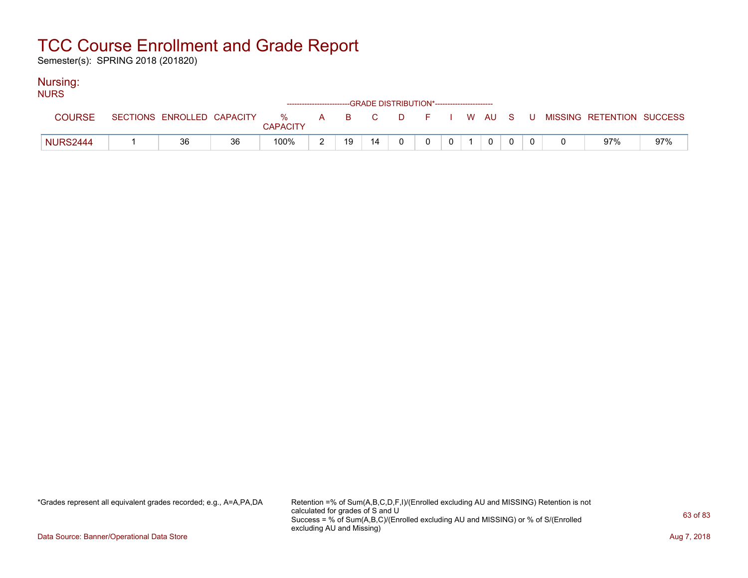# TCC Course Enrollment and Grade Report

Semester(s): SPRING 2018 (201820)

## Nursing:

NURS

| COURSE | SECTIONS | ENROLLED | CAPACITY | % CAPACITY | A | B | C | D | F | I | W | AU | S | U | MISSING | RETENTION | SUCCESS |
|---|---|---|---|---|---|---|---|---|---|---|---|---|---|---|---|---|---|
| | | | | | GRADE DISTRIBUTION* | | | | | | | | | | | | |
| NURS2444 | 1 | 36 | 36 | 100% | 2 | 19 | 14 | 0 | 0 | 0 | 1 | 0 | 0 | 0 | 0 | 97% | 97% |

*Grades represent all equivalent grades recorded; e.g., A=A,PA,DA

Retention =% of Sum(A,B,C,D,F,I)/(Enrolled excluding AU and MISSING) Retention is not calculated for grades of S and U
Success = % of Sum(A,B,C)/(Enrolled excluding AU and MISSING) or % of S/(Enrolled excluding AU and Missing)

Data Source: Banner/Operational Data Store

Aug 7, 2018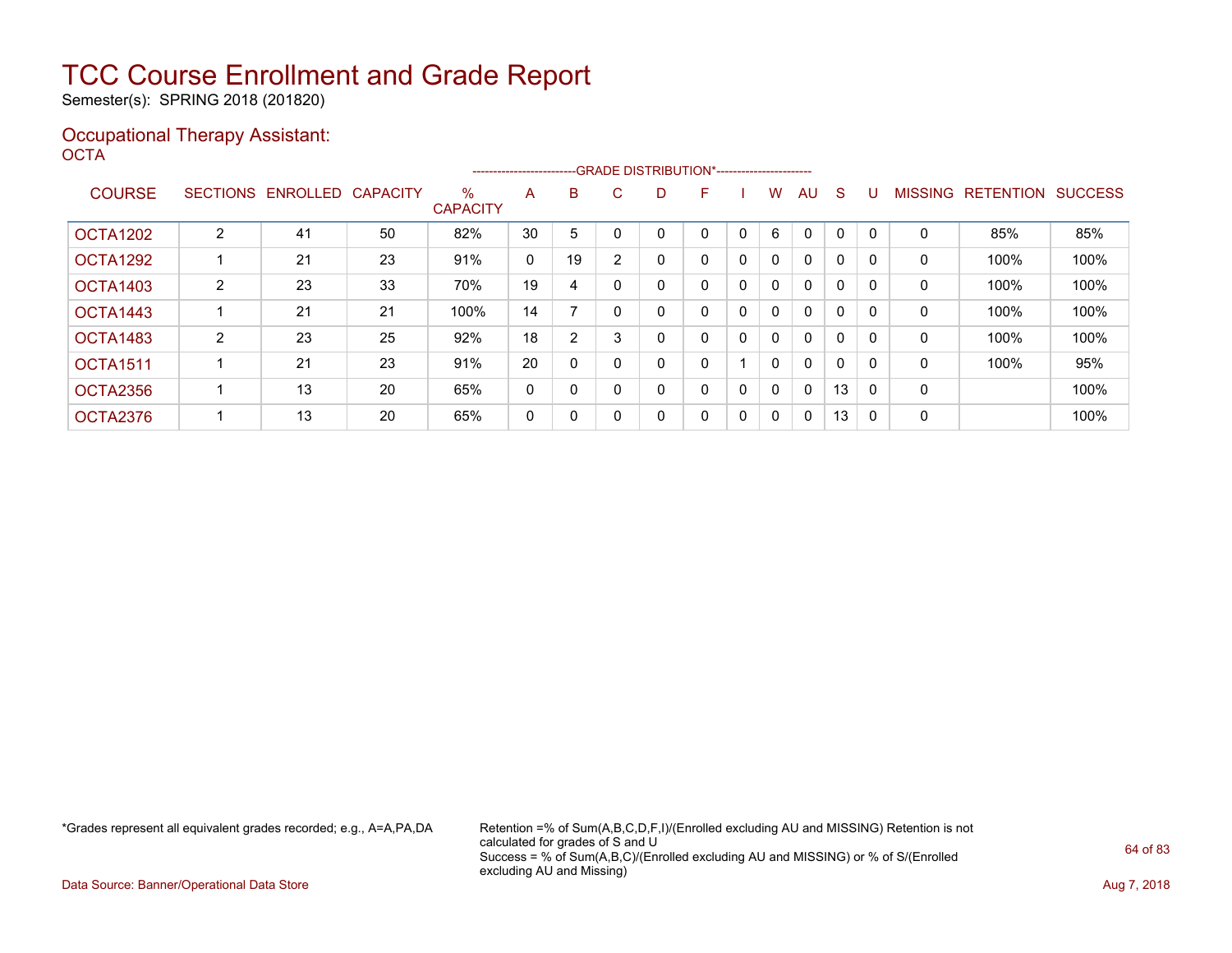# TCC Course Enrollment and Grade Report

Semester(s): SPRING 2018 (201820)

## Occupational Therapy Assistant:

OCTA

| COURSE | SECTIONS | ENROLLED | CAPACITY | % CAPACITY | A | B | C | D | F | I | W | AU | S | U | MISSING | RETENTION | SUCCESS |
|---|---|---|---|---|---|---|---|---|---|---|---|---|---|---|---|---|---|
| | | | | | GRADE DISTRIBUTION* | | | | | | | | | | | | |
| OCTA1202 | 2 | 41 | 50 | 82% | 30 | 5 | 0 | 0 | 0 | 0 | 6 | 0 | 0 | 0 | 0 | 85% | 85% |
| OCTA1292 | 1 | 21 | 23 | 91% | 0 | 19 | 2 | 0 | 0 | 0 | 0 | 0 | 0 | 0 | 0 | 100% | 100% |
| OCTA1403 | 2 | 23 | 33 | 70% | 19 | 4 | 0 | 0 | 0 | 0 | 0 | 0 | 0 | 0 | 0 | 100% | 100% |
| OCTA1443 | 1 | 21 | 21 | 100% | 14 | 7 | 0 | 0 | 0 | 0 | 0 | 0 | 0 | 0 | 0 | 100% | 100% |
| OCTA1483 | 2 | 23 | 25 | 92% | 18 | 2 | 3 | 0 | 0 | 0 | 0 | 0 | 0 | 0 | 0 | 100% | 100% |
| OCTA1511 | 1 | 21 | 23 | 91% | 20 | 0 | 0 | 0 | 0 | 1 | 0 | 0 | 0 | 0 | 0 | 100% | 95% |
| OCTA2356 | 1 | 13 | 20 | 65% | 0 | 0 | 0 | 0 | 0 | 0 | 0 | 0 | 13 | 0 | 0 | | 100% |
| OCTA2376 | 1 | 13 | 20 | 65% | 0 | 0 | 0 | 0 | 0 | 0 | 0 | 0 | 13 | 0 | 0 | | 100% |

*Grades represent all equivalent grades recorded; e.g., A=A,PA,DA

Retention =% of Sum(A,B,C,D,F,I)/(Enrolled excluding AU and MISSING) Retention is not calculated for grades of S and U
Success = % of Sum(A,B,C)/(Enrolled excluding AU and MISSING) or % of S/(Enrolled excluding AU and Missing)

Data Source: Banner/Operational Data Store

Aug 7, 2018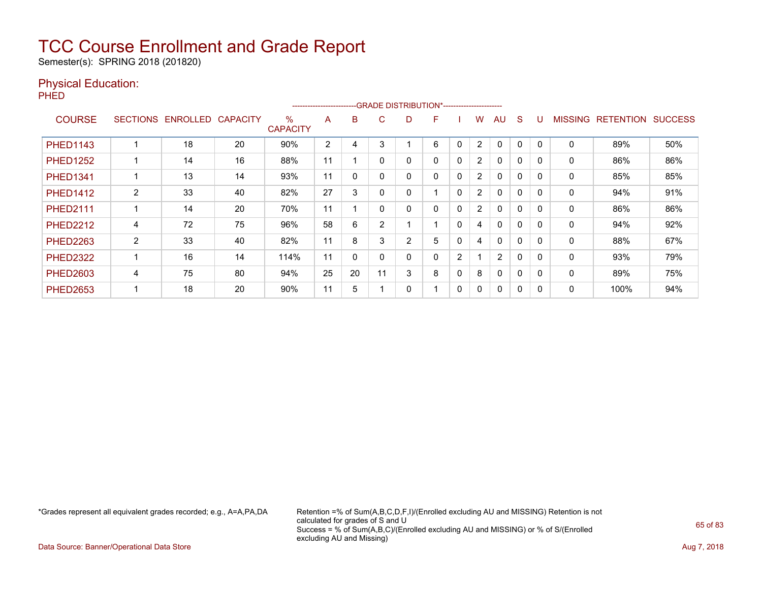# TCC Course Enrollment and Grade Report

Semester(s): SPRING 2018 (201820)

## Physical Education:

PHED

| COURSE | SECTIONS | ENROLLED | CAPACITY | % CAPACITY | A | B | C | D | F | I | W | AU | S | U | MISSING | RETENTION | SUCCESS |
|---|---|---|---|---|---|---|---|---|---|---|---|---|---|---|---|---|---|
| | | | | | GRADE DISTRIBUTION* | | | | | | | | | | | | |
| PHED1143 | 1 | 18 | 20 | 90% | 2 | 4 | 3 | 1 | 6 | 0 | 2 | 0 | 0 | 0 | 0 | 89% | 50% |
| PHED1252 | 1 | 14 | 16 | 88% | 11 | 1 | 0 | 0 | 0 | 0 | 2 | 0 | 0 | 0 | 0 | 86% | 86% |
| PHED1341 | 1 | 13 | 14 | 93% | 11 | 0 | 0 | 0 | 0 | 0 | 2 | 0 | 0 | 0 | 0 | 85% | 85% |
| PHED1412 | 2 | 33 | 40 | 82% | 27 | 3 | 0 | 0 | 1 | 0 | 2 | 0 | 0 | 0 | 0 | 94% | 91% |
| PHED2111 | 1 | 14 | 20 | 70% | 11 | 1 | 0 | 0 | 0 | 0 | 2 | 0 | 0 | 0 | 0 | 86% | 86% |
| PHED2212 | 4 | 72 | 75 | 96% | 58 | 6 | 2 | 1 | 1 | 0 | 4 | 0 | 0 | 0 | 0 | 94% | 92% |
| PHED2263 | 2 | 33 | 40 | 82% | 11 | 8 | 3 | 2 | 5 | 0 | 4 | 0 | 0 | 0 | 0 | 88% | 67% |
| PHED2322 | 1 | 16 | 14 | 114% | 11 | 0 | 0 | 0 | 0 | 2 | 1 | 2 | 0 | 0 | 0 | 93% | 79% |
| PHED2603 | 4 | 75 | 80 | 94% | 25 | 20 | 11 | 3 | 8 | 0 | 8 | 0 | 0 | 0 | 0 | 89% | 75% |
| PHED2653 | 1 | 18 | 20 | 90% | 11 | 5 | 1 | 0 | 1 | 0 | 0 | 0 | 0 | 0 | 0 | 100% | 94% |

*Grades represent all equivalent grades recorded; e.g., A=A,PA,DA

Retention =% of Sum(A,B,C,D,F,I)/(Enrolled excluding AU and MISSING) Retention is not calculated for grades of S and U
Success = % of Sum(A,B,C)/(Enrolled excluding AU and MISSING) or % of S/(Enrolled excluding AU and Missing)

Data Source: Banner/Operational Data Store

Aug 7, 2018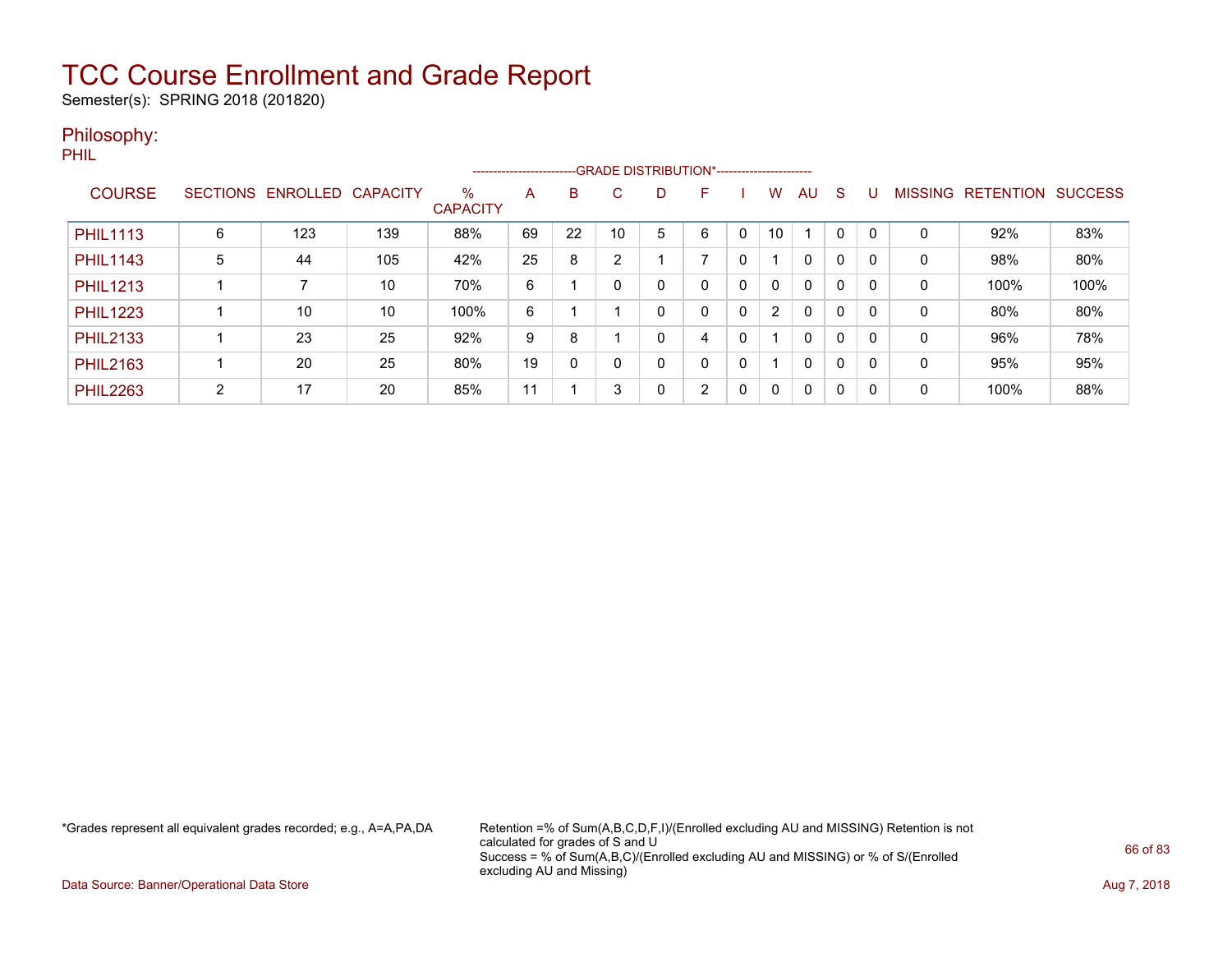# TCC Course Enrollment and Grade Report

Semester(s): SPRING 2018 (201820)

## Philosophy:

PHIL

| COURSE | SECTIONS | ENROLLED | CAPACITY | % CAPACITY | A | B | C | D | F | I | W | AU | S | U | MISSING | RETENTION | SUCCESS |
|---|---|---|---|---|---|---|---|---|---|---|---|---|---|---|---|---|---|
| | | | | | GRADE DISTRIBUTION* | | | | | | | | | | | | |
| PHIL1113 | 6 | 123 | 139 | 88% | 69 | 22 | 10 | 5 | 6 | 0 | 10 | 1 | 0 | 0 | 0 | 92% | 83% |
| PHIL1143 | 5 | 44 | 105 | 42% | 25 | 8 | 2 | 1 | 7 | 0 | 1 | 0 | 0 | 0 | 0 | 98% | 80% |
| PHIL1213 | 1 | 7 | 10 | 70% | 6 | 1 | 0 | 0 | 0 | 0 | 0 | 0 | 0 | 0 | 0 | 100% | 100% |
| PHIL1223 | 1 | 10 | 10 | 100% | 6 | 1 | 1 | 0 | 0 | 0 | 2 | 0 | 0 | 0 | 0 | 80% | 80% |
| PHIL2133 | 1 | 23 | 25 | 92% | 9 | 8 | 1 | 0 | 4 | 0 | 1 | 0 | 0 | 0 | 0 | 96% | 78% |
| PHIL2163 | 1 | 20 | 25 | 80% | 19 | 0 | 0 | 0 | 0 | 0 | 1 | 0 | 0 | 0 | 0 | 95% | 95% |
| PHIL2263 | 2 | 17 | 20 | 85% | 11 | 1 | 3 | 0 | 2 | 0 | 0 | 0 | 0 | 0 | 0 | 100% | 88% |

*Grades represent all equivalent grades recorded; e.g., A=A,PA,DA

Retention =% of Sum(A,B,C,D,F,I)/(Enrolled excluding AU and MISSING) Retention is not calculated for grades of S and U
Success = % of Sum(A,B,C)/(Enrolled excluding AU and MISSING) or % of S/(Enrolled excluding AU and Missing)

Data Source: Banner/Operational Data Store

Aug 7, 2018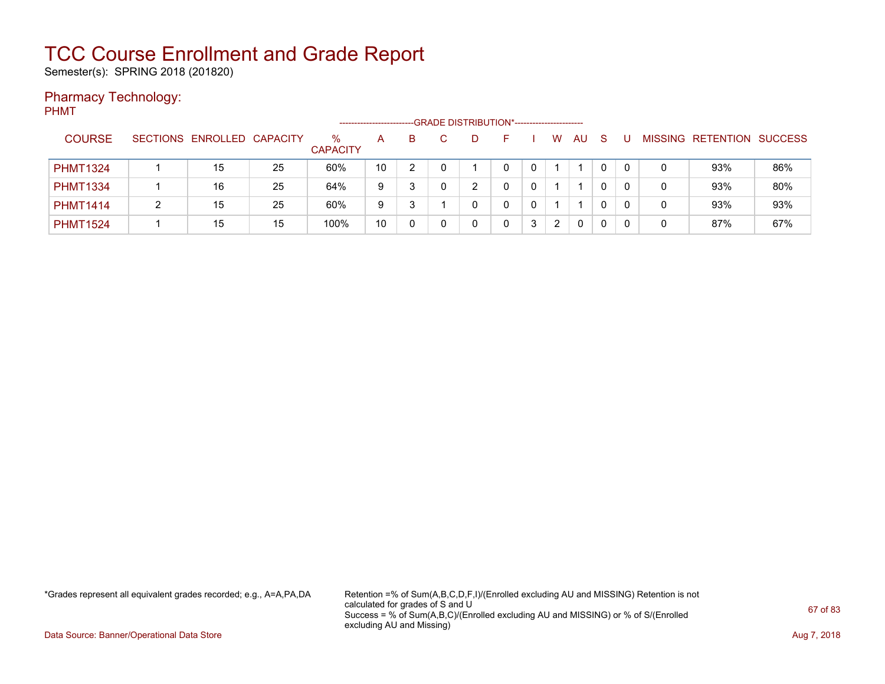# TCC Course Enrollment and Grade Report

Semester(s): SPRING 2018 (201820)

## Pharmacy Technology:

PHMT

| COURSE | SECTIONS | ENROLLED | CAPACITY | % CAPACITY | A | B | C | D | F | I | W | AU | S | U | MISSING | RETENTION | SUCCESS |
|---|---|---|---|---|---|---|---|---|---|---|---|---|---|---|---|---|---|
| | | | | | GRADE DISTRIBUTION* | | | | | | | | | | | | |
| PHMT1324 | 1 | 15 | 25 | 60% | 10 | 2 | 0 | 1 | 0 | 0 | 1 | 1 | 0 | 0 | 0 | 93% | 86% |
| PHMT1334 | 1 | 16 | 25 | 64% | 9 | 3 | 0 | 2 | 0 | 0 | 1 | 1 | 0 | 0 | 0 | 93% | 80% |
| PHMT1414 | 2 | 15 | 25 | 60% | 9 | 3 | 1 | 0 | 0 | 0 | 1 | 1 | 0 | 0 | 0 | 93% | 93% |
| PHMT1524 | 1 | 15 | 15 | 100% | 10 | 0 | 0 | 0 | 0 | 3 | 2 | 0 | 0 | 0 | 0 | 87% | 67% |

*Grades represent all equivalent grades recorded; e.g., A=A,PA,DA

Retention =% of Sum(A,B,C,D,F,I)/(Enrolled excluding AU and MISSING) Retention is not calculated for grades of S and U

Success = % of Sum(A,B,C)/(Enrolled excluding AU and MISSING) or % of S/(Enrolled excluding AU and Missing)

Data Source: Banner/Operational Data Store

Aug 7, 2018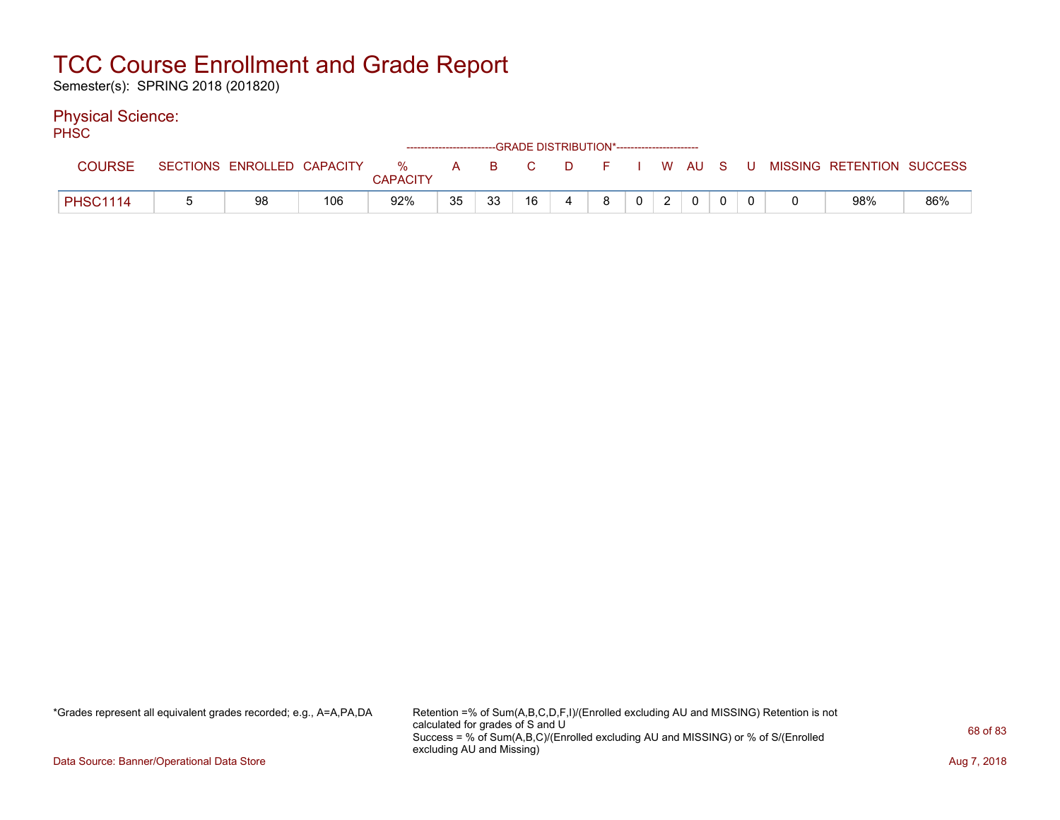# TCC Course Enrollment and Grade Report

Semester(s): SPRING 2018 (201820)

## Physical Science:

PHSC

| COURSE | SECTIONS | ENROLLED | CAPACITY | % CAPACITY | A | B | C | D | F | I | W | AU | S | U | MISSING | RETENTION | SUCCESS |
|---|---|---|---|---|---|---|---|---|---|---|---|---|---|---|---|---|---|
| | | | | | GRADE DISTRIBUTION* | | | | | | | | | | | | |
| PHSC1114 | 5 | 98 | 106 | 92% | 35 | 33 | 16 | 4 | 8 | 0 | 2 | 0 | 0 | 0 | 0 | 98% | 86% |

*Grades represent all equivalent grades recorded; e.g., A=A,PA,DA

Retention =% of Sum(A,B,C,D,F,I)/(Enrolled excluding AU and MISSING) Retention is not calculated for grades of S and U
Success = % of Sum(A,B,C)/(Enrolled excluding AU and MISSING) or % of S/(Enrolled excluding AU and Missing)

Data Source: Banner/Operational Data Store

Aug 7, 2018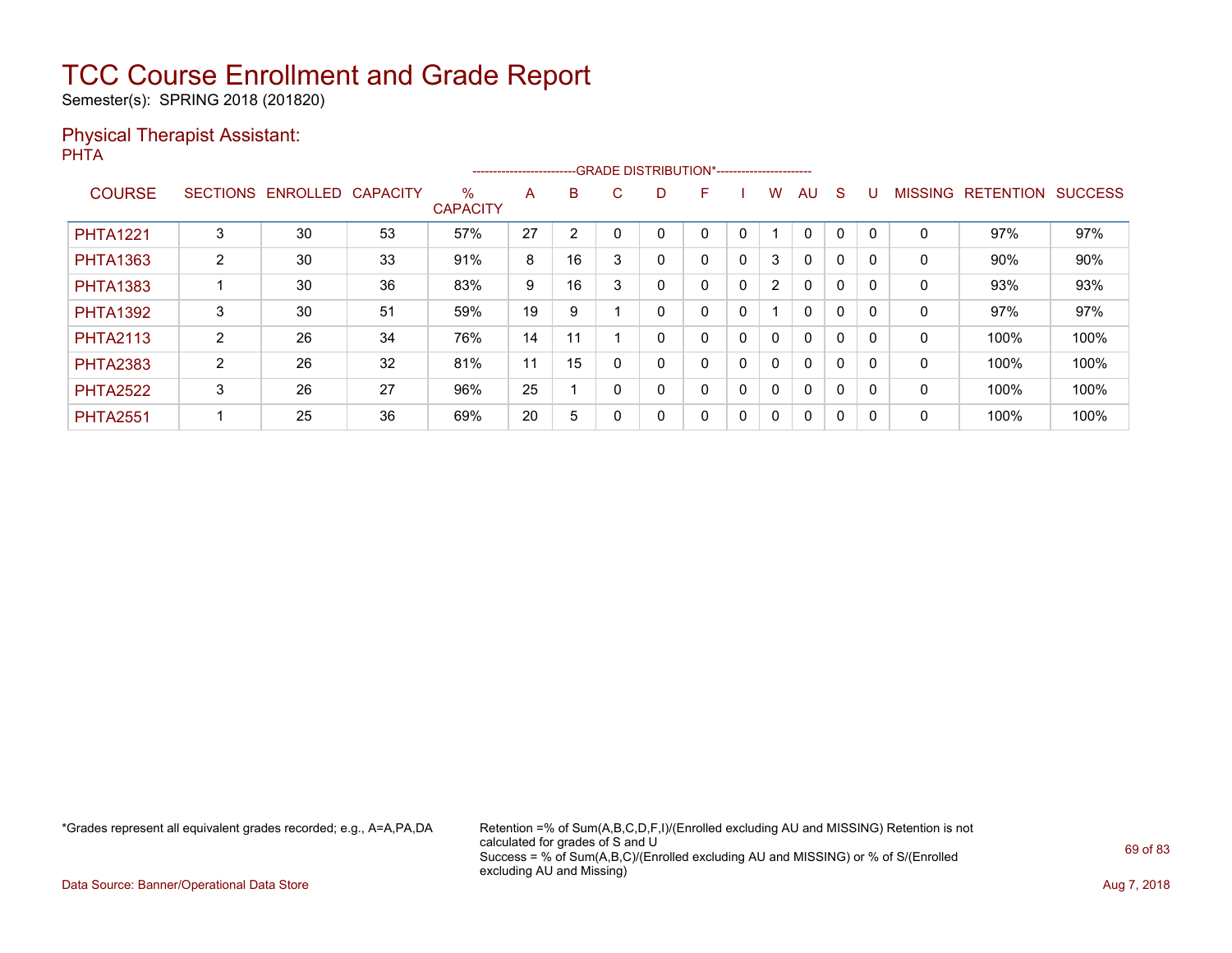# TCC Course Enrollment and Grade Report

Semester(s): SPRING 2018 (201820)

## Physical Therapist Assistant:

PHTA

| COURSE | SECTIONS | ENROLLED | CAPACITY | % CAPACITY | A | B | C | D | F | I | W | AU | S | U | MISSING | RETENTION | SUCCESS |
|---|---|---|---|---|---|---|---|---|---|---|---|---|---|---|---|---|---|
| | | | | | GRADE DISTRIBUTION* | | | | | | | | | | | | |
| PHTA1221 | 3 | 30 | 53 | 57% | 27 | 2 | 0 | 0 | 0 | 0 | 1 | 0 | 0 | 0 | 0 | 97% | 97% |
| PHTA1363 | 2 | 30 | 33 | 91% | 8 | 16 | 3 | 0 | 0 | 0 | 3 | 0 | 0 | 0 | 0 | 90% | 90% |
| PHTA1383 | 1 | 30 | 36 | 83% | 9 | 16 | 3 | 0 | 0 | 0 | 2 | 0 | 0 | 0 | 0 | 93% | 93% |
| PHTA1392 | 3 | 30 | 51 | 59% | 19 | 9 | 1 | 0 | 0 | 0 | 1 | 0 | 0 | 0 | 0 | 97% | 97% |
| PHTA2113 | 2 | 26 | 34 | 76% | 14 | 11 | 1 | 0 | 0 | 0 | 0 | 0 | 0 | 0 | 0 | 100% | 100% |
| PHTA2383 | 2 | 26 | 32 | 81% | 11 | 15 | 0 | 0 | 0 | 0 | 0 | 0 | 0 | 0 | 0 | 100% | 100% |
| PHTA2522 | 3 | 26 | 27 | 96% | 25 | 1 | 0 | 0 | 0 | 0 | 0 | 0 | 0 | 0 | 0 | 100% | 100% |
| PHTA2551 | 1 | 25 | 36 | 69% | 20 | 5 | 0 | 0 | 0 | 0 | 0 | 0 | 0 | 0 | 0 | 100% | 100% |

*Grades represent all equivalent grades recorded; e.g., A=A,PA,DA

Retention =% of Sum(A,B,C,D,F,I)/(Enrolled excluding AU and MISSING) Retention is not calculated for grades of S and U
Success = % of Sum(A,B,C)/(Enrolled excluding AU and MISSING) or % of S/(Enrolled excluding AU and Missing)

Data Source: Banner/Operational Data Store

Aug 7, 2018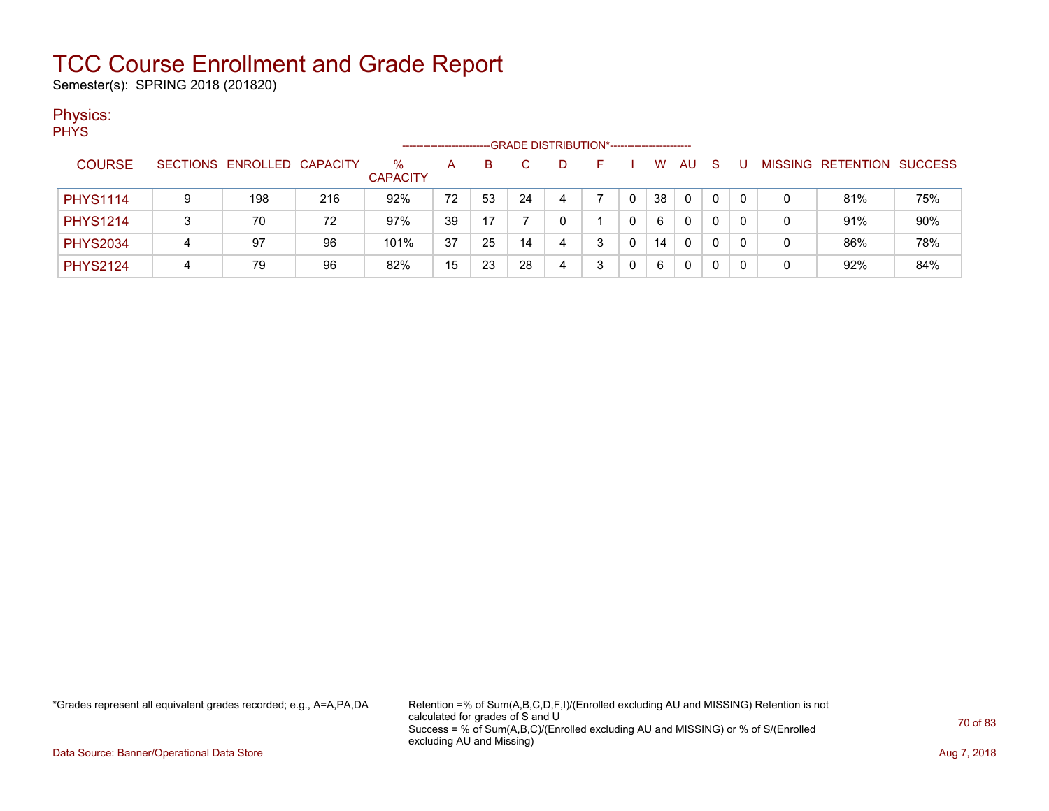# TCC Course Enrollment and Grade Report

Semester(s): SPRING 2018 (201820)

## Physics:

PHYS

| COURSE | SECTIONS | ENROLLED | CAPACITY | % CAPACITY | A | B | C | D | F | I | W | AU | S | U | MISSING | RETENTION | SUCCESS |
|---|---|---|---|---|---|---|---|---|---|---|---|---|---|---|---|---|---|
| | | | | | GRADE DISTRIBUTION* | | | | | | | | | | | | |
| PHYS1114 | 9 | 198 | 216 | 92% | 72 | 53 | 24 | 4 | 7 | 0 | 38 | 0 | 0 | 0 | 0 | 81% | 75% |
| PHYS1214 | 3 | 70 | 72 | 97% | 39 | 17 | 7 | 0 | 1 | 0 | 6 | 0 | 0 | 0 | 0 | 91% | 90% |
| PHYS2034 | 4 | 97 | 96 | 101% | 37 | 25 | 14 | 4 | 3 | 0 | 14 | 0 | 0 | 0 | 0 | 86% | 78% |
| PHYS2124 | 4 | 79 | 96 | 82% | 15 | 23 | 28 | 4 | 3 | 0 | 6 | 0 | 0 | 0 | 0 | 92% | 84% |

*Grades represent all equivalent grades recorded; e.g., A=A,PA,DA

Retention =% of Sum(A,B,C,D,F,I)/(Enrolled excluding AU and MISSING) Retention is not calculated for grades of S and U

Success = % of Sum(A,B,C)/(Enrolled excluding AU and MISSING) or % of S/(Enrolled excluding AU and Missing)

Data Source: Banner/Operational Data Store

Aug 7, 2018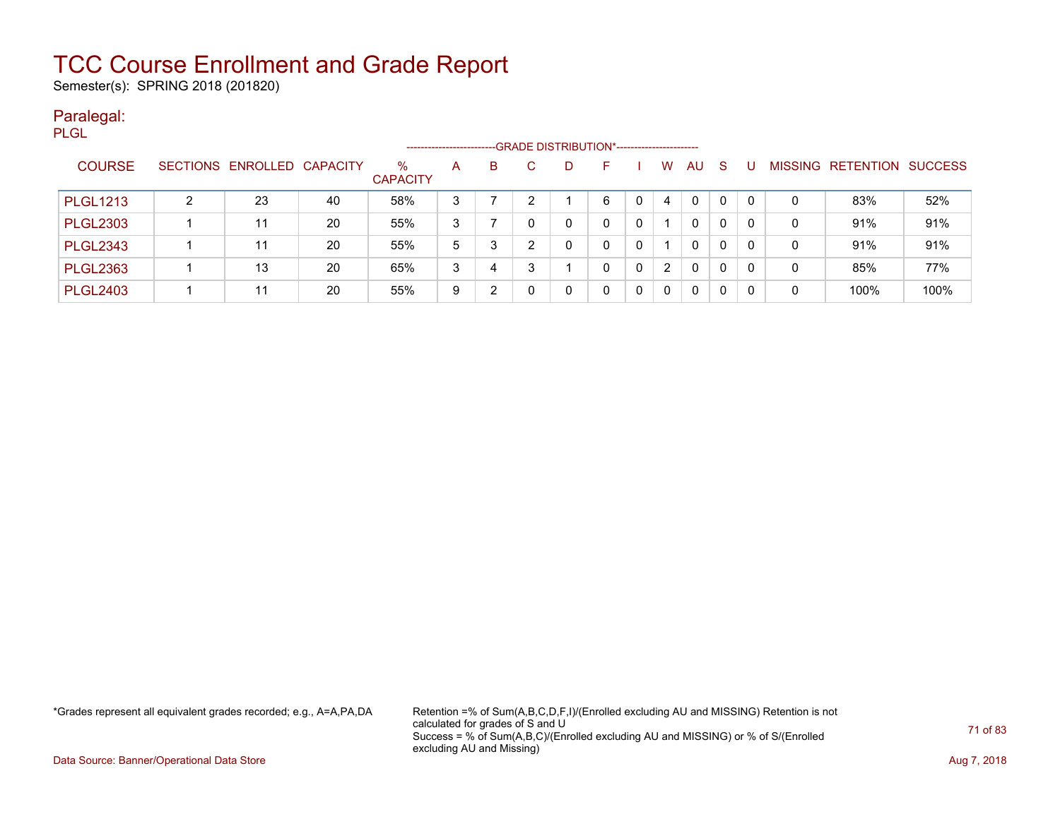# TCC Course Enrollment and Grade Report

Semester(s): SPRING 2018 (201820)

## Paralegal:

PLGL

| COURSE | SECTIONS | ENROLLED | CAPACITY | % CAPACITY | A | B | C | D | F | I | W | AU | S | U | MISSING | RETENTION | SUCCESS |
|---|---|---|---|---|---|---|---|---|---|---|---|---|---|---|---|---|---|
| PLGL1213 | 2 | 23 | 40 | 58% | 3 | 7 | 2 | 1 | 6 | 0 | 4 | 0 | 0 | 0 | 0 | 83% | 52% |
| PLGL2303 | 1 | 11 | 20 | 55% | 3 | 7 | 0 | 0 | 0 | 0 | 1 | 0 | 0 | 0 | 0 | 91% | 91% |
| PLGL2343 | 1 | 11 | 20 | 55% | 5 | 3 | 2 | 0 | 0 | 0 | 1 | 0 | 0 | 0 | 0 | 91% | 91% |
| PLGL2363 | 1 | 13 | 20 | 65% | 3 | 4 | 3 | 1 | 0 | 0 | 2 | 0 | 0 | 0 | 0 | 85% | 77% |
| PLGL2403 | 1 | 11 | 20 | 55% | 9 | 2 | 0 | 0 | 0 | 0 | 0 | 0 | 0 | 0 | 0 | 100% | 100% |

*Grades represent all equivalent grades recorded; e.g., A=A,PA,DA

Retention =% of Sum(A,B,C,D,F,I)/(Enrolled excluding AU and MISSING) Retention is not calculated for grades of S and U
Success = % of Sum(A,B,C)/(Enrolled excluding AU and MISSING) or % of S/(Enrolled excluding AU and Missing)

Data Source: Banner/Operational Data Store

Aug 7, 2018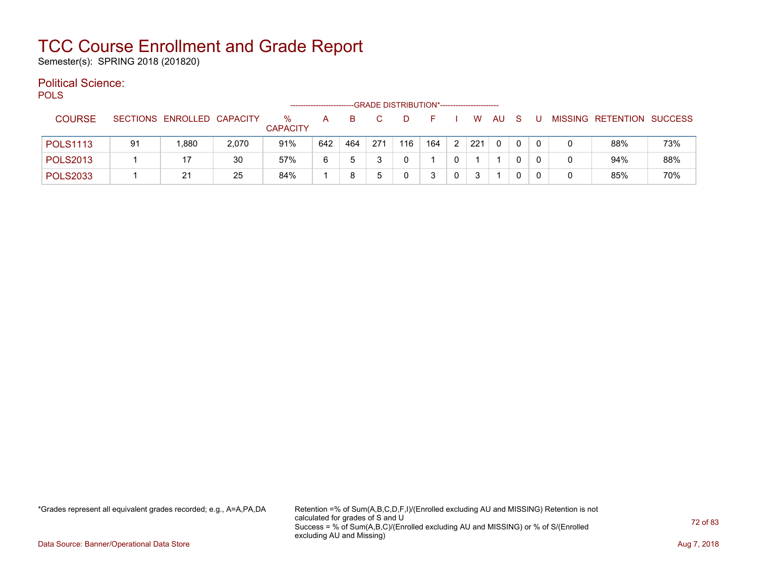# TCC Course Enrollment and Grade Report

Semester(s): SPRING 2018 (201820)

## Political Science:

POLS

| COURSE | SECTIONS | ENROLLED | CAPACITY | % CAPACITY | A | B | C | D | F | I | W | AU | S | U | MISSING | RETENTION | SUCCESS |
|---|---|---|---|---|---|---|---|---|---|---|---|---|---|---|---|---|---|
| | | | | | -------------------------GRADE DISTRIBUTION*----------------------- | | | | | | | | | | | | |
| POLS1113 | 91 | 1,880 | 2,070 | 91% | 642 | 464 | 271 | 116 | 164 | 2 | 221 | 0 | 0 | 0 | 0 | 88% | 73% |
| POLS2013 | 1 | 17 | 30 | 57% | 6 | 5 | 3 | 0 | 1 | 0 | 1 | 1 | 0 | 0 | 0 | 94% | 88% |
| POLS2033 | 1 | 21 | 25 | 84% | 1 | 8 | 5 | 0 | 3 | 0 | 3 | 1 | 0 | 0 | 0 | 85% | 70% |

*Grades represent all equivalent grades recorded; e.g., A=A,PA,DA

Retention =% of Sum(A,B,C,D,F,I)/(Enrolled excluding AU and MISSING) Retention is not calculated for grades of S and U
Success = % of Sum(A,B,C)/(Enrolled excluding AU and MISSING) or % of S/(Enrolled excluding AU and Missing)

Data Source: Banner/Operational Data Store

Aug 7, 2018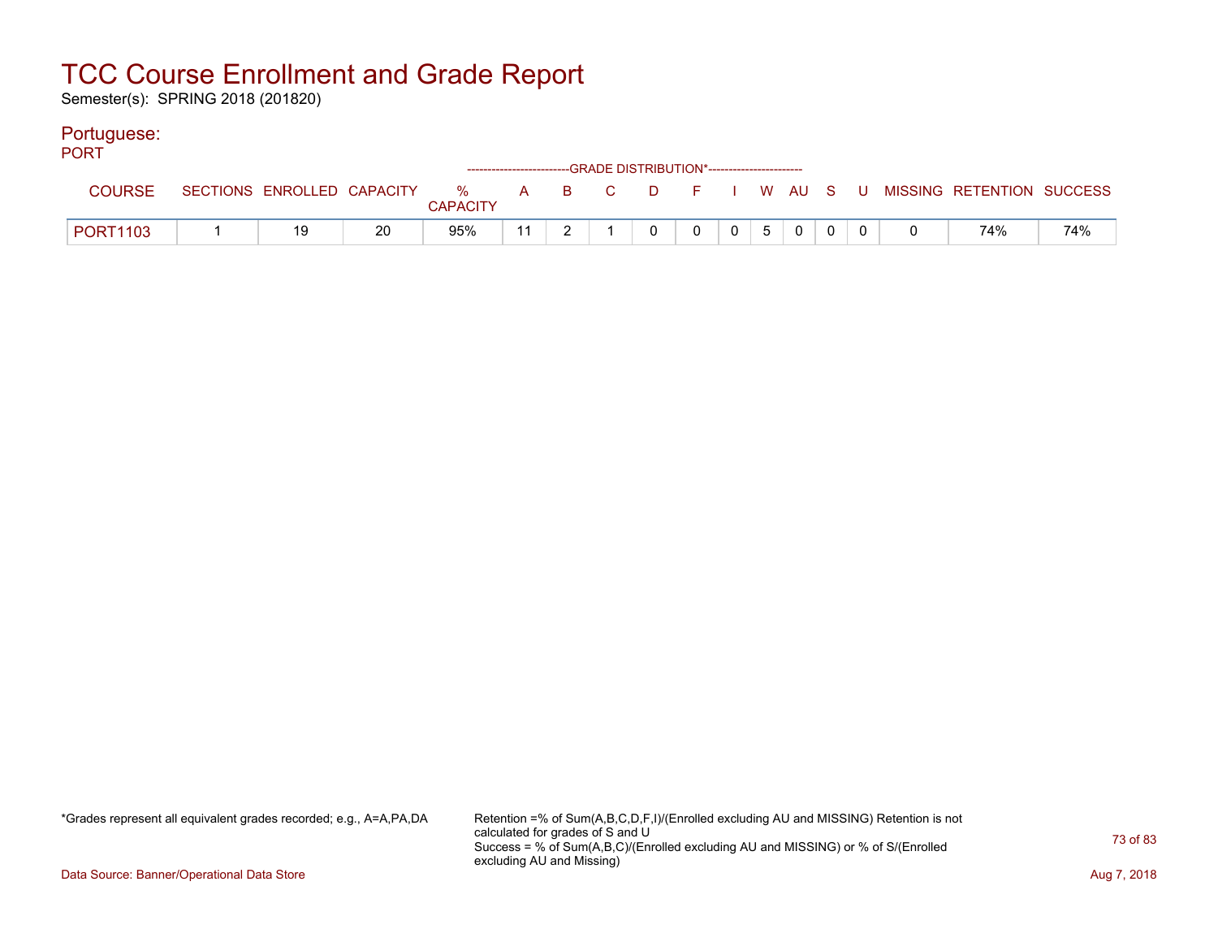# TCC Course Enrollment and Grade Report

Semester(s): SPRING 2018 (201820)

## Portuguese:

PORT

| COURSE | SECTIONS | ENROLLED | CAPACITY | % CAPACITY | A | B | C | D | F | I | W | AU | S | U | MISSING | RETENTION | SUCCESS |
|---|---|---|---|---|---|---|---|---|---|---|---|---|---|---|---|---|---|
| | | | | | GRADE DISTRIBUTION* | | | | | | | | | | | | |
| PORT1103 | 1 | 19 | 20 | 95% | 11 | 2 | 1 | 0 | 0 | 0 | 5 | 0 | 0 | 0 | 0 | 74% | 74% |

*Grades represent all equivalent grades recorded; e.g., A=A,PA,DA

Retention =% of Sum(A,B,C,D,F,I)/(Enrolled excluding AU and MISSING) Retention is not calculated for grades of S and U
Success = % of Sum(A,B,C)/(Enrolled excluding AU and MISSING) or % of S/(Enrolled excluding AU and Missing)

Data Source: Banner/Operational Data Store

Aug 7, 2018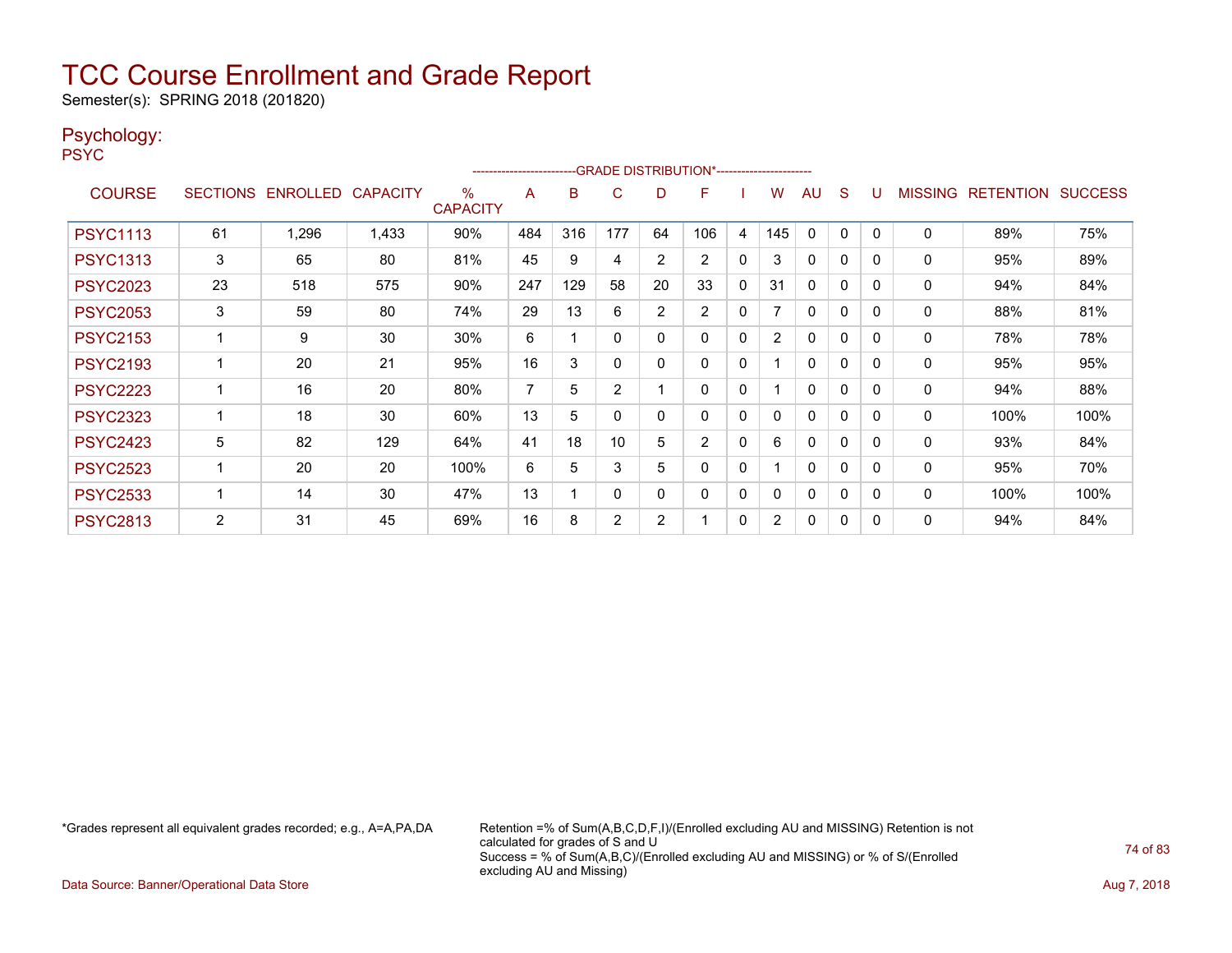# TCC Course Enrollment and Grade Report

Semester(s): SPRING 2018 (201820)

## Psychology:

PSYC

| COURSE | SECTIONS | ENROLLED | CAPACITY | % CAPACITY | A | B | C | D | F | I | W | AU | S | U | MISSING | RETENTION | SUCCESS |
|---|---|---|---|---|---|---|---|---|---|---|---|---|---|---|---|---|---|
| | | | | | GRADE DISTRIBUTION* | | | | | | | | | | | | |
| PSYC1113 | 61 | 1,296 | 1,433 | 90% | 484 | 316 | 177 | 64 | 106 | 4 | 145 | 0 | 0 | 0 | 0 | 89% | 75% |
| PSYC1313 | 3 | 65 | 80 | 81% | 45 | 9 | 4 | 2 | 2 | 0 | 3 | 0 | 0 | 0 | 0 | 95% | 89% |
| PSYC2023 | 23 | 518 | 575 | 90% | 247 | 129 | 58 | 20 | 33 | 0 | 31 | 0 | 0 | 0 | 0 | 94% | 84% |
| PSYC2053 | 3 | 59 | 80 | 74% | 29 | 13 | 6 | 2 | 2 | 0 | 7 | 0 | 0 | 0 | 0 | 88% | 81% |
| PSYC2153 | 1 | 9 | 30 | 30% | 6 | 1 | 0 | 0 | 0 | 0 | 2 | 0 | 0 | 0 | 0 | 78% | 78% |
| PSYC2193 | 1 | 20 | 21 | 95% | 16 | 3 | 0 | 0 | 0 | 0 | 1 | 0 | 0 | 0 | 0 | 95% | 95% |
| PSYC2223 | 1 | 16 | 20 | 80% | 7 | 5 | 2 | 1 | 0 | 0 | 1 | 0 | 0 | 0 | 0 | 94% | 88% |
| PSYC2323 | 1 | 18 | 30 | 60% | 13 | 5 | 0 | 0 | 0 | 0 | 0 | 0 | 0 | 0 | 0 | 100% | 100% |
| PSYC2423 | 5 | 82 | 129 | 64% | 41 | 18 | 10 | 5 | 2 | 0 | 6 | 0 | 0 | 0 | 0 | 93% | 84% |
| PSYC2523 | 1 | 20 | 20 | 100% | 6 | 5 | 3 | 5 | 0 | 0 | 1 | 0 | 0 | 0 | 0 | 95% | 70% |
| PSYC2533 | 1 | 14 | 30 | 47% | 13 | 1 | 0 | 0 | 0 | 0 | 0 | 0 | 0 | 0 | 0 | 100% | 100% |
| PSYC2813 | 2 | 31 | 45 | 69% | 16 | 8 | 2 | 2 | 1 | 0 | 2 | 0 | 0 | 0 | 0 | 94% | 84% |

*Grades represent all equivalent grades recorded; e.g., A=A,PA,DA

Retention =% of Sum(A,B,C,D,F,I)/(Enrolled excluding AU and MISSING) Retention is not calculated for grades of S and U
Success = % of Sum(A,B,C)/(Enrolled excluding AU and MISSING) or % of S/(Enrolled excluding AU and Missing)

Data Source: Banner/Operational Data Store

Aug 7, 2018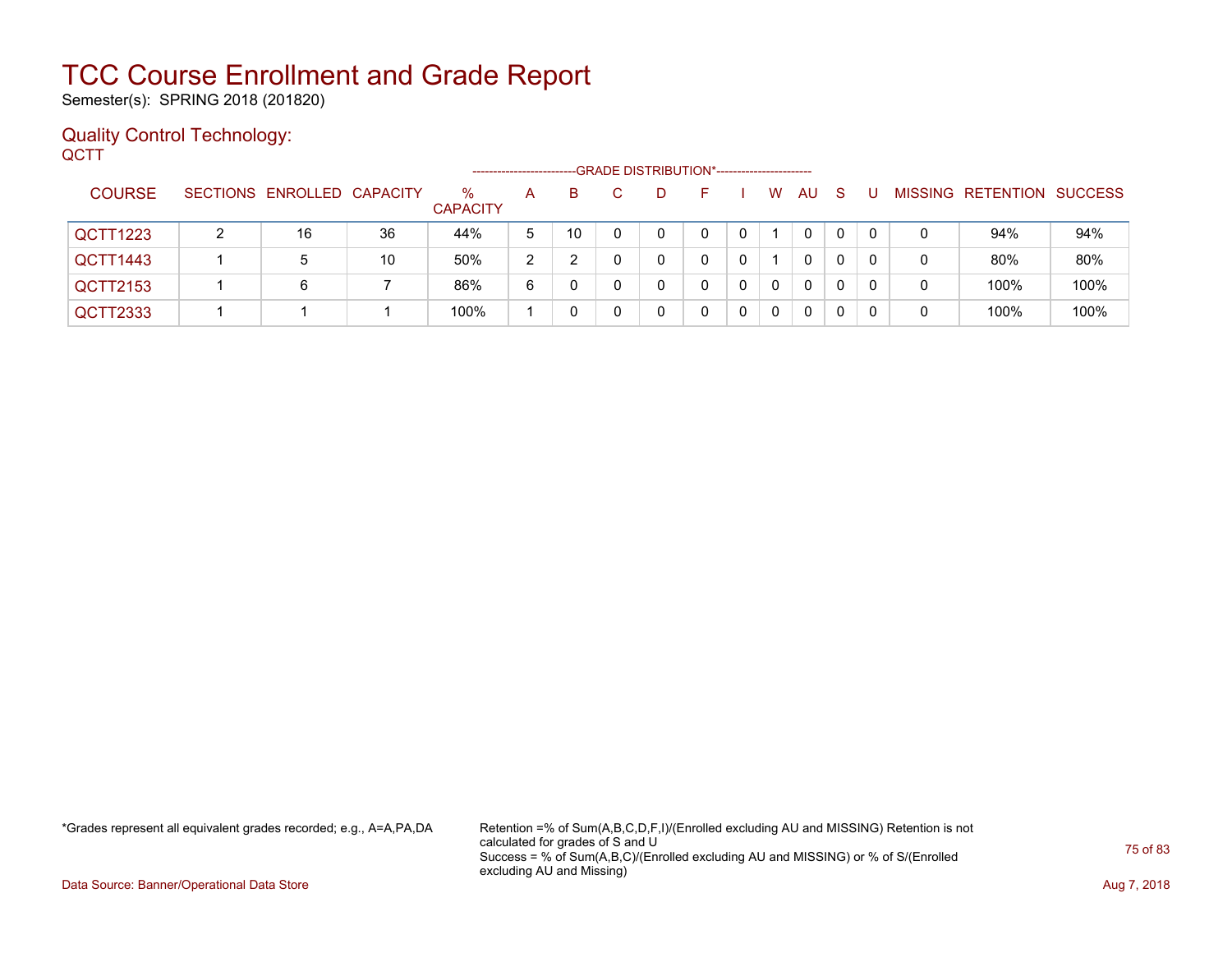# TCC Course Enrollment and Grade Report

Semester(s): SPRING 2018 (201820)

## Quality Control Technology:

QCTT

| COURSE | SECTIONS | ENROLLED | CAPACITY | % CAPACITY | A | B | C | D | F | I | W | AU | S | U | MISSING | RETENTION | SUCCESS |
|---|---|---|---|---|---|---|---|---|---|---|---|---|---|---|---|---|---|
| | | | | | GRADE DISTRIBUTION* | | | | | | | | | | | | |
| QCTT1223 | 2 | 16 | 36 | 44% | 5 | 10 | 0 | 0 | 0 | 0 | 1 | 0 | 0 | 0 | 0 | 94% | 94% |
| QCTT1443 | 1 | 5 | 10 | 50% | 2 | 2 | 0 | 0 | 0 | 0 | 1 | 0 | 0 | 0 | 0 | 80% | 80% |
| QCTT2153 | 1 | 6 | 7 | 86% | 6 | 0 | 0 | 0 | 0 | 0 | 0 | 0 | 0 | 0 | 0 | 100% | 100% |
| QCTT2333 | 1 | 1 | 1 | 100% | 1 | 0 | 0 | 0 | 0 | 0 | 0 | 0 | 0 | 0 | 0 | 100% | 100% |

*Grades represent all equivalent grades recorded; e.g., A=A,PA,DA

Retention =% of Sum(A,B,C,D,F,I)/(Enrolled excluding AU and MISSING) Retention is not calculated for grades of S and U
Success = % of Sum(A,B,C)/(Enrolled excluding AU and MISSING) or % of S/(Enrolled excluding AU and Missing)

Data Source: Banner/Operational Data Store

Aug 7, 2018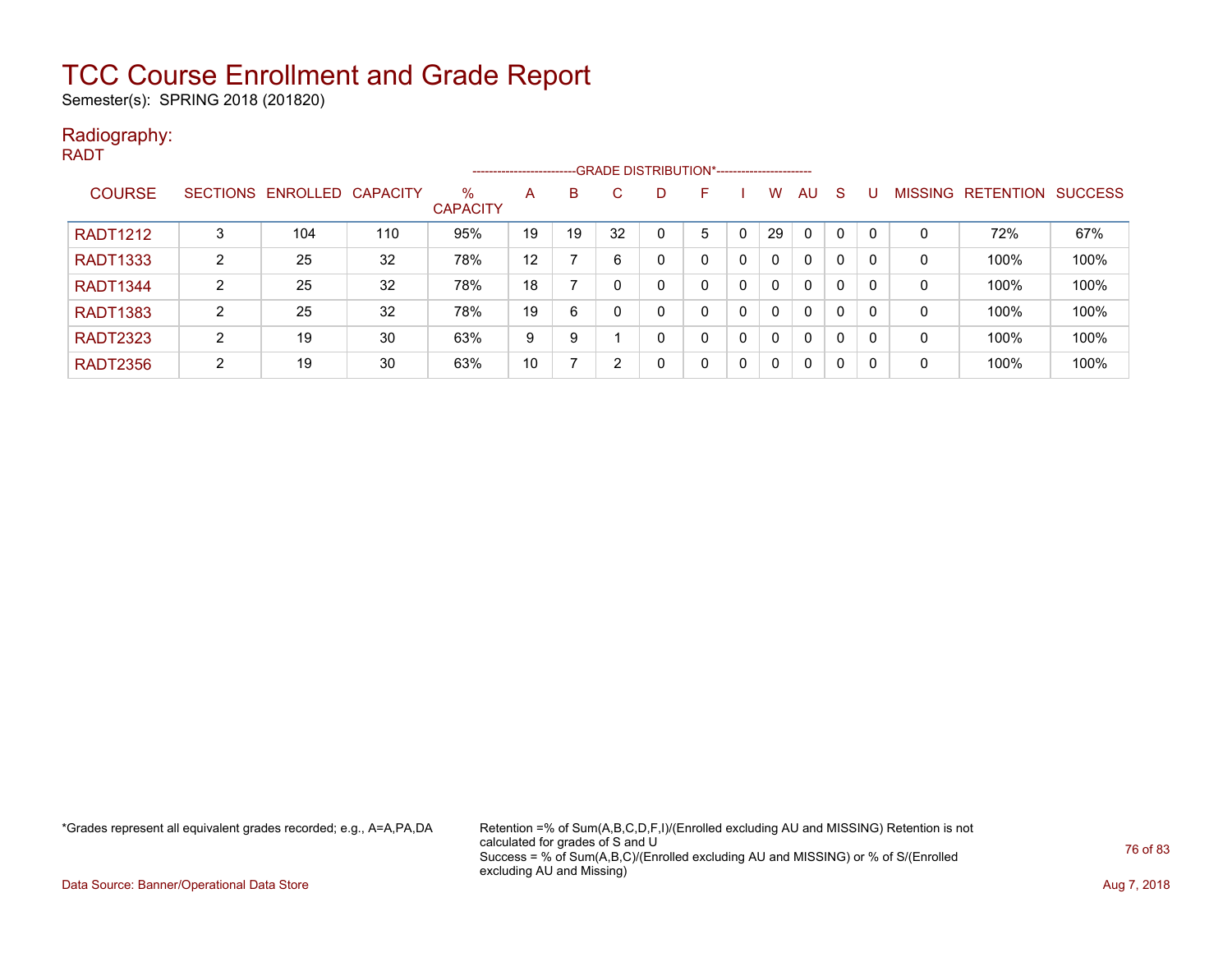# TCC Course Enrollment and Grade Report

Semester(s): SPRING 2018 (201820)

## Radiography:

RADT

| COURSE | SECTIONS | ENROLLED | CAPACITY | % CAPACITY | A | B | C | D | F | I | W | AU | S | U | MISSING | RETENTION | SUCCESS |
|---|---|---|---|---|---|---|---|---|---|---|---|---|---|---|---|---|---|
| | | | | | GRADE DISTRIBUTION* | | | | | | | | | | | | |
| RADT1212 | 3 | 104 | 110 | 95% | 19 | 19 | 32 | 0 | 5 | 0 | 29 | 0 | 0 | 0 | 0 | 72% | 67% |
| RADT1333 | 2 | 25 | 32 | 78% | 12 | 7 | 6 | 0 | 0 | 0 | 0 | 0 | 0 | 0 | 0 | 100% | 100% |
| RADT1344 | 2 | 25 | 32 | 78% | 18 | 7 | 0 | 0 | 0 | 0 | 0 | 0 | 0 | 0 | 0 | 100% | 100% |
| RADT1383 | 2 | 25 | 32 | 78% | 19 | 6 | 0 | 0 | 0 | 0 | 0 | 0 | 0 | 0 | 0 | 100% | 100% |
| RADT2323 | 2 | 19 | 30 | 63% | 9 | 9 | 1 | 0 | 0 | 0 | 0 | 0 | 0 | 0 | 0 | 100% | 100% |
| RADT2356 | 2 | 19 | 30 | 63% | 10 | 7 | 2 | 0 | 0 | 0 | 0 | 0 | 0 | 0 | 0 | 100% | 100% |

*Grades represent all equivalent grades recorded; e.g., A=A,PA,DA

Retention =% of Sum(A,B,C,D,F,I)/(Enrolled excluding AU and MISSING) Retention is not calculated for grades of S and U
Success = % of Sum(A,B,C)/(Enrolled excluding AU and MISSING) or % of S/(Enrolled excluding AU and Missing)

Data Source: Banner/Operational Data Store

Aug 7, 2018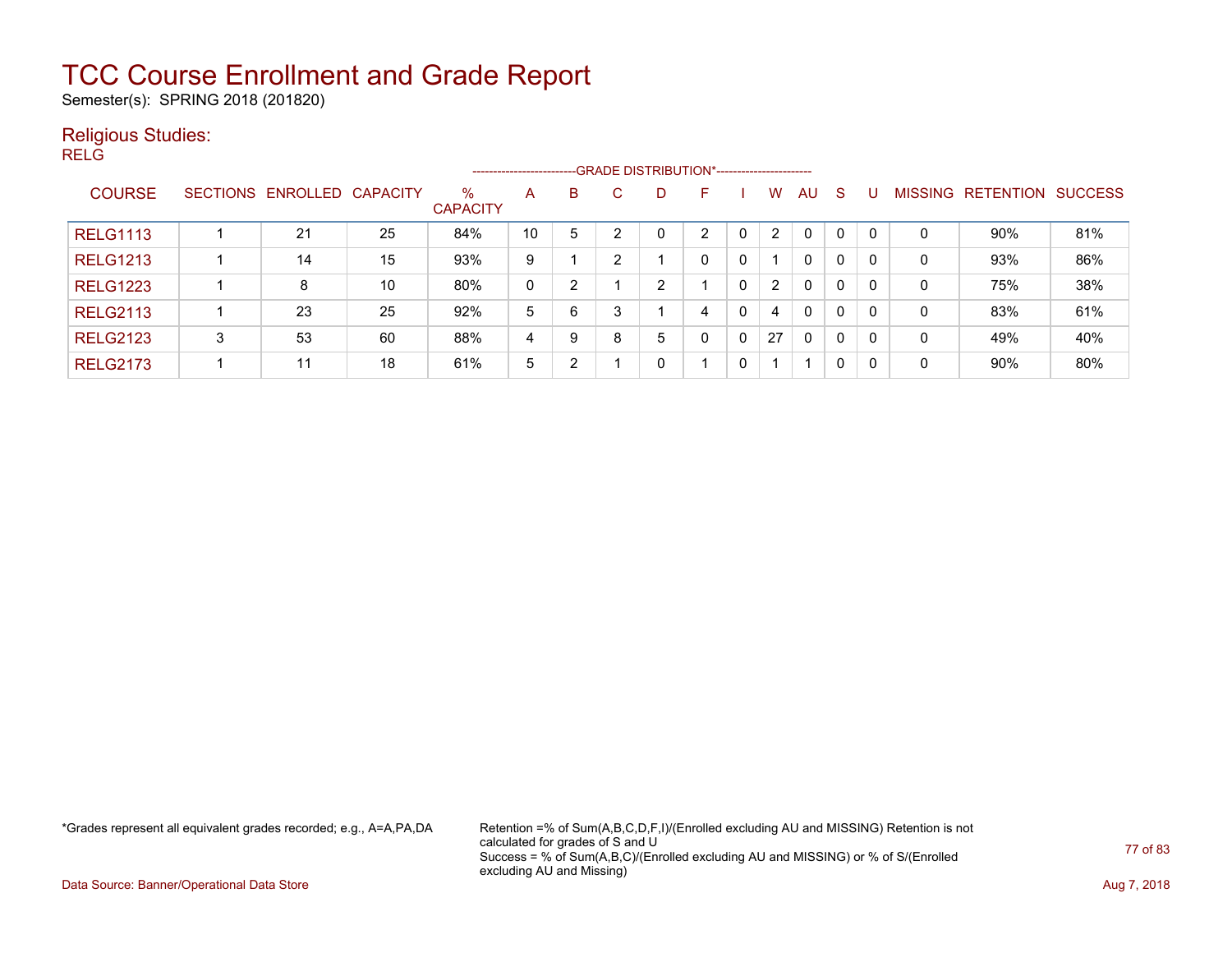# TCC Course Enrollment and Grade Report

Semester(s): SPRING 2018 (201820)

## Religious Studies:

RELG

| COURSE | SECTIONS | ENROLLED | CAPACITY | % CAPACITY | A | B | C | D | F | I | W | AU | S | U | MISSING | RETENTION | SUCCESS |
|---|---|---|---|---|---|---|---|---|---|---|---|---|---|---|---|---|---|
| | | | | | GRADE DISTRIBUTION* | | | | | | | | | | | | |
| RELG1113 | 1 | 21 | 25 | 84% | 10 | 5 | 2 | 0 | 2 | 0 | 2 | 0 | 0 | 0 | 0 | 90% | 81% |
| RELG1213 | 1 | 14 | 15 | 93% | 9 | 1 | 2 | 1 | 0 | 0 | 1 | 0 | 0 | 0 | 0 | 93% | 86% |
| RELG1223 | 1 | 8 | 10 | 80% | 0 | 2 | 1 | 2 | 1 | 0 | 2 | 0 | 0 | 0 | 0 | 75% | 38% |
| RELG2113 | 1 | 23 | 25 | 92% | 5 | 6 | 3 | 1 | 4 | 0 | 4 | 0 | 0 | 0 | 0 | 83% | 61% |
| RELG2123 | 3 | 53 | 60 | 88% | 4 | 9 | 8 | 5 | 0 | 0 | 27 | 0 | 0 | 0 | 0 | 49% | 40% |
| RELG2173 | 1 | 11 | 18 | 61% | 5 | 2 | 1 | 0 | 1 | 0 | 1 | 1 | 0 | 0 | 0 | 90% | 80% |

*Grades represent all equivalent grades recorded; e.g., A=A,PA,DA

Retention =% of Sum(A,B,C,D,F,I)/(Enrolled excluding AU and MISSING) Retention is not calculated for grades of S and U
Success = % of Sum(A,B,C)/(Enrolled excluding AU and MISSING) or % of S/(Enrolled excluding AU and Missing)

Data Source: Banner/Operational Data Store

Aug 7, 2018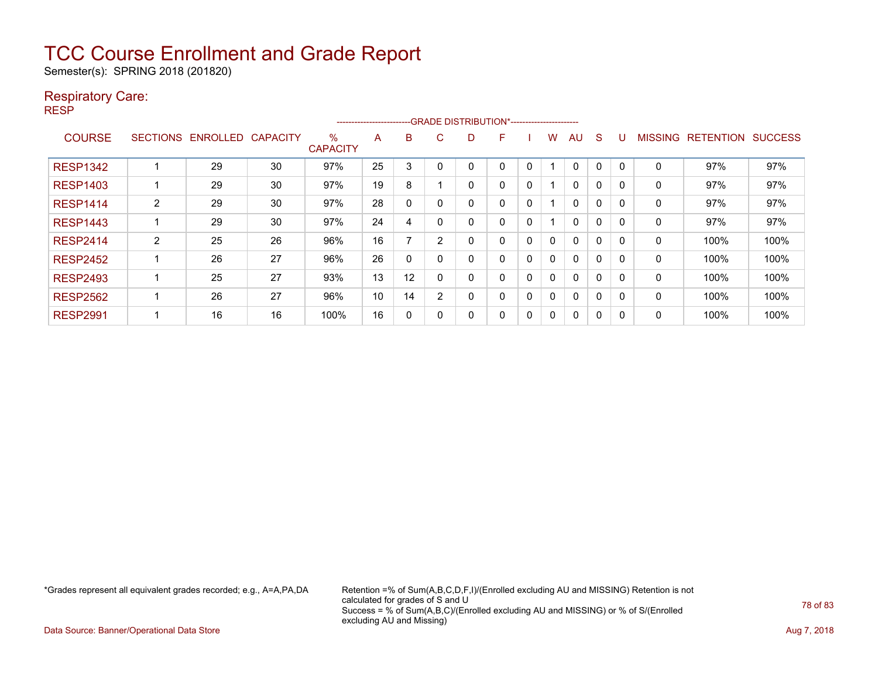# TCC Course Enrollment and Grade Report

Semester(s): SPRING 2018 (201820)

## Respiratory Care:

RESP

| COURSE | SECTIONS | ENROLLED | CAPACITY | % CAPACITY | A | B | C | D | F | I | W | AU | S | U | MISSING | RETENTION | SUCCESS |
|---|---|---|---|---|---|---|---|---|---|---|---|---|---|---|---|---|---|
| | | | | | GRADE DISTRIBUTION* | | | | | | | | | | | | |
| RESP1342 | 1 | 29 | 30 | 97% | 25 | 3 | 0 | 0 | 0 | 0 | 1 | 0 | 0 | 0 | 0 | 97% | 97% |
| RESP1403 | 1 | 29 | 30 | 97% | 19 | 8 | 1 | 0 | 0 | 0 | 1 | 0 | 0 | 0 | 0 | 97% | 97% |
| RESP1414 | 2 | 29 | 30 | 97% | 28 | 0 | 0 | 0 | 0 | 0 | 1 | 0 | 0 | 0 | 0 | 97% | 97% |
| RESP1443 | 1 | 29 | 30 | 97% | 24 | 4 | 0 | 0 | 0 | 0 | 1 | 0 | 0 | 0 | 0 | 97% | 97% |
| RESP2414 | 2 | 25 | 26 | 96% | 16 | 7 | 2 | 0 | 0 | 0 | 0 | 0 | 0 | 0 | 0 | 100% | 100% |
| RESP2452 | 1 | 26 | 27 | 96% | 26 | 0 | 0 | 0 | 0 | 0 | 0 | 0 | 0 | 0 | 0 | 100% | 100% |
| RESP2493 | 1 | 25 | 27 | 93% | 13 | 12 | 0 | 0 | 0 | 0 | 0 | 0 | 0 | 0 | 0 | 100% | 100% |
| RESP2562 | 1 | 26 | 27 | 96% | 10 | 14 | 2 | 0 | 0 | 0 | 0 | 0 | 0 | 0 | 0 | 100% | 100% |
| RESP2991 | 1 | 16 | 16 | 100% | 16 | 0 | 0 | 0 | 0 | 0 | 0 | 0 | 0 | 0 | 0 | 100% | 100% |

*Grades represent all equivalent grades recorded; e.g., A=A,PA,DA

Retention =% of Sum(A,B,C,D,F,I)/(Enrolled excluding AU and MISSING) Retention is not calculated for grades of S and U
Success = % of Sum(A,B,C)/(Enrolled excluding AU and MISSING) or % of S/(Enrolled excluding AU and Missing)

Data Source: Banner/Operational Data Store

Aug 7, 2018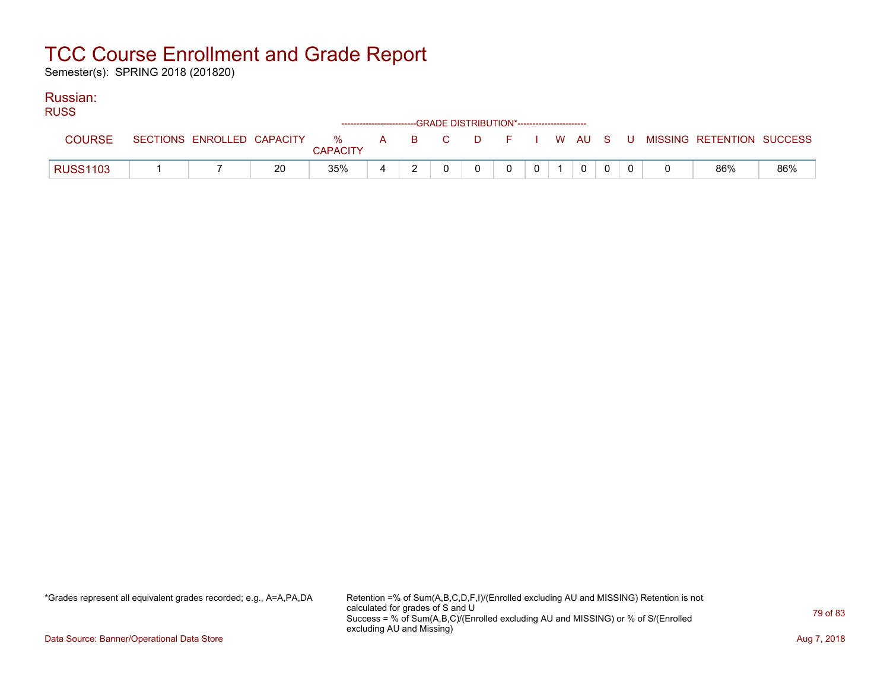# TCC Course Enrollment and Grade Report

Semester(s): SPRING 2018 (201820)

## Russian:

### RUSS

| COURSE | SECTIONS | ENROLLED | CAPACITY | % CAPACITY | A | B | C | D | F | I | W | AU | S | U | MISSING | RETENTION | SUCCESS |
|---|---|---|---|---|---|---|---|---|---|---|---|---|---|---|---|---|---|
| | | | | | GRADE DISTRIBUTION* | | | | | | | | | | | | |
| RUSS1103 | 1 | 7 | 20 | 35% | 4 | 2 | 0 | 0 | 0 | 0 | 1 | 0 | 0 | 0 | 0 | 86% | 86% |

*Grades represent all equivalent grades recorded; e.g., A=A,PA,DA

Retention =% of Sum(A,B,C,D,F,I)/(Enrolled excluding AU and MISSING) Retention is not calculated for grades of S and U
Success = % of Sum(A,B,C)/(Enrolled excluding AU and MISSING) or % of S/(Enrolled excluding AU and Missing)

Data Source: Banner/Operational Data Store

Aug 7, 2018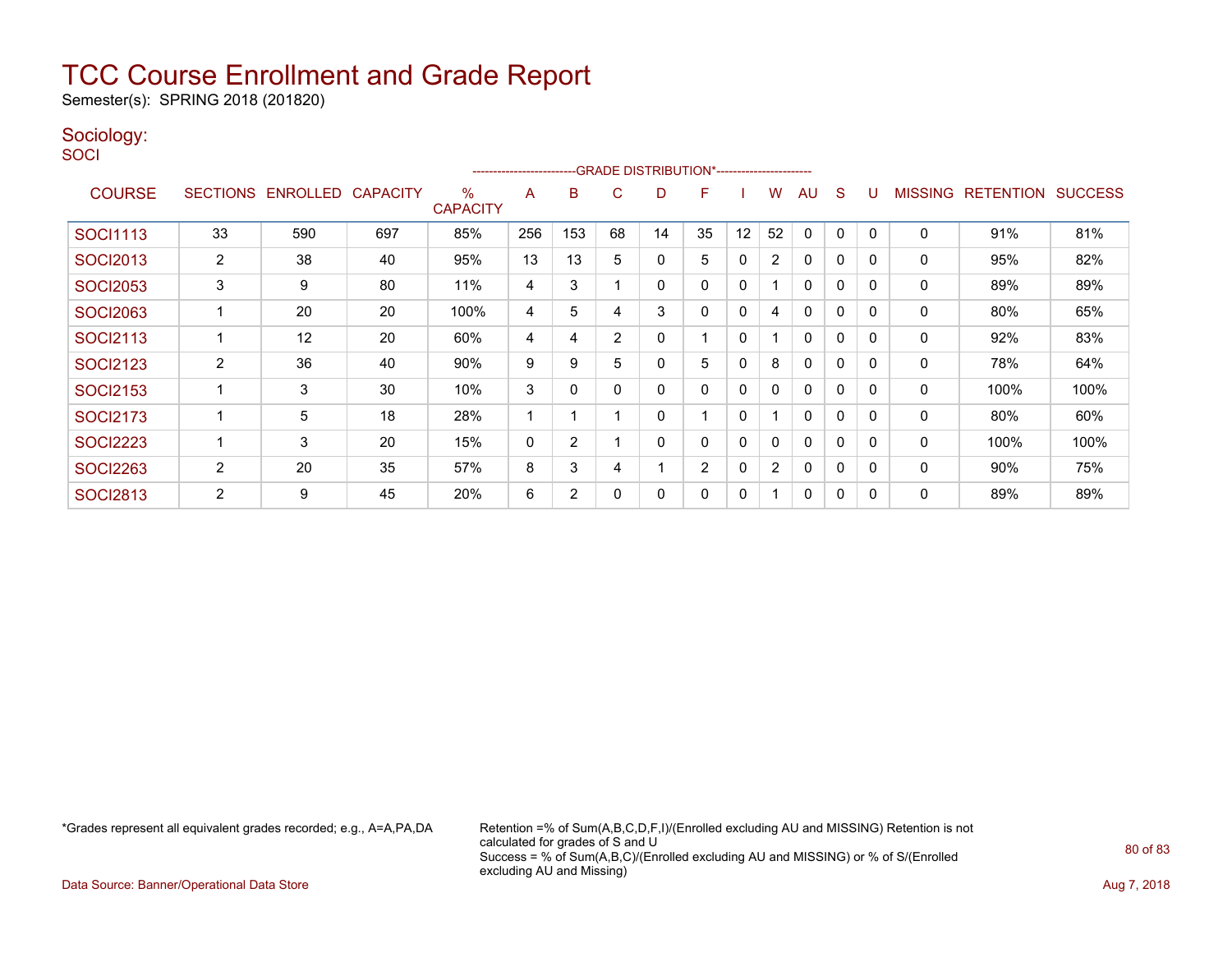# TCC Course Enrollment and Grade Report

Semester(s): SPRING 2018 (201820)

## Sociology:

SOCI

| COURSE | SECTIONS | ENROLLED | CAPACITY | % CAPACITY | A | B | C | D | F | I | W | AU | S | U | MISSING | RETENTION | SUCCESS |
|---|---|---|---|---|---|---|---|---|---|---|---|---|---|---|---|---|---|
| | | | | | GRADE DISTRIBUTION* | | | | | | | | | | | | |
| SOCI1113 | 33 | 590 | 697 | 85% | 256 | 153 | 68 | 14 | 35 | 12 | 52 | 0 | 0 | 0 | 0 | 91% | 81% |
| SOCI2013 | 2 | 38 | 40 | 95% | 13 | 13 | 5 | 0 | 5 | 0 | 2 | 0 | 0 | 0 | 0 | 95% | 82% |
| SOCI2053 | 3 | 9 | 80 | 11% | 4 | 3 | 1 | 0 | 0 | 0 | 1 | 0 | 0 | 0 | 0 | 89% | 89% |
| SOCI2063 | 1 | 20 | 20 | 100% | 4 | 5 | 4 | 3 | 0 | 0 | 4 | 0 | 0 | 0 | 0 | 80% | 65% |
| SOCI2113 | 1 | 12 | 20 | 60% | 4 | 4 | 2 | 0 | 1 | 0 | 1 | 0 | 0 | 0 | 0 | 92% | 83% |
| SOCI2123 | 2 | 36 | 40 | 90% | 9 | 9 | 5 | 0 | 5 | 0 | 8 | 0 | 0 | 0 | 0 | 78% | 64% |
| SOCI2153 | 1 | 3 | 30 | 10% | 3 | 0 | 0 | 0 | 0 | 0 | 0 | 0 | 0 | 0 | 0 | 100% | 100% |
| SOCI2173 | 1 | 5 | 18 | 28% | 1 | 1 | 1 | 0 | 1 | 0 | 1 | 0 | 0 | 0 | 0 | 80% | 60% |
| SOCI2223 | 1 | 3 | 20 | 15% | 0 | 2 | 1 | 0 | 0 | 0 | 0 | 0 | 0 | 0 | 0 | 100% | 100% |
| SOCI2263 | 2 | 20 | 35 | 57% | 8 | 3 | 4 | 1 | 2 | 0 | 2 | 0 | 0 | 0 | 0 | 90% | 75% |
| SOCI2813 | 2 | 9 | 45 | 20% | 6 | 2 | 0 | 0 | 0 | 0 | 1 | 0 | 0 | 0 | 0 | 89% | 89% |

*Grades represent all equivalent grades recorded; e.g., A=A,PA,DA

Retention =% of Sum(A,B,C,D,F,I)/(Enrolled excluding AU and MISSING) Retention is not calculated for grades of S and U
Success = % of Sum(A,B,C)/(Enrolled excluding AU and MISSING) or % of S/(Enrolled excluding AU and Missing)

Data Source: Banner/Operational Data Store

Aug 7, 2018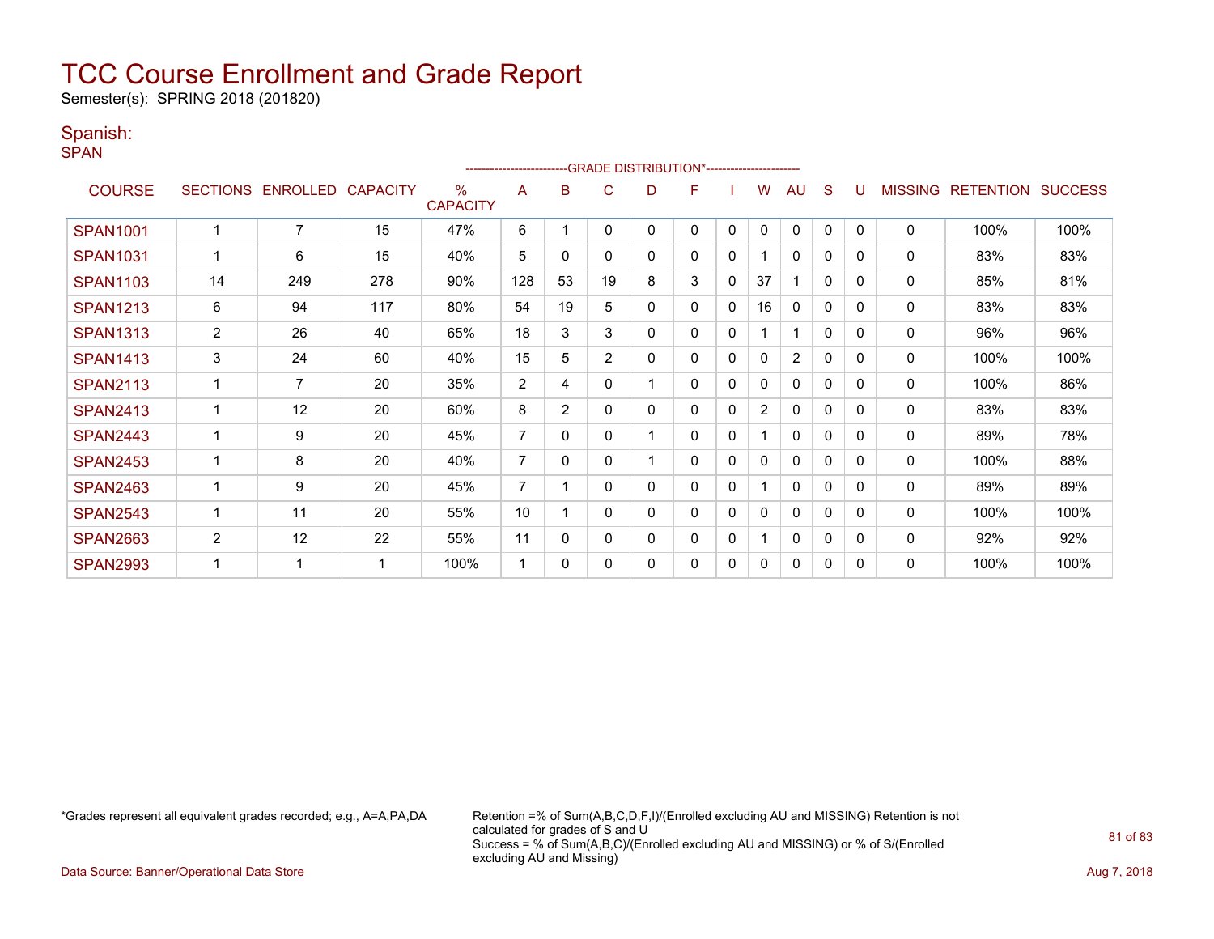# TCC Course Enrollment and Grade Report

Semester(s): SPRING 2018 (201820)

## Spanish:

SPAN

| COURSE | SECTIONS | ENROLLED | CAPACITY | % CAPACITY | A | B | C | D | F | I | W | AU | S | U | MISSING | RETENTION | SUCCESS |
|---|---|---|---|---|---|---|---|---|---|---|---|---|---|---|---|---|---|
| | | | | | GRADE DISTRIBUTION* | | | | | | | | | | | | |
| SPAN1001 | 1 | 7 | 15 | 47% | 6 | 1 | 0 | 0 | 0 | 0 | 0 | 0 | 0 | 0 | 0 | 100% | 100% |
| SPAN1031 | 1 | 6 | 15 | 40% | 5 | 0 | 0 | 0 | 0 | 0 | 1 | 0 | 0 | 0 | 0 | 83% | 83% |
| SPAN1103 | 14 | 249 | 278 | 90% | 128 | 53 | 19 | 8 | 3 | 0 | 37 | 1 | 0 | 0 | 0 | 85% | 81% |
| SPAN1213 | 6 | 94 | 117 | 80% | 54 | 19 | 5 | 0 | 0 | 0 | 16 | 0 | 0 | 0 | 0 | 83% | 83% |
| SPAN1313 | 2 | 26 | 40 | 65% | 18 | 3 | 3 | 0 | 0 | 0 | 1 | 1 | 0 | 0 | 0 | 96% | 96% |
| SPAN1413 | 3 | 24 | 60 | 40% | 15 | 5 | 2 | 0 | 0 | 0 | 0 | 2 | 0 | 0 | 0 | 100% | 100% |
| SPAN2113 | 1 | 7 | 20 | 35% | 2 | 4 | 0 | 1 | 0 | 0 | 0 | 0 | 0 | 0 | 0 | 100% | 86% |
| SPAN2413 | 1 | 12 | 20 | 60% | 8 | 2 | 0 | 0 | 0 | 0 | 2 | 0 | 0 | 0 | 0 | 83% | 83% |
| SPAN2443 | 1 | 9 | 20 | 45% | 7 | 0 | 0 | 1 | 0 | 0 | 1 | 0 | 0 | 0 | 0 | 89% | 78% |
| SPAN2453 | 1 | 8 | 20 | 40% | 7 | 0 | 0 | 1 | 0 | 0 | 0 | 0 | 0 | 0 | 0 | 100% | 88% |
| SPAN2463 | 1 | 9 | 20 | 45% | 7 | 1 | 0 | 0 | 0 | 0 | 1 | 0 | 0 | 0 | 0 | 89% | 89% |
| SPAN2543 | 1 | 11 | 20 | 55% | 10 | 1 | 0 | 0 | 0 | 0 | 0 | 0 | 0 | 0 | 0 | 100% | 100% |
| SPAN2663 | 2 | 12 | 22 | 55% | 11 | 0 | 0 | 0 | 0 | 0 | 1 | 0 | 0 | 0 | 0 | 92% | 92% |
| SPAN2993 | 1 | 1 | 1 | 100% | 1 | 0 | 0 | 0 | 0 | 0 | 0 | 0 | 0 | 0 | 0 | 100% | 100% |

*Grades represent all equivalent grades recorded; e.g., A=A,PA,DA

Retention =% of Sum(A,B,C,D,F,I)/(Enrolled excluding AU and MISSING) Retention is not calculated for grades of S and U
Success = % of Sum(A,B,C)/(Enrolled excluding AU and MISSING) or % of S/(Enrolled excluding AU and Missing)

Data Source: Banner/Operational Data Store

Aug 7, 2018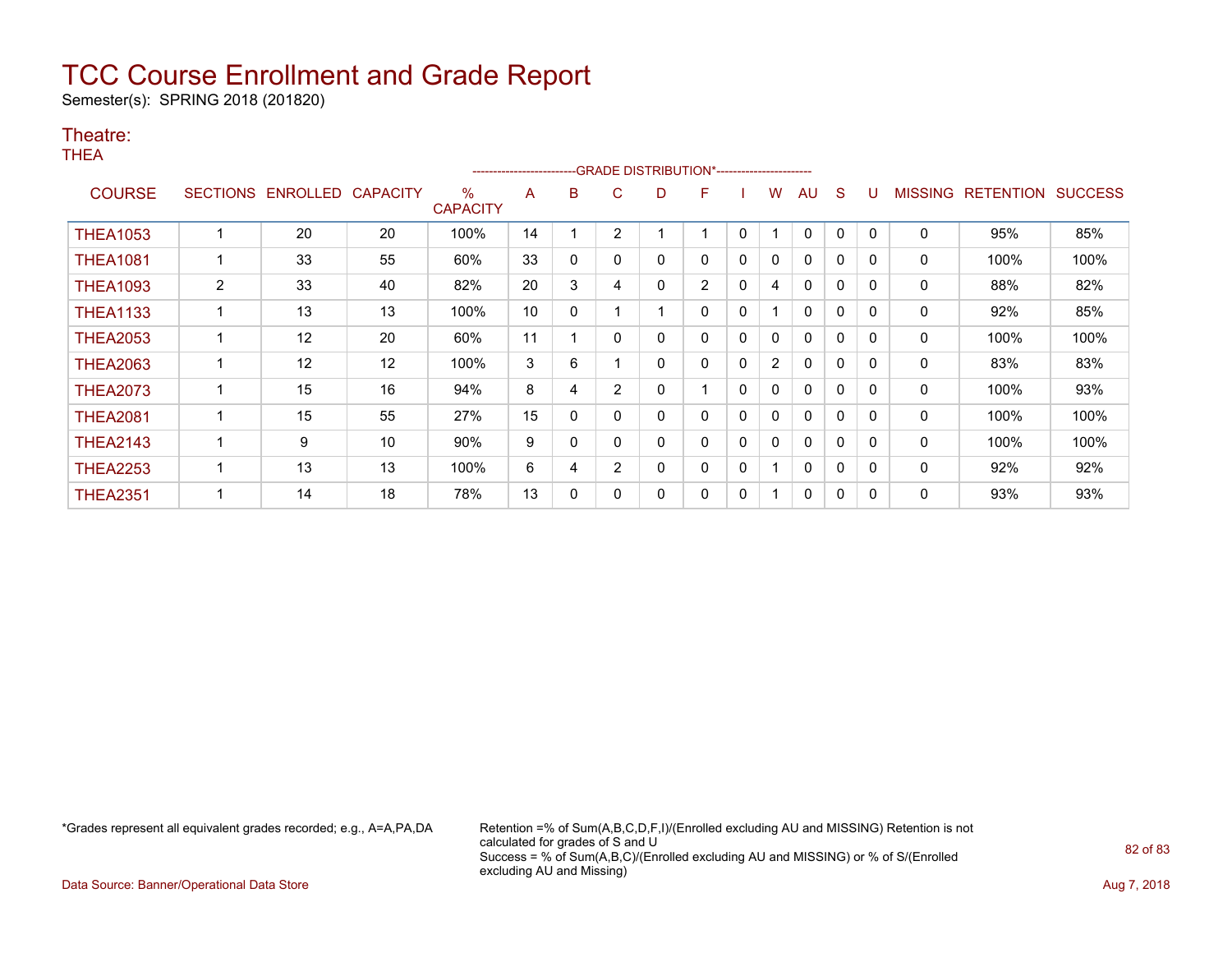# TCC Course Enrollment and Grade Report

Semester(s): SPRING 2018 (201820)

## Theatre:

THEA

| COURSE | SECTIONS | ENROLLED | CAPACITY | % CAPACITY | A | B | C | D | F | I | W | AU | S | U | MISSING | RETENTION | SUCCESS |
|---|---|---|---|---|---|---|---|---|---|---|---|---|---|---|---|---|---|
| | | | | | -------------------------GRADE DISTRIBUTION*----------------------- | | | | | | | | | | | | |
| THEA1053 | 1 | 20 | 20 | 100% | 14 | 1 | 2 | 1 | 1 | 0 | 1 | 0 | 0 | 0 | 0 | 95% | 85% |
| THEA1081 | 1 | 33 | 55 | 60% | 33 | 0 | 0 | 0 | 0 | 0 | 0 | 0 | 0 | 0 | 0 | 100% | 100% |
| THEA1093 | 2 | 33 | 40 | 82% | 20 | 3 | 4 | 0 | 2 | 0 | 4 | 0 | 0 | 0 | 0 | 88% | 82% |
| THEA1133 | 1 | 13 | 13 | 100% | 10 | 0 | 1 | 1 | 0 | 0 | 1 | 0 | 0 | 0 | 0 | 92% | 85% |
| THEA2053 | 1 | 12 | 20 | 60% | 11 | 1 | 0 | 0 | 0 | 0 | 0 | 0 | 0 | 0 | 0 | 100% | 100% |
| THEA2063 | 1 | 12 | 12 | 100% | 3 | 6 | 1 | 0 | 0 | 0 | 2 | 0 | 0 | 0 | 0 | 83% | 83% |
| THEA2073 | 1 | 15 | 16 | 94% | 8 | 4 | 2 | 0 | 1 | 0 | 0 | 0 | 0 | 0 | 0 | 100% | 93% |
| THEA2081 | 1 | 15 | 55 | 27% | 15 | 0 | 0 | 0 | 0 | 0 | 0 | 0 | 0 | 0 | 0 | 100% | 100% |
| THEA2143 | 1 | 9 | 10 | 90% | 9 | 0 | 0 | 0 | 0 | 0 | 0 | 0 | 0 | 0 | 0 | 100% | 100% |
| THEA2253 | 1 | 13 | 13 | 100% | 6 | 4 | 2 | 0 | 0 | 0 | 1 | 0 | 0 | 0 | 0 | 92% | 92% |
| THEA2351 | 1 | 14 | 18 | 78% | 13 | 0 | 0 | 0 | 0 | 0 | 1 | 0 | 0 | 0 | 0 | 93% | 93% |

*Grades represent all equivalent grades recorded; e.g., A=A,PA,DA

Retention =% of Sum(A,B,C,D,F,I)/(Enrolled excluding AU and MISSING) Retention is not calculated for grades of S and U
Success = % of Sum(A,B,C)/(Enrolled excluding AU and MISSING) or % of S/(Enrolled excluding AU and Missing)

Data Source: Banner/Operational Data Store

Aug 7, 2018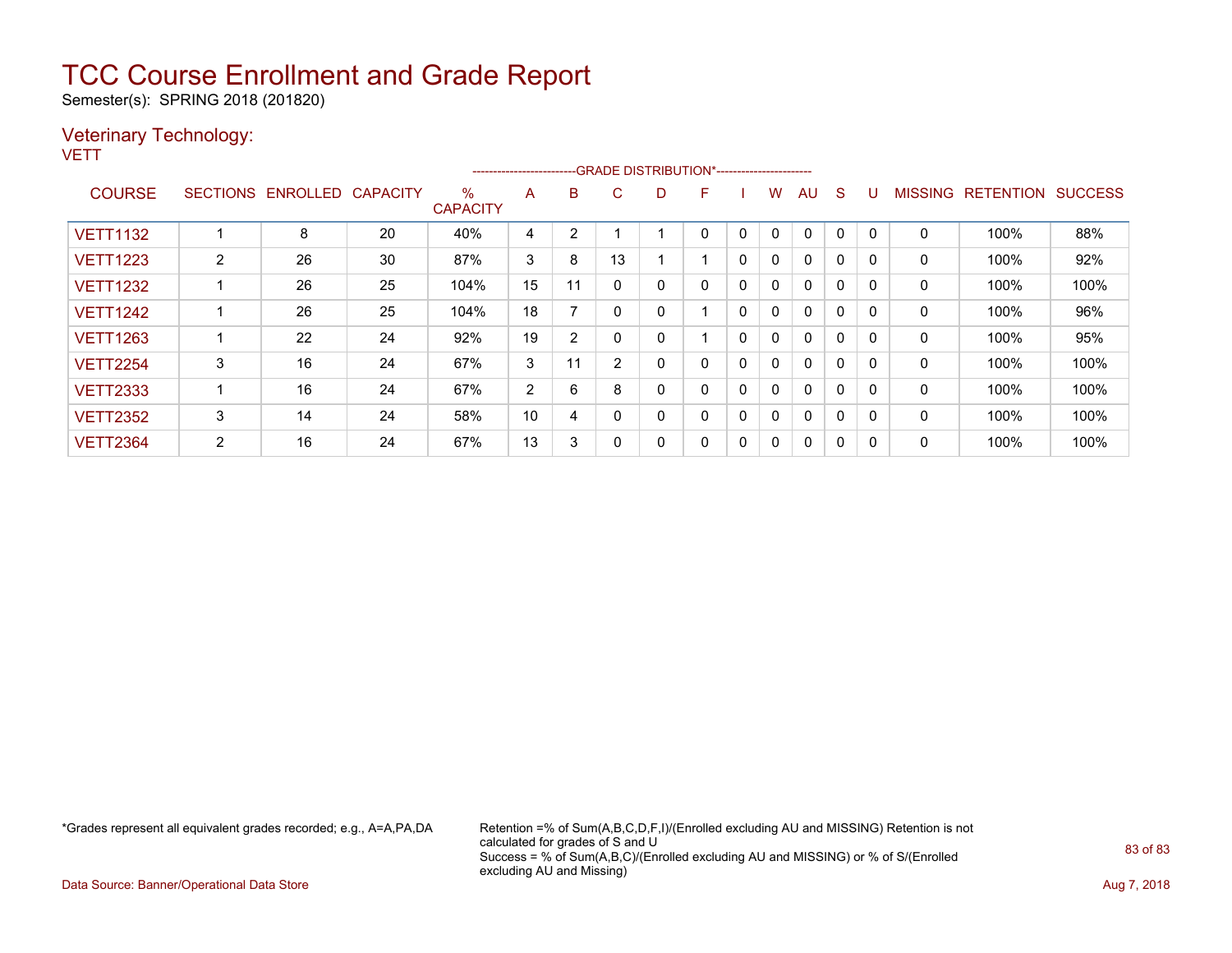# TCC Course Enrollment and Grade Report

Semester(s): SPRING 2018 (201820)

## Veterinary Technology:

VETT

| COURSE | SECTIONS | ENROLLED | CAPACITY | % CAPACITY | A | B | C | D | F | I | W | AU | S | U | MISSING | RETENTION | SUCCESS |
|---|---|---|---|---|---|---|---|---|---|---|---|---|---|---|---|---|---|
| | | | | | -------------------------GRADE DISTRIBUTION*----------------------- | | | | | | | | | | | | |
| VETT1132 | 1 | 8 | 20 | 40% | 4 | 2 | 1 | 1 | 0 | 0 | 0 | 0 | 0 | 0 | 0 | 100% | 88% |
| VETT1223 | 2 | 26 | 30 | 87% | 3 | 8 | 13 | 1 | 1 | 0 | 0 | 0 | 0 | 0 | 0 | 100% | 92% |
| VETT1232 | 1 | 26 | 25 | 104% | 15 | 11 | 0 | 0 | 0 | 0 | 0 | 0 | 0 | 0 | 0 | 100% | 100% |
| VETT1242 | 1 | 26 | 25 | 104% | 18 | 7 | 0 | 0 | 1 | 0 | 0 | 0 | 0 | 0 | 0 | 100% | 96% |
| VETT1263 | 1 | 22 | 24 | 92% | 19 | 2 | 0 | 0 | 1 | 0 | 0 | 0 | 0 | 0 | 0 | 100% | 95% |
| VETT2254 | 3 | 16 | 24 | 67% | 3 | 11 | 2 | 0 | 0 | 0 | 0 | 0 | 0 | 0 | 0 | 100% | 100% |
| VETT2333 | 1 | 16 | 24 | 67% | 2 | 6 | 8 | 0 | 0 | 0 | 0 | 0 | 0 | 0 | 0 | 100% | 100% |
| VETT2352 | 3 | 14 | 24 | 58% | 10 | 4 | 0 | 0 | 0 | 0 | 0 | 0 | 0 | 0 | 0 | 100% | 100% |
| VETT2364 | 2 | 16 | 24 | 67% | 13 | 3 | 0 | 0 | 0 | 0 | 0 | 0 | 0 | 0 | 0 | 100% | 100% |

*Grades represent all equivalent grades recorded; e.g., A=A,PA,DA

Retention =% of Sum(A,B,C,D,F,I)/(Enrolled excluding AU and MISSING) Retention is not calculated for grades of S and U
Success = % of Sum(A,B,C)/(Enrolled excluding AU and MISSING) or % of S/(Enrolled excluding AU and Missing)

Data Source: Banner/Operational Data Store

Aug 7, 2018